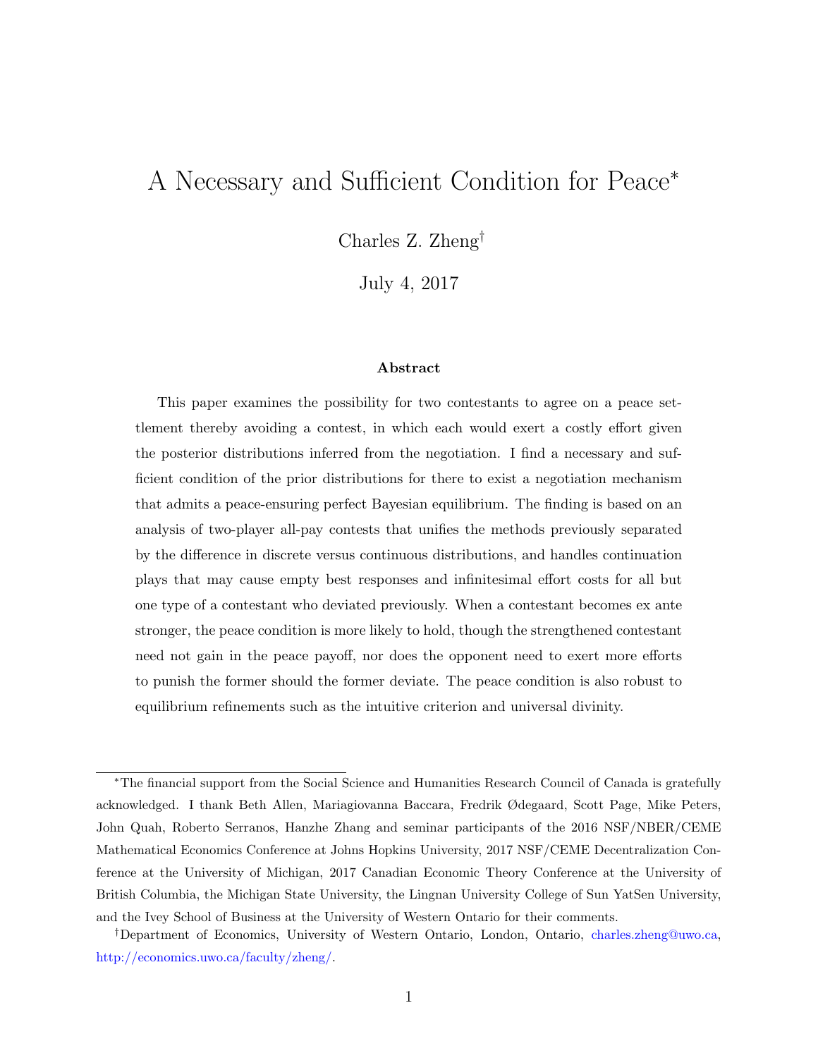# A Necessary and Sufficient Condition for Peace*

Charles Z. Zheng†

July 4, 2017

### Abstract

This paper examines the possibility for two contestants to agree on a peace settlement thereby avoiding a contest, in which each would exert a costly effort given the posterior distributions inferred from the negotiation. I find a necessary and sufficient condition of the prior distributions for there to exist a negotiation mechanism that admits a peace-ensuring perfect Bayesian equilibrium. The finding is based on an analysis of two-player all-pay contests that unifies the methods previously separated by the difference in discrete versus continuous distributions, and handles continuation plays that may cause empty best responses and infinitesimal effort costs for all but one type of a contestant who deviated previously. When a contestant becomes ex ante stronger, the peace condition is more likely to hold, though the strengthened contestant need not gain in the peace payoff, nor does the opponent need to exert more efforts to punish the former should the former deviate. The peace condition is also robust to equilibrium refinements such as the intuitive criterion and universal divinity.

---

*The financial support from the Social Science and Humanities Research Council of Canada is gratefully acknowledged. I thank Beth Allen, Mariagiovanna Baccara, Fredrik Ødegaard, Scott Page, Mike Peters, John Quah, Roberto Serranos, Hanzhe Zhang and seminar participants of the 2016 NSF/NBER/CEME Mathematical Economics Conference at Johns Hopkins University, 2017 NSF/CEME Decentralization Conference at the University of Michigan, 2017 Canadian Economic Theory Conference at the University of British Columbia, the Michigan State University, the Lingnan University College of Sun YatSen University, and the Ivey School of Business at the University of Western Ontario for their comments.

†Department of Economics, University of Western Ontario, London, Ontario, charles.zheng@uwo.ca, http://economics.uwo.ca/faculty/zheng/.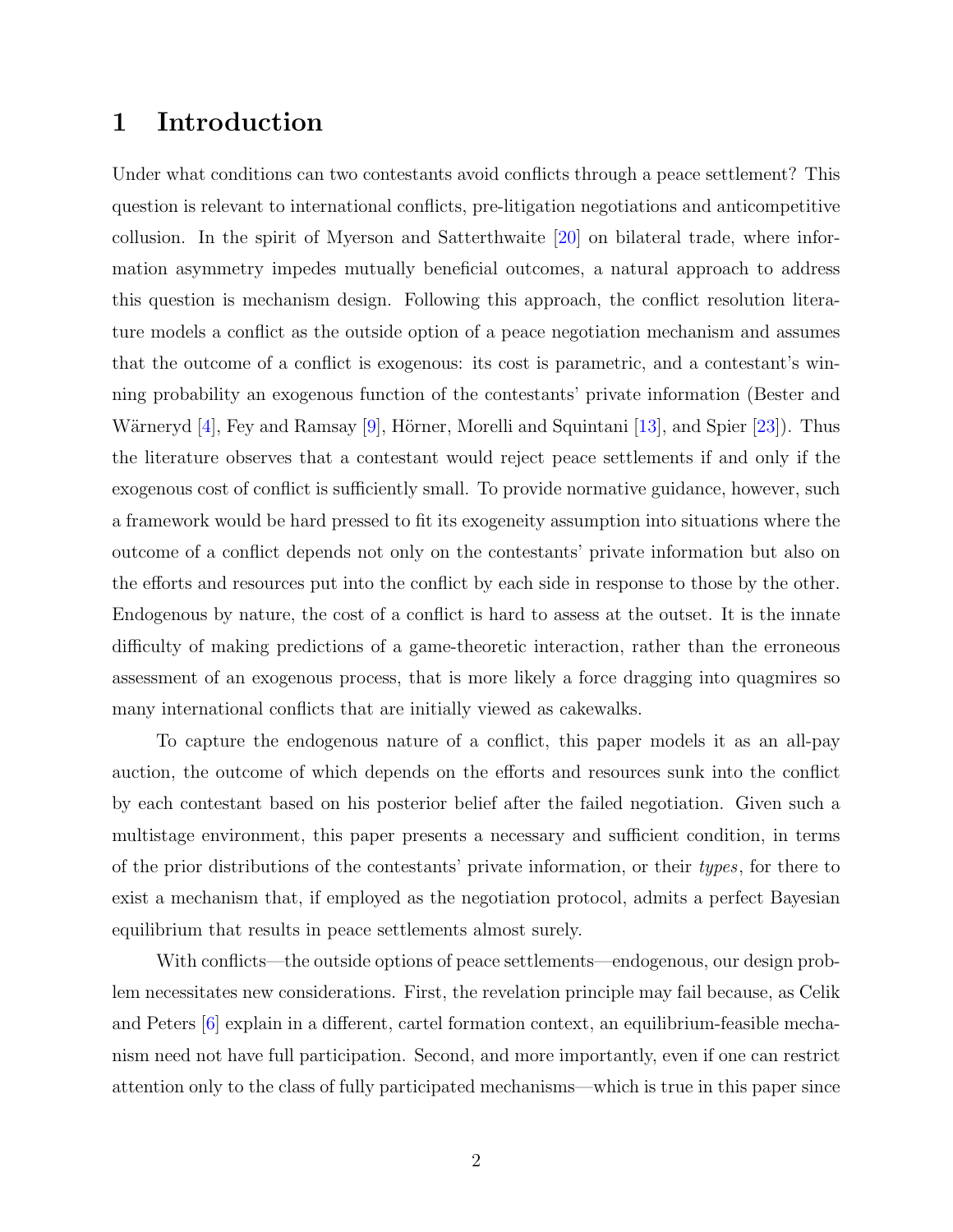# 1 Introduction

Under what conditions can two contestants avoid conflicts through a peace settlement? This question is relevant to international conflicts, pre-litigation negotiations and anticompetitive collusion. In the spirit of Myerson and Satterthwaite [20] on bilateral trade, where information asymmetry impedes mutually beneficial outcomes, a natural approach to address this question is mechanism design. Following this approach, the conflict resolution literature models a conflict as the outside option of a peace negotiation mechanism and assumes that the outcome of a conflict is exogenous: its cost is parametric, and a contestant's winning probability an exogenous function of the contestants' private information (Bester and Wärneryd [4], Fey and Ramsay [9], Hörner, Morelli and Squintani [13], and Spier [23]). Thus the literature observes that a contestant would reject peace settlements if and only if the exogenous cost of conflict is sufficiently small. To provide normative guidance, however, such a framework would be hard pressed to fit its exogeneity assumption into situations where the outcome of a conflict depends not only on the contestants' private information but also on the efforts and resources put into the conflict by each side in response to those by the other. Endogenous by nature, the cost of a conflict is hard to assess at the outset. It is the innate difficulty of making predictions of a game-theoretic interaction, rather than the erroneous assessment of an exogenous process, that is more likely a force dragging into quagmires so many international conflicts that are initially viewed as cakewalks.

To capture the endogenous nature of a conflict, this paper models it as an all-pay auction, the outcome of which depends on the efforts and resources sunk into the conflict by each contestant based on his posterior belief after the failed negotiation. Given such a multistage environment, this paper presents a necessary and sufficient condition, in terms of the prior distributions of the contestants' private information, or their *types*, for there to exist a mechanism that, if employed as the negotiation protocol, admits a perfect Bayesian equilibrium that results in peace settlements almost surely.

With conflicts—the outside options of peace settlements—endogenous, our design problem necessitates new considerations. First, the revelation principle may fail because, as Celik and Peters [6] explain in a different, cartel formation context, an equilibrium-feasible mechanism need not have full participation. Second, and more importantly, even if one can restrict attention only to the class of fully participated mechanisms—which is true in this paper since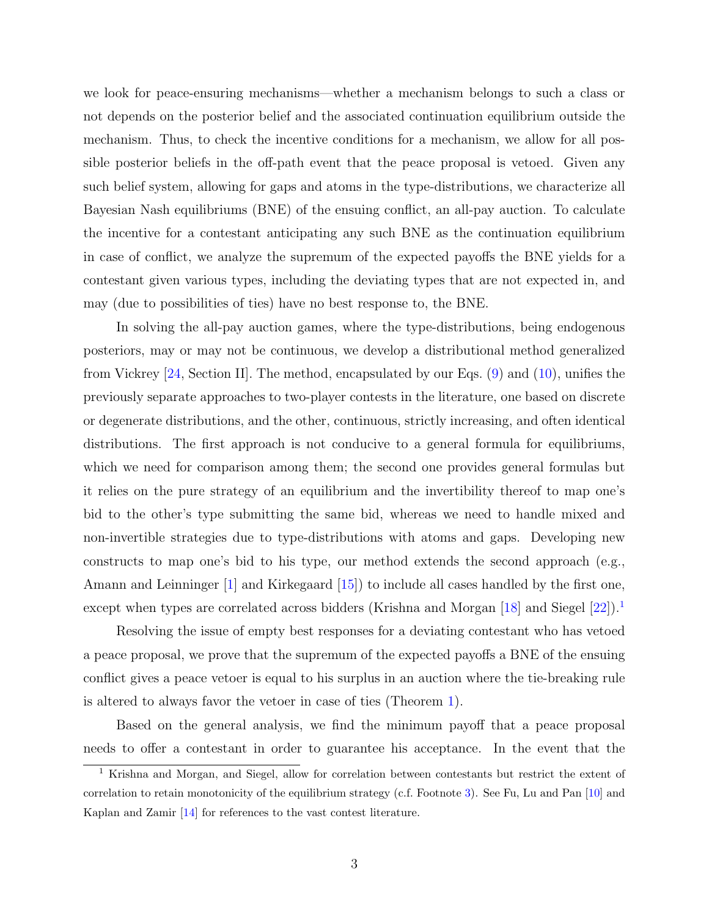we look for peace-ensuring mechanisms—whether a mechanism belongs to such a class or not depends on the posterior belief and the associated continuation equilibrium outside the mechanism. Thus, to check the incentive conditions for a mechanism, we allow for all possible posterior beliefs in the off-path event that the peace proposal is vetoed. Given any such belief system, allowing for gaps and atoms in the type-distributions, we characterize all Bayesian Nash equilibriums (BNE) of the ensuing conflict, an all-pay auction. To calculate the incentive for a contestant anticipating any such BNE as the continuation equilibrium in case of conflict, we analyze the supremum of the expected payoffs the BNE yields for a contestant given various types, including the deviating types that are not expected in, and may (due to possibilities of ties) have no best response to, the BNE.

In solving the all-pay auction games, where the type-distributions, being endogenous posteriors, may or may not be continuous, we develop a distributional method generalized from Vickrey [24, Section II]. The method, encapsulated by our Eqs. (9) and (10), unifies the previously separate approaches to two-player contests in the literature, one based on discrete or degenerate distributions, and the other, continuous, strictly increasing, and often identical distributions. The first approach is not conducive to a general formula for equilibriums, which we need for comparison among them; the second one provides general formulas but it relies on the pure strategy of an equilibrium and the invertibility thereof to map one's bid to the other's type submitting the same bid, whereas we need to handle mixed and non-invertible strategies due to type-distributions with atoms and gaps. Developing new constructs to map one's bid to his type, our method extends the second approach (e.g., Amann and Leininger [1] and Kirkegaard [15]) to include all cases handled by the first one, except when types are correlated across bidders (Krishna and Morgan [18] and Siegel [22]).[1]

Resolving the issue of empty best responses for a deviating contestant who has vetoed a peace proposal, we prove that the supremum of the expected payoffs a BNE of the ensuing conflict gives a peace vetoer is equal to his surplus in an auction where the tie-breaking rule is altered to always favor the vetoer in case of ties (Theorem 1).

Based on the general analysis, we find the minimum payoff that a peace proposal needs to offer a contestant in order to guarantee his acceptance. In the event that the

[1] Krishna and Morgan, and Siegel, allow for correlation between contestants but restrict the extent of correlation to retain monotonicity of the equilibrium strategy (c.f. Footnote 3). See Fu, Lu and Pan [10] and Kaplan and Zamir [14] for references to the vast contest literature.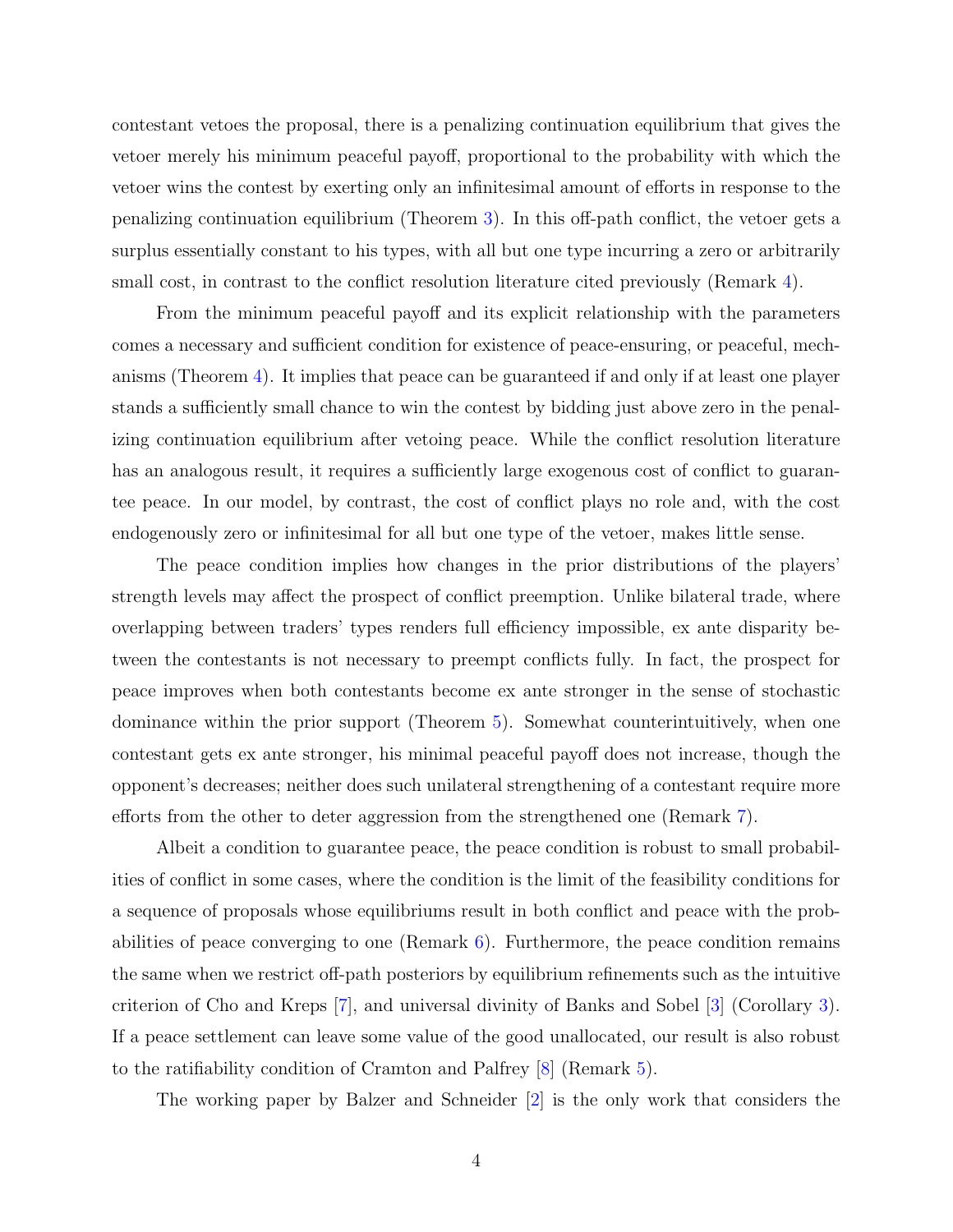contestant vetoes the proposal, there is a penalizing continuation equilibrium that gives the vetoer merely his minimum peaceful payoff, proportional to the probability with which the vetoer wins the contest by exerting only an infinitesimal amount of efforts in response to the penalizing continuation equilibrium (Theorem 3). In this off-path conflict, the vetoer gets a surplus essentially constant to his types, with all but one type incurring a zero or arbitrarily small cost, in contrast to the conflict resolution literature cited previously (Remark 4).

From the minimum peaceful payoff and its explicit relationship with the parameters comes a necessary and sufficient condition for existence of peace-ensuring, or peaceful, mechanisms (Theorem 4). It implies that peace can be guaranteed if and only if at least one player stands a sufficiently small chance to win the contest by bidding just above zero in the penalizing continuation equilibrium after vetoing peace. While the conflict resolution literature has an analogous result, it requires a sufficiently large exogenous cost of conflict to guarantee peace. In our model, by contrast, the cost of conflict plays no role and, with the cost endogenously zero or infinitesimal for all but one type of the vetoer, makes little sense.

The peace condition implies how changes in the prior distributions of the players' strength levels may affect the prospect of conflict preemption. Unlike bilateral trade, where overlapping between traders' types renders full efficiency impossible, ex ante disparity between the contestants is not necessary to preempt conflicts fully. In fact, the prospect for peace improves when both contestants become ex ante stronger in the sense of stochastic dominance within the prior support (Theorem 5). Somewhat counterintuitively, when one contestant gets ex ante stronger, his minimal peaceful payoff does not increase, though the opponent's decreases; neither does such unilateral strengthening of a contestant require more efforts from the other to deter aggression from the strengthened one (Remark 7).

Albeit a condition to guarantee peace, the peace condition is robust to small probabilities of conflict in some cases, where the condition is the limit of the feasibility conditions for a sequence of proposals whose equilibriums result in both conflict and peace with the probabilities of peace converging to one (Remark 6). Furthermore, the peace condition remains the same when we restrict off-path posteriors by equilibrium refinements such as the intuitive criterion of Cho and Kreps [7], and universal divinity of Banks and Sobel [3] (Corollary 3). If a peace settlement can leave some value of the good unallocated, our result is also robust to the ratifiability condition of Cramton and Palfrey [8] (Remark 5).

The working paper by Balzer and Schneider [2] is the only work that considers the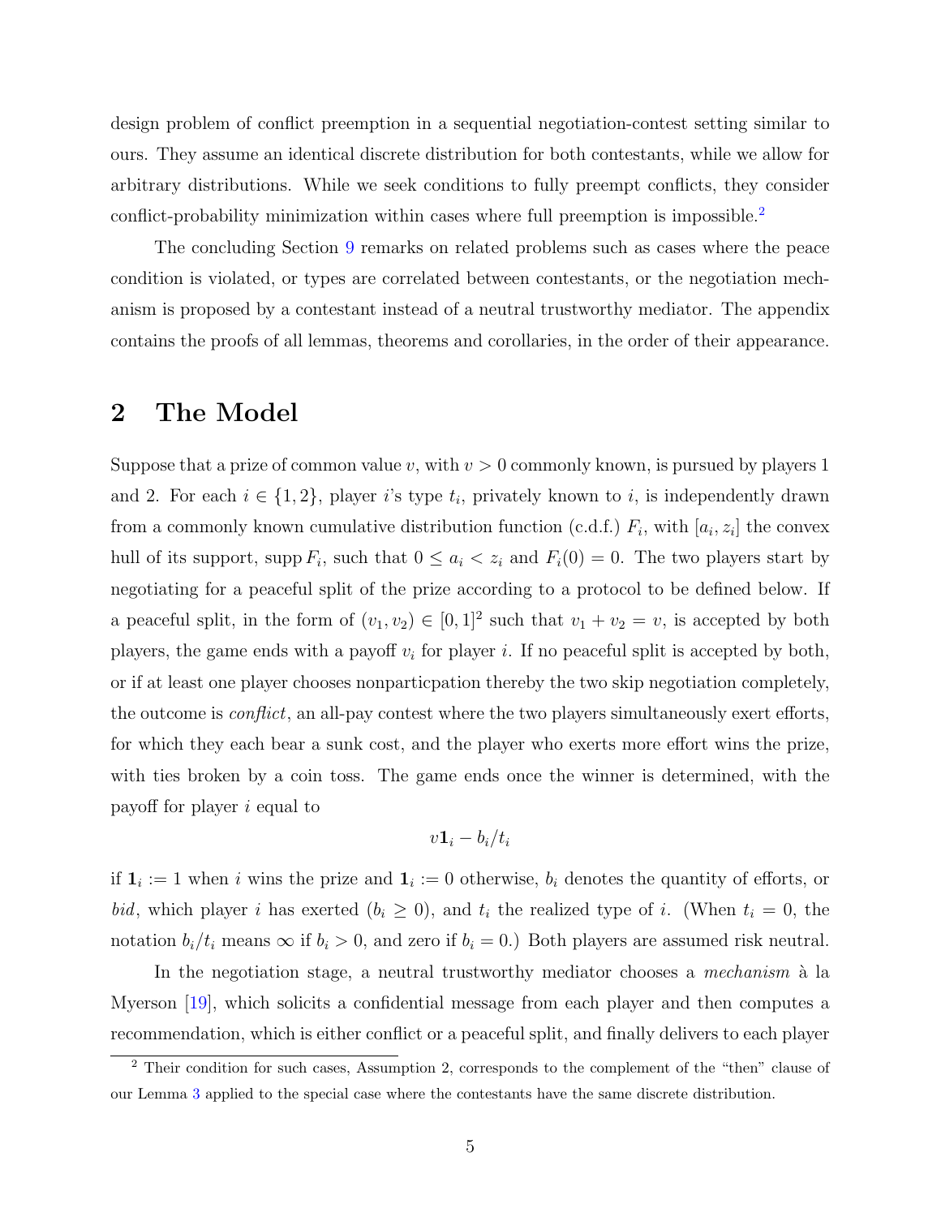design problem of conflict preemption in a sequential negotiation-contest setting similar to ours. They assume an identical discrete distribution for both contestants, while we allow for arbitrary distributions. While we seek conditions to fully preempt conflicts, they consider conflict-probability minimization within cases where full preemption is impossible.[2]

The concluding Section 9 remarks on related problems such as cases where the peace condition is violated, or types are correlated between contestants, or the negotiation mechanism is proposed by a contestant instead of a neutral trustworthy mediator. The appendix contains the proofs of all lemmas, theorems and corollaries, in the order of their appearance.

## 2 The Model

Suppose that a prize of common value $v$, with $v > 0$ commonly known, is pursued by players 1 and 2. For each $i \in \{1, 2\}$, player $i$'s type $t_i$, privately known to $i$, is independently drawn from a commonly known cumulative distribution function (c.d.f.) $F_i$, with $[a_i, z_i]$ the convex hull of its support, $\operatorname{supp} F_i$, such that $0 \leq a_i < z_i$ and $F_i(0) = 0$. The two players start by negotiating for a peaceful split of the prize according to a protocol to be defined below. If a peaceful split, in the form of $(v_1, v_2) \in [0, 1]^2$ such that $v_1 + v_2 = v$, is accepted by both players, the game ends with a payoff $v_i$ for player $i$. If no peaceful split is accepted by both, or if at least one player chooses nonparticpation thereby the two skip negotiation completely, the outcome is *conflict*, an all-pay contest where the two players simultaneously exert efforts, for which they each bear a sunk cost, and the player who exerts more effort wins the prize, with ties broken by a coin toss. The game ends once the winner is determined, with the payoff for player $i$ equal to

$$v\mathbf{1}_i - b_i/t_i$$

if $\mathbf{1}_i := 1$ when $i$ wins the prize and $\mathbf{1}_i := 0$ otherwise, $b_i$ denotes the quantity of efforts, or *bid*, which player $i$ has exerted ($b_i \geq 0$), and $t_i$ the realized type of $i$. (When $t_i = 0$, the notation $b_i/t_i$ means $\infty$ if $b_i > 0$, and zero if $b_i = 0$.) Both players are assumed risk neutral.

In the negotiation stage, a neutral trustworthy mediator chooses a *mechanism* à la Myerson [19], which solicits a confidential message from each player and then computes a recommendation, which is either conflict or a peaceful split, and finally delivers to each player

[2] Their condition for such cases, Assumption 2, corresponds to the complement of the "then" clause of our Lemma 3 applied to the special case where the contestants have the same discrete distribution.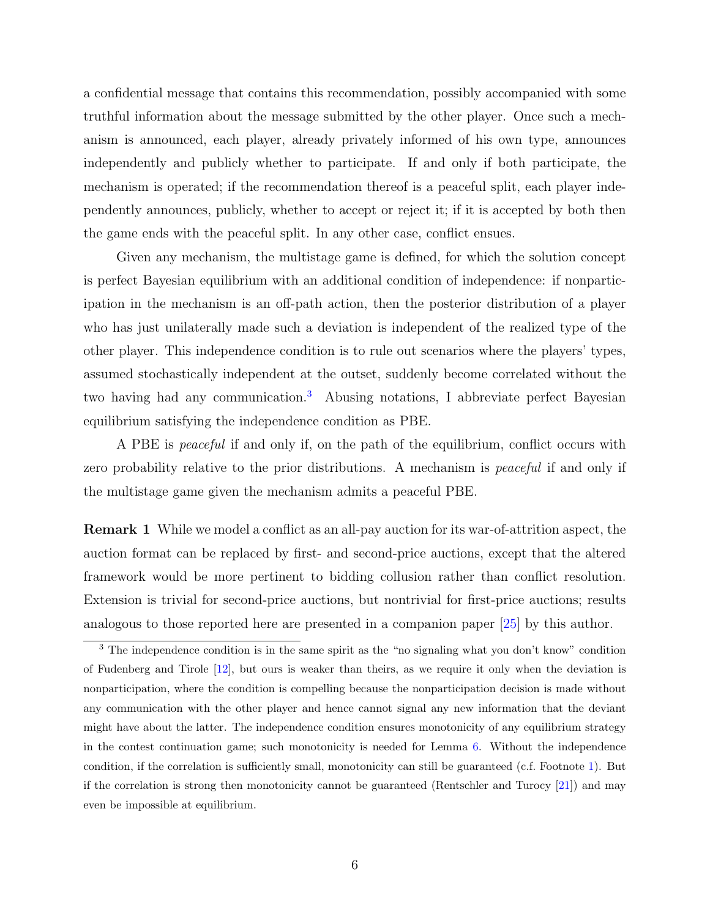a confidential message that contains this recommendation, possibly accompanied with some truthful information about the message submitted by the other player. Once such a mechanism is announced, each player, already privately informed of his own type, announces independently and publicly whether to participate. If and only if both participate, the mechanism is operated; if the recommendation thereof is a peaceful split, each player independently announces, publicly, whether to accept or reject it; if it is accepted by both then the game ends with the peaceful split. In any other case, conflict ensues.

Given any mechanism, the multistage game is defined, for which the solution concept is perfect Bayesian equilibrium with an additional condition of independence: if nonparticipation in the mechanism is an off-path action, then the posterior distribution of a player who has just unilaterally made such a deviation is independent of the realized type of the other player. This independence condition is to rule out scenarios where the players' types, assumed stochastically independent at the outset, suddenly become correlated without the two having had any communication.[3] Abusing notations, I abbreviate perfect Bayesian equilibrium satisfying the independence condition as PBE.

A PBE is *peaceful* if and only if, on the path of the equilibrium, conflict occurs with zero probability relative to the prior distributions. A mechanism is *peaceful* if and only if the multistage game given the mechanism admits a peaceful PBE.

**Remark 1** While we model a conflict as an all-pay auction for its war-of-attrition aspect, the auction format can be replaced by first- and second-price auctions, except that the altered framework would be more pertinent to bidding collusion rather than conflict resolution. Extension is trivial for second-price auctions, but nontrivial for first-price auctions; results analogous to those reported here are presented in a companion paper [25] by this author.

[3] The independence condition is in the same spirit as the "no signaling what you don't know" condition of Fudenberg and Tirole [12], but ours is weaker than theirs, as we require it only when the deviation is nonparticipation, where the condition is compelling because the nonparticipation decision is made without any communication with the other player and hence cannot signal any new information that the deviant might have about the latter. The independence condition ensures monotonicity of any equilibrium strategy in the contest continuation game; such monotonicity is needed for Lemma 6. Without the independence condition, if the correlation is sufficiently small, monotonicity can still be guaranteed (c.f. Footnote 1). But if the correlation is strong then monotonicity cannot be guaranteed (Rentschler and Turocy [21]) and may even be impossible at equilibrium.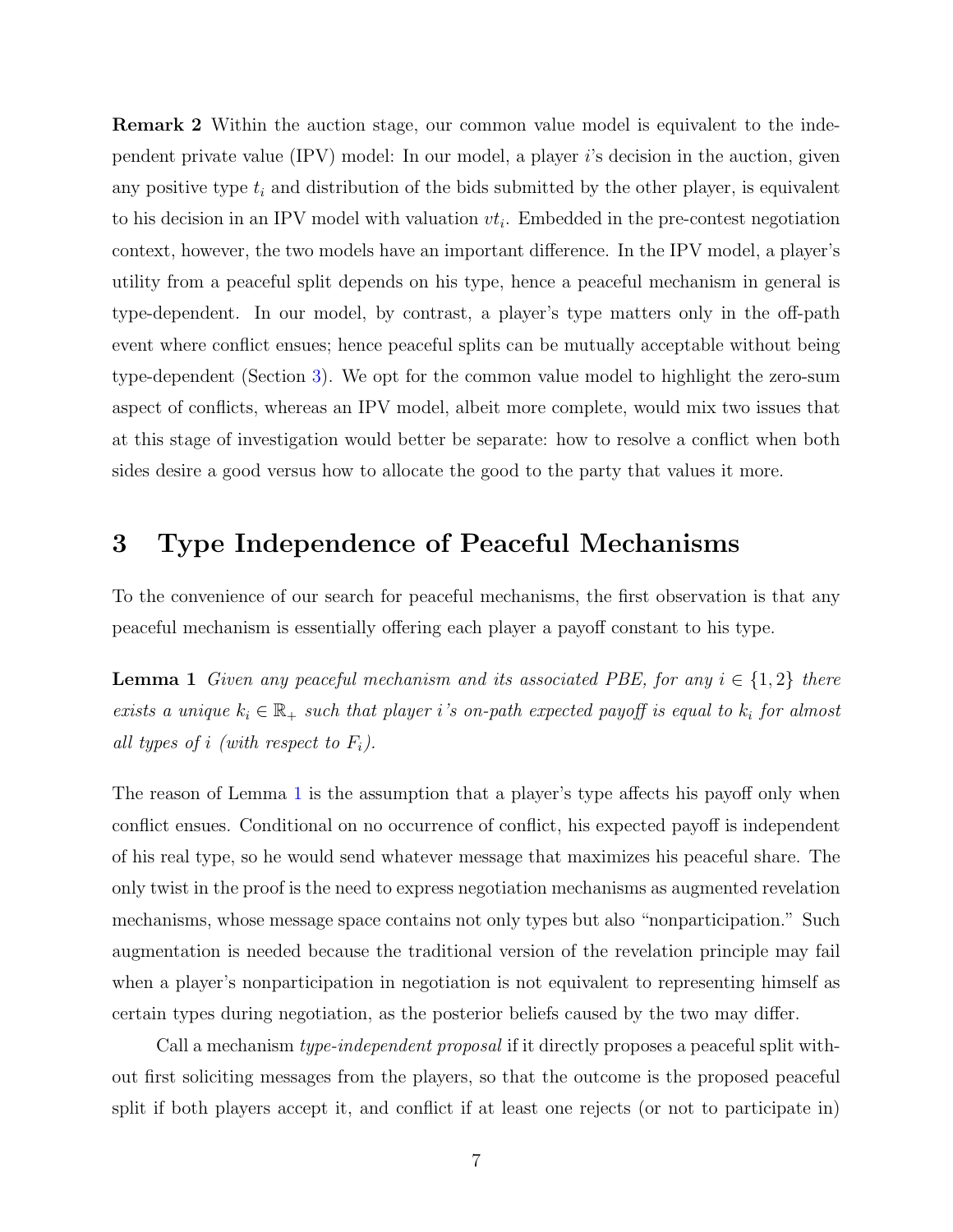**Remark 2** Within the auction stage, our common value model is equivalent to the independent private value (IPV) model: In our model, a player $i$'s decision in the auction, given any positive type $t_i$ and distribution of the bids submitted by the other player, is equivalent to his decision in an IPV model with valuation $vt_i$. Embedded in the pre-contest negotiation context, however, the two models have an important difference. In the IPV model, a player's utility from a peaceful split depends on his type, hence a peaceful mechanism in general is type-dependent. In our model, by contrast, a player's type matters only in the off-path event where conflict ensues; hence peaceful splits can be mutually acceptable without being type-dependent (Section 3). We opt for the common value model to highlight the zero-sum aspect of conflicts, whereas an IPV model, albeit more complete, would mix two issues that at this stage of investigation would better be separate: how to resolve a conflict when both sides desire a good versus how to allocate the good to the party that values it more.

# 3 Type Independence of Peaceful Mechanisms

To the convenience of our search for peaceful mechanisms, the first observation is that any peaceful mechanism is essentially offering each player a payoff constant to his type.

**Lemma 1** *Given any peaceful mechanism and its associated PBE, for any $i \in \{1, 2\}$ there exists a unique $k_i \in \mathbb{R}_+$ such that player $i$'s on-path expected payoff is equal to $k_i$ for almost all types of $i$ (with respect to $F_i$).*

The reason of Lemma 1 is the assumption that a player's type affects his payoff only when conflict ensues. Conditional on no occurrence of conflict, his expected payoff is independent of his real type, so he would send whatever message that maximizes his peaceful share. The only twist in the proof is the need to express negotiation mechanisms as augmented revelation mechanisms, whose message space contains not only types but also "nonparticipation." Such augmentation is needed because the traditional version of the revelation principle may fail when a player's nonparticipation in negotiation is not equivalent to representing himself as certain types during negotiation, as the posterior beliefs caused by the two may differ.

Call a mechanism *type-independent proposal* if it directly proposes a peaceful split without first soliciting messages from the players, so that the outcome is the proposed peaceful split if both players accept it, and conflict if at least one rejects (or not to participate in)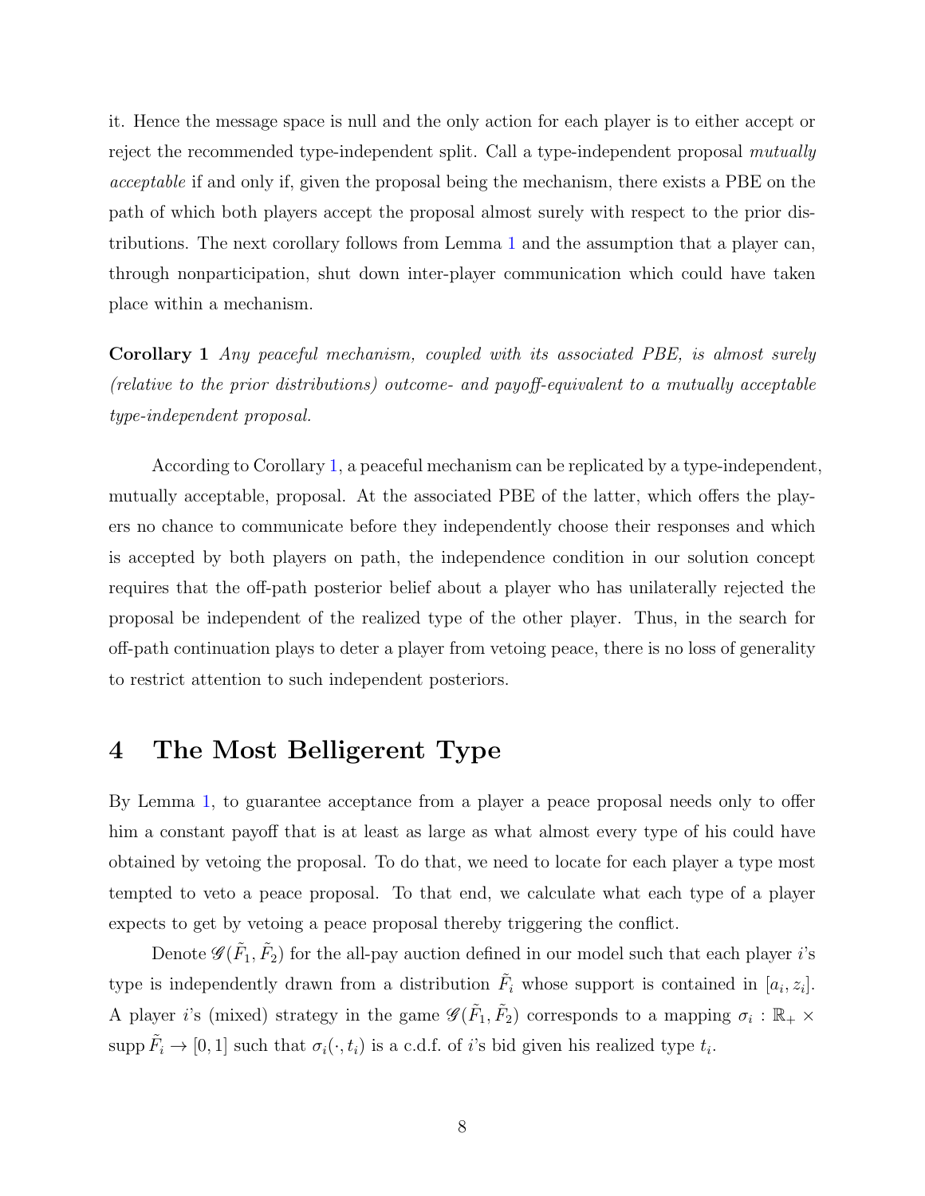it. Hence the message space is null and the only action for each player is to either accept or reject the recommended type-independent split. Call a type-independent proposal *mutually acceptable* if and only if, given the proposal being the mechanism, there exists a PBE on the path of which both players accept the proposal almost surely with respect to the prior distributions. The next corollary follows from Lemma 1 and the assumption that a player can, through nonparticipation, shut down inter-player communication which could have taken place within a mechanism.

**Corollary 1** *Any peaceful mechanism, coupled with its associated PBE, is almost surely (relative to the prior distributions) outcome- and payoff-equivalent to a mutually acceptable type-independent proposal.*

According to Corollary 1, a peaceful mechanism can be replicated by a type-independent, mutually acceptable, proposal. At the associated PBE of the latter, which offers the players no chance to communicate before they independently choose their responses and which is accepted by both players on path, the independence condition in our solution concept requires that the off-path posterior belief about a player who has unilaterally rejected the proposal be independent of the realized type of the other player. Thus, in the search for off-path continuation plays to deter a player from vetoing peace, there is no loss of generality to restrict attention to such independent posteriors.

# 4 The Most Belligerent Type

By Lemma 1, to guarantee acceptance from a player a peace proposal needs only to offer him a constant payoff that is at least as large as what almost every type of his could have obtained by vetoing the proposal. To do that, we need to locate for each player a type most tempted to veto a peace proposal. To that end, we calculate what each type of a player expects to get by vetoing a peace proposal thereby triggering the conflict.

Denote $\mathscr{G}(\tilde{F}_1, \tilde{F}_2)$ for the all-pay auction defined in our model such that each player $i$'s type is independently drawn from a distribution $\tilde{F}_i$ whose support is contained in $[a_i, z_i]$. A player $i$'s (mixed) strategy in the game $\mathscr{G}(\tilde{F}_1, \tilde{F}_2)$ corresponds to a mapping $\sigma_i : \mathbb{R}_+ \times \operatorname{supp} \tilde{F}_i \to [0, 1]$ such that $\sigma_i(\cdot, t_i)$ is a c.d.f. of $i$'s bid given his realized type $t_i$.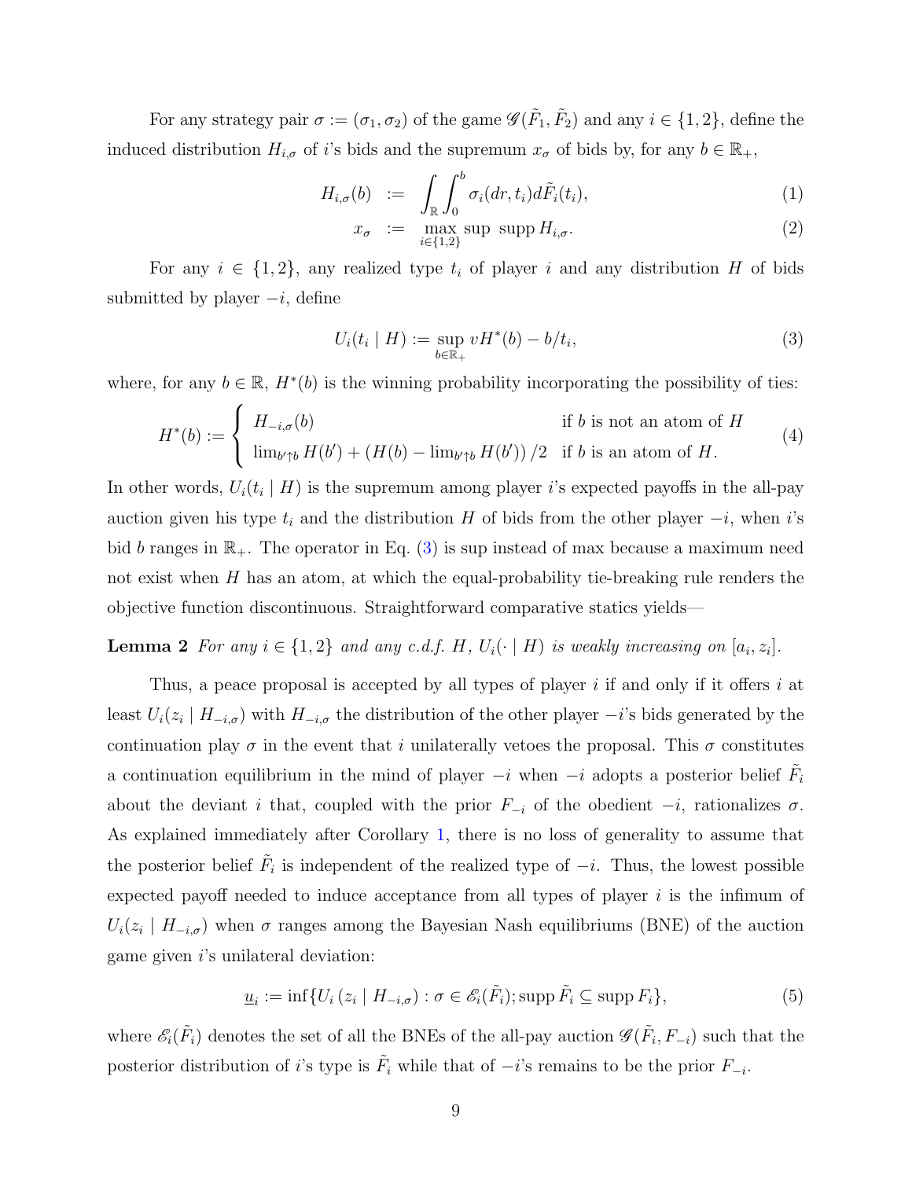For any strategy pair $\sigma := (\sigma_1, \sigma_2)$ of the game $\mathscr{G}(\tilde{F}_1, \tilde{F}_2)$ and any $i \in \{1, 2\}$, define the induced distribution $H_{i,\sigma}$ of $i$'s bids and the supremum $x_\sigma$ of bids by, for any $b \in \mathbb{R}_+$,

$$H_{i,\sigma}(b) := \int_{\mathbb{R}} \int_0^b \sigma_i(dr, t_i) d\tilde{F}_i(t_i), \tag{1}$$

$$x_\sigma := \max_{i \in \{1,2\}} \sup \operatorname{supp} H_{i,\sigma}. \tag{2}$$

For any $i \in \{1, 2\}$, any realized type $t_i$ of player $i$ and any distribution $H$ of bids submitted by player $-i$, define

$$U_i(t_i \mid H) := \sup_{b \in \mathbb{R}_+} vH^*(b) - b/t_i, \tag{3}$$

where, for any $b \in \mathbb{R}$, $H^*(b)$ is the winning probability incorporating the possibility of ties:

$$H^*(b) := \begin{cases} H_{-i,\sigma}(b) & \text{if } b \text{ is not an atom of } H \\ \lim_{b' \uparrow b} H(b') + \left(H(b) - \lim_{b' \uparrow b} H(b')\right)/2 & \text{if } b \text{ is an atom of } H. \end{cases} \tag{4}$$

In other words, $U_i(t_i \mid H)$ is the supremum among player $i$'s expected payoffs in the all-pay auction given his type $t_i$ and the distribution $H$ of bids from the other player $-i$, when $i$'s bid $b$ ranges in $\mathbb{R}_+$. The operator in Eq. (3) is sup instead of max because a maximum need not exist when $H$ has an atom, at which the equal-probability tie-breaking rule renders the objective function discontinuous. Straightforward comparative statics yields—

**Lemma 2** *For any $i \in \{1, 2\}$ and any c.d.f. $H$, $U_i(\cdot \mid H)$ is weakly increasing on $[a_i, z_i]$.*

Thus, a peace proposal is accepted by all types of player $i$ if and only if it offers $i$ at least $U_i(z_i \mid H_{-i,\sigma})$ with $H_{-i,\sigma}$ the distribution of the other player $-i$'s bids generated by the continuation play $\sigma$ in the event that $i$ unilaterally vetoes the proposal. This $\sigma$ constitutes a continuation equilibrium in the mind of player $-i$ when $-i$ adopts a posterior belief $\tilde{F}_i$ about the deviant $i$ that, coupled with the prior $F_{-i}$ of the obedient $-i$, rationalizes $\sigma$. As explained immediately after Corollary 1, there is no loss of generality to assume that the posterior belief $\tilde{F}_i$ is independent of the realized type of $-i$. Thus, the lowest possible expected payoff needed to induce acceptance from all types of player $i$ is the infimum of $U_i(z_i \mid H_{-i,\sigma})$ when $\sigma$ ranges among the Bayesian Nash equilibriums (BNE) of the auction game given $i$'s unilateral deviation:

$$\underline{u}_i := \inf\{U_i\left(z_i \mid H_{-i,\sigma}\right) : \sigma \in \mathscr{E}_i(\tilde{F}_i); \operatorname{supp} \tilde{F}_i \subseteq \operatorname{supp} F_i\}, \tag{5}$$

where $\mathscr{E}_i(\tilde{F}_i)$ denotes the set of all the BNEs of the all-pay auction $\mathscr{G}(\tilde{F}_i, F_{-i})$ such that the posterior distribution of $i$'s type is $\tilde{F}_i$ while that of $-i$'s remains to be the prior $F_{-i}$.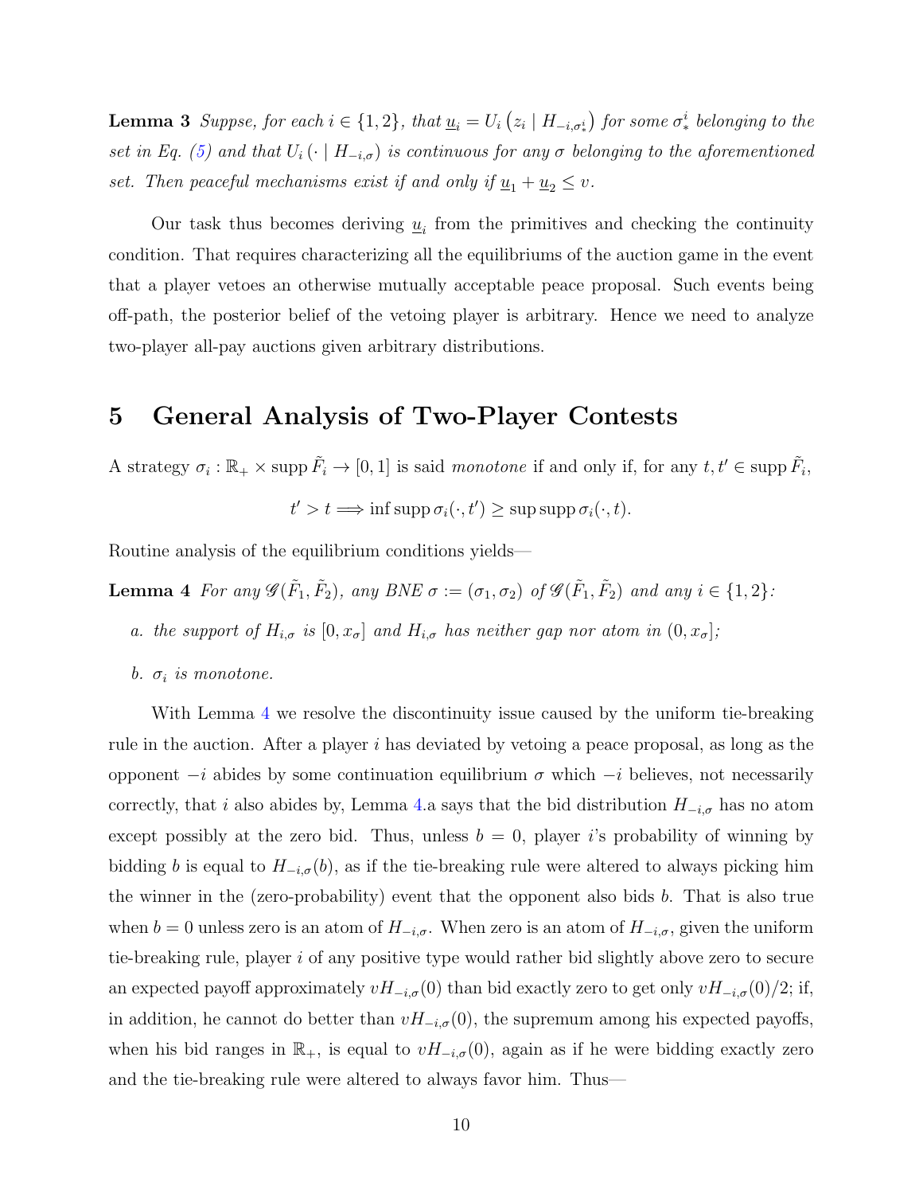**Lemma 3** *Suppse, for each $i \in \{1, 2\}$, that $\underline{u}_i = U_i\left(z_i \mid H_{-i,\sigma_*^i}\right)$ for some $\sigma_*^i$ belonging to the set in Eq. (5) and that $U_i\left(\cdot \mid H_{-i,\sigma}\right)$ is continuous for any $\sigma$ belonging to the aforementioned set. Then peaceful mechanisms exist if and only if $\underline{u}_1 + \underline{u}_2 \leq v$.*

Our task thus becomes deriving $\underline{u}_i$ from the primitives and checking the continuity condition. That requires characterizing all the equilibriums of the auction game in the event that a player vetoes an otherwise mutually acceptable peace proposal. Such events being off-path, the posterior belief of the vetoing player is arbitrary. Hence we need to analyze two-player all-pay auctions given arbitrary distributions.

# 5 General Analysis of Two-Player Contests

A strategy $\sigma_i : \mathbb{R}_+ \times \operatorname{supp} \tilde{F}_i \to [0, 1]$ is said *monotone* if and only if, for any $t, t' \in \operatorname{supp} \tilde{F}_i$,

$$t' > t \Longrightarrow \inf \operatorname{supp} \sigma_i(\cdot, t') \geq \sup \operatorname{supp} \sigma_i(\cdot, t).$$

Routine analysis of the equilibrium conditions yields—

**Lemma 4** *For any $\mathscr{G}(\tilde{F}_1, \tilde{F}_2)$, any BNE $\sigma := (\sigma_1, \sigma_2)$ of $\mathscr{G}(\tilde{F}_1, \tilde{F}_2)$ and any $i \in \{1, 2\}$:*

- *a. the support of $H_{i,\sigma}$ is $[0, x_\sigma]$ and $H_{i,\sigma}$ has neither gap nor atom in $(0, x_\sigma]$;*
- *b. $\sigma_i$ is monotone.*

With Lemma 4 we resolve the discontinuity issue caused by the uniform tie-breaking rule in the auction. After a player $i$ has deviated by vetoing a peace proposal, as long as the opponent $-i$ abides by some continuation equilibrium $\sigma$ which $-i$ believes, not necessarily correctly, that $i$ also abides by, Lemma 4.a says that the bid distribution $H_{-i,\sigma}$ has no atom except possibly at the zero bid. Thus, unless $b = 0$, player $i$'s probability of winning by bidding $b$ is equal to $H_{-i,\sigma}(b)$, as if the tie-breaking rule were altered to always picking him the winner in the (zero-probability) event that the opponent also bids $b$. That is also true when $b = 0$ unless zero is an atom of $H_{-i,\sigma}$. When zero is an atom of $H_{-i,\sigma}$, given the uniform tie-breaking rule, player $i$ of any positive type would rather bid slightly above zero to secure an expected payoff approximately $vH_{-i,\sigma}(0)$ than bid exactly zero to get only $vH_{-i,\sigma}(0)/2$; if, in addition, he cannot do better than $vH_{-i,\sigma}(0)$, the supremum among his expected payoffs, when his bid ranges in $\mathbb{R}_+$, is equal to $vH_{-i,\sigma}(0)$, again as if he were bidding exactly zero and the tie-breaking rule were altered to always favor him. Thus—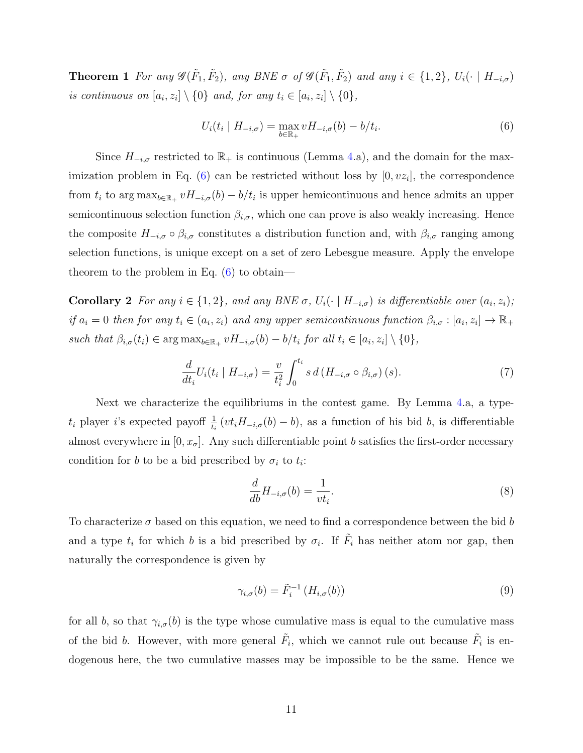**Theorem 1** *For any $\mathscr{G}(\tilde{F}_1, \tilde{F}_2)$, any BNE $\sigma$ of $\mathscr{G}(\tilde{F}_1, \tilde{F}_2)$ and any $i \in \{1, 2\}$, $U_i(\cdot \mid H_{-i,\sigma})$ is continuous on $[a_i, z_i] \setminus \{0\}$ and, for any $t_i \in [a_i, z_i] \setminus \{0\}$,*

$$U_i(t_i \mid H_{-i,\sigma}) = \max_{b \in \mathbb{R}_+} vH_{-i,\sigma}(b) - b/t_i. \tag{6}$$

Since $H_{-i,\sigma}$ restricted to $\mathbb{R}_+$ is continuous (Lemma 4.a), and the domain for the maximization problem in Eq. (6) can be restricted without loss by $[0, vz_i]$, the correspondence from $t_i$ to $\arg\max_{b \in \mathbb{R}_+} vH_{-i,\sigma}(b) - b/t_i$ is upper hemicontinuous and hence admits an upper semicontinuous selection function $\beta_{i,\sigma}$, which one can prove is also weakly increasing. Hence the composite $H_{-i,\sigma} \circ \beta_{i,\sigma}$ constitutes a distribution function and, with $\beta_{i,\sigma}$ ranging among selection functions, is unique except on a set of zero Lebesgue measure. Apply the envelope theorem to the problem in Eq. (6) to obtain—

**Corollary 2** *For any $i \in \{1, 2\}$, and any BNE $\sigma$, $U_i(\cdot \mid H_{-i,\sigma})$ is differentiable over $(a_i, z_i)$; if $a_i = 0$ then for any $t_i \in (a_i, z_i)$ and any upper semicontinuous function $\beta_{i,\sigma} : [a_i, z_i] \to \mathbb{R}_+$ such that $\beta_{i,\sigma}(t_i) \in \arg\max_{b \in \mathbb{R}_+} vH_{-i,\sigma}(b) - b/t_i$ for all $t_i \in [a_i, z_i] \setminus \{0\}$,*

$$\frac{d}{dt_i} U_i(t_i \mid H_{-i,\sigma}) = \frac{v}{t_i^2} \int_0^{t_i} s \, d\left(H_{-i,\sigma} \circ \beta_{i,\sigma}\right)(s). \tag{7}$$

Next we characterize the equilibriums in the contest game. By Lemma 4.a, a type-$t_i$ player $i$'s expected payoff $\frac{1}{t_i}\left(vt_i H_{-i,\sigma}(b) - b\right)$, as a function of his bid $b$, is differentiable almost everywhere in $[0, x_\sigma]$. Any such differentiable point $b$ satisfies the first-order necessary condition for $b$ to be a bid prescribed by $\sigma_i$ to $t_i$:

$$\frac{d}{db} H_{-i,\sigma}(b) = \frac{1}{vt_i}. \tag{8}$$

To characterize $\sigma$ based on this equation, we need to find a correspondence between the bid $b$ and a type $t_i$ for which $b$ is a bid prescribed by $\sigma_i$. If $\tilde{F}_i$ has neither atom nor gap, then naturally the correspondence is given by

$$\gamma_{i,\sigma}(b) = \tilde{F}_i^{-1}\left(H_{i,\sigma}(b)\right) \tag{9}$$

for all $b$, so that $\gamma_{i,\sigma}(b)$ is the type whose cumulative mass is equal to the cumulative mass of the bid $b$. However, with more general $\tilde{F}_i$, which we cannot rule out because $\tilde{F}_i$ is endogenous here, the two cumulative masses may be impossible to be the same. Hence we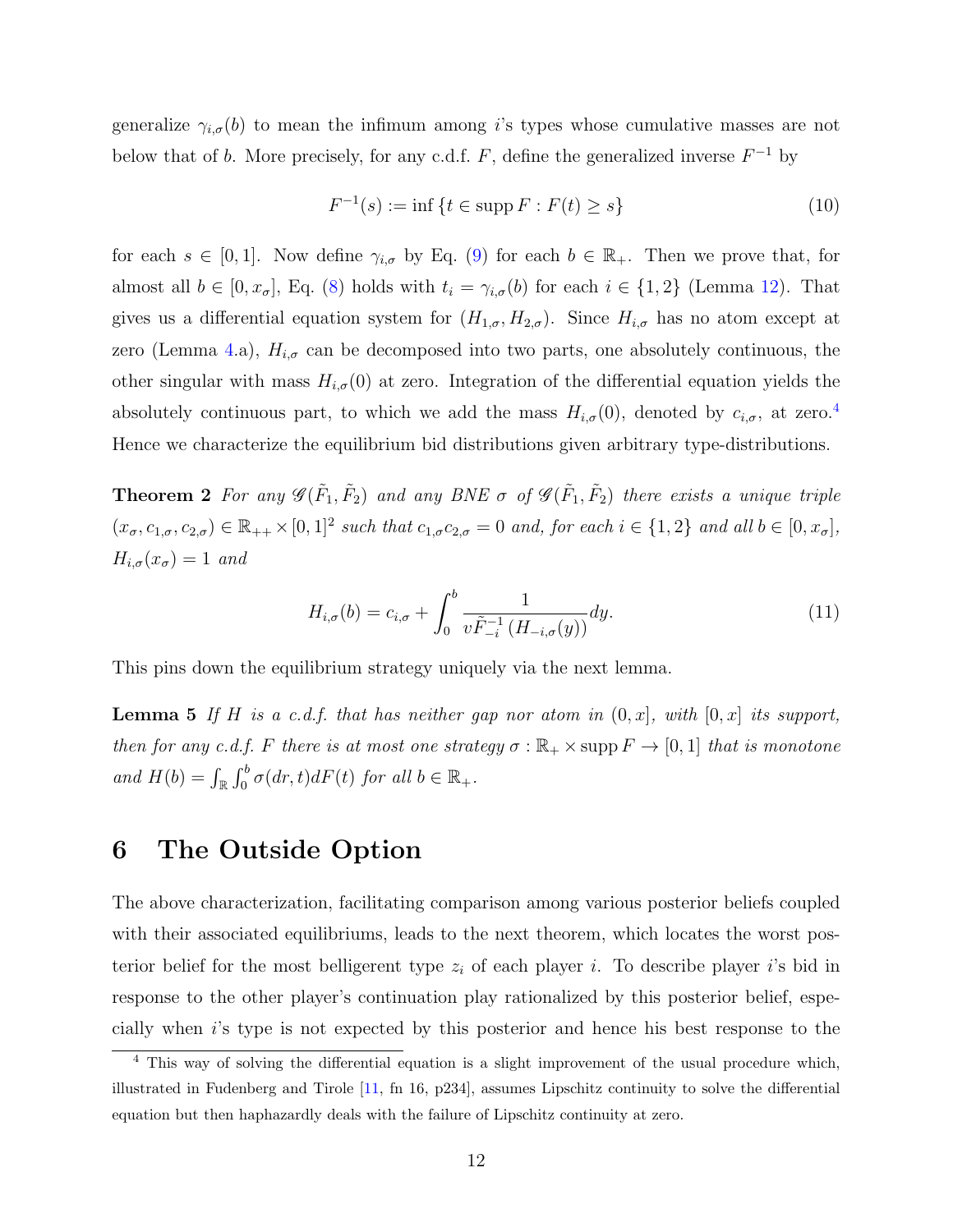generalize $\gamma_{i,\sigma}(b)$ to mean the infimum among $i$'s types whose cumulative masses are not below that of $b$. More precisely, for any c.d.f. $F$, define the generalized inverse $F^{-1}$ by

$$F^{-1}(s) := \inf \{t \in \operatorname{supp} F : F(t) \geq s\} \tag{10}$$

for each $s \in [0, 1]$. Now define $\gamma_{i,\sigma}$ by Eq. (9) for each $b \in \mathbb{R}_+$. Then we prove that, for almost all $b \in [0, x_\sigma]$, Eq. (8) holds with $t_i = \gamma_{i,\sigma}(b)$ for each $i \in \{1, 2\}$ (Lemma 12). That gives us a differential equation system for $(H_{1,\sigma}, H_{2,\sigma})$. Since $H_{i,\sigma}$ has no atom except at zero (Lemma 4.a), $H_{i,\sigma}$ can be decomposed into two parts, one absolutely continuous, the other singular with mass $H_{i,\sigma}(0)$ at zero. Integration of the differential equation yields the absolutely continuous part, to which we add the mass $H_{i,\sigma}(0)$, denoted by $c_{i,\sigma}$, at zero.[4] Hence we characterize the equilibrium bid distributions given arbitrary type-distributions.

**Theorem 2** *For any $\mathscr{G}(\tilde{F}_1, \tilde{F}_2)$ and any BNE $\sigma$ of $\mathscr{G}(\tilde{F}_1, \tilde{F}_2)$ there exists a unique triple $(x_\sigma, c_{1,\sigma}, c_{2,\sigma}) \in \mathbb{R}_{++} \times [0, 1]^2$ such that $c_{1,\sigma} c_{2,\sigma} = 0$ and, for each $i \in \{1, 2\}$ and all $b \in [0, x_\sigma]$, $H_{i,\sigma}(x_\sigma) = 1$ and*

$$H_{i,\sigma}(b) = c_{i,\sigma} + \int_0^b \frac{1}{v\tilde{F}_{-i}^{-1}\left(H_{-i,\sigma}(y)\right)} dy. \tag{11}$$

This pins down the equilibrium strategy uniquely via the next lemma.

**Lemma 5** *If $H$ is a c.d.f. that has neither gap nor atom in $(0, x]$, with $[0, x]$ its support, then for any c.d.f. $F$ there is at most one strategy $\sigma : \mathbb{R}_+ \times \operatorname{supp} F \to [0, 1]$ that is monotone and $H(b) = \int_{\mathbb{R}} \int_0^b \sigma(dr, t) dF(t)$ for all $b \in \mathbb{R}_+$.*

# 6 The Outside Option

The above characterization, facilitating comparison among various posterior beliefs coupled with their associated equilibriums, leads to the next theorem, which locates the worst posterior belief for the most belligerent type $z_i$ of each player $i$. To describe player $i$'s bid in response to the other player's continuation play rationalized by this posterior belief, especially when $i$'s type is not expected by this posterior and hence his best response to the

[4] This way of solving the differential equation is a slight improvement of the usual procedure which, illustrated in Fudenberg and Tirole [11, fn 16, p234], assumes Lipschitz continuity to solve the differential equation but then haphazardly deals with the failure of Lipschitz continuity at zero.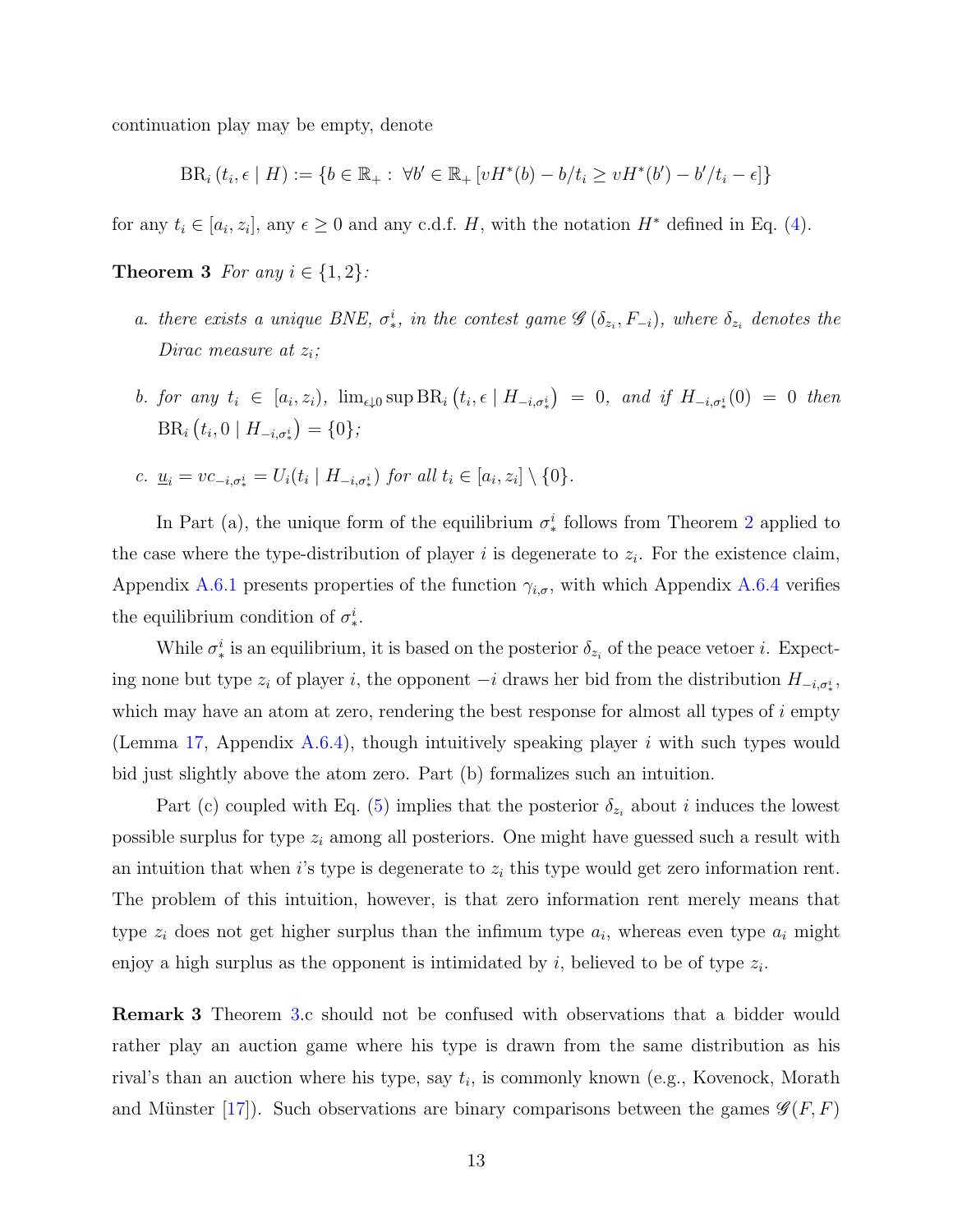continuation play may be empty, denote

$$\mathrm{BR}_i\left(t_i, \epsilon \mid H\right) := \{b \in \mathbb{R}_+ : \forall b' \in \mathbb{R}_+ \left[vH^*(b) - b/t_i \geq vH^*(b') - b'/t_i - \epsilon\right]\}$$

for any $t_i \in [a_i, z_i]$, any $\epsilon \geq 0$ and any c.d.f. $H$, with the notation $H^*$ defined in Eq. (4).

**Theorem 3** *For any $i \in \{1, 2\}$:*

*a. there exists a unique BNE, $\sigma_*^i$, in the contest game $\mathscr{G}(\delta_{z_i}, F_{-i})$, where $\delta_{z_i}$ denotes the Dirac measure at $z_i$;*

*b. for any $t_i \in [a_i, z_i)$, $\lim_{\epsilon \downarrow 0} \sup \mathrm{BR}_i\left(t_i, \epsilon \mid H_{-i,\sigma_*^i}\right) = 0$, and if $H_{-i,\sigma_*^i}(0) = 0$ then $\mathrm{BR}_i\left(t_i, 0 \mid H_{-i,\sigma_*^i}\right) = \{0\}$;*

*c. $\underline{u}_i = vc_{-i,\sigma_*^i} = U_i(t_i \mid H_{-i,\sigma_*^i})$ for all $t_i \in [a_i, z_i] \setminus \{0\}$.*

In Part (a), the unique form of the equilibrium $\sigma_*^i$ follows from Theorem 2 applied to the case where the type-distribution of player $i$ is degenerate to $z_i$. For the existence claim, Appendix A.6.1 presents properties of the function $\gamma_{i,\sigma}$, with which Appendix A.6.4 verifies the equilibrium condition of $\sigma_*^i$.

While $\sigma_*^i$ is an equilibrium, it is based on the posterior $\delta_{z_i}$ of the peace vetoer $i$. Expecting none but type $z_i$ of player $i$, the opponent $-i$ draws her bid from the distribution $H_{-i,\sigma_*^i}$, which may have an atom at zero, rendering the best response for almost all types of $i$ empty (Lemma 17, Appendix A.6.4), though intuitively speaking player $i$ with such types would bid just slightly above the atom zero. Part (b) formalizes such an intuition.

Part (c) coupled with Eq. (5) implies that the posterior $\delta_{z_i}$ about $i$ induces the lowest possible surplus for type $z_i$ among all posteriors. One might have guessed such a result with an intuition that when $i$'s type is degenerate to $z_i$ this type would get zero information rent. The problem of this intuition, however, is that zero information rent merely means that type $z_i$ does not get higher surplus than the infimum type $a_i$, whereas even type $a_i$ might enjoy a high surplus as the opponent is intimidated by $i$, believed to be of type $z_i$.

**Remark 3** Theorem 3.c should not be confused with observations that a bidder would rather play an auction game where his type is drawn from the same distribution as his rival's than an auction where his type, say $t_i$, is commonly known (e.g., Kovenock, Morath and Münster [17]). Such observations are binary comparisons between the games $\mathscr{G}(F, F)$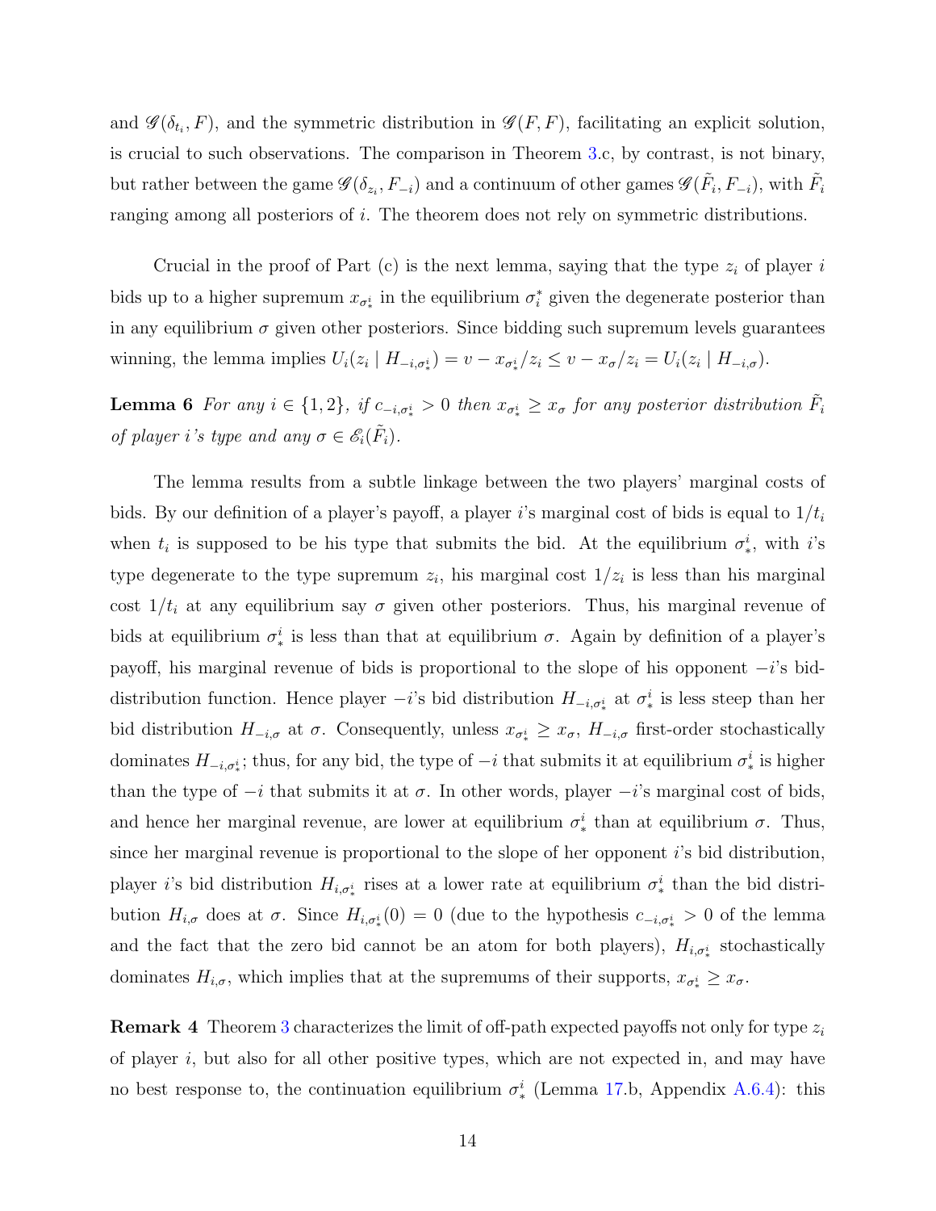and $\mathscr{G}(\delta_{t_i}, F)$, and the symmetric distribution in $\mathscr{G}(F, F)$, facilitating an explicit solution, is crucial to such observations. The comparison in Theorem 3.c, by contrast, is not binary, but rather between the game $\mathscr{G}(\delta_{z_i}, F_{-i})$ and a continuum of other games $\mathscr{G}(\tilde{F}_i, F_{-i})$, with $\tilde{F}_i$ ranging among all posteriors of $i$. The theorem does not rely on symmetric distributions.

Crucial in the proof of Part (c) is the next lemma, saying that the type $z_i$ of player $i$ bids up to a higher supremum $x_{\sigma_*^i}$ in the equilibrium $\sigma_i^*$ given the degenerate posterior than in any equilibrium $\sigma$ given other posteriors. Since bidding such supremum levels guarantees winning, the lemma implies $U_i(z_i \mid H_{-i,\sigma_*^i}) = v - x_{\sigma_*^i}/z_i \leq v - x_\sigma/z_i = U_i(z_i \mid H_{-i,\sigma})$.

**Lemma 6** *For any $i \in \{1, 2\}$, if $c_{-i,\sigma_*^i} > 0$ then $x_{\sigma_*^i} \geq x_\sigma$ for any posterior distribution $\tilde{F}_i$ of player $i$'s type and any $\sigma \in \mathscr{E}_i(\tilde{F}_i)$.*

The lemma results from a subtle linkage between the two players' marginal costs of bids. By our definition of a player's payoff, a player $i$'s marginal cost of bids is equal to $1/t_i$ when $t_i$ is supposed to be his type that submits the bid. At the equilibrium $\sigma_*^i$, with $i$'s type degenerate to the type supremum $z_i$, his marginal cost $1/z_i$ is less than his marginal cost $1/t_i$ at any equilibrium say $\sigma$ given other posteriors. Thus, his marginal revenue of bids at equilibrium $\sigma_*^i$ is less than that at equilibrium $\sigma$. Again by definition of a player's payoff, his marginal revenue of bids is proportional to the slope of his opponent $-i$'s bid-distribution function. Hence player $-i$'s bid distribution $H_{-i,\sigma_*^i}$ at $\sigma_*^i$ is less steep than her bid distribution $H_{-i,\sigma}$ at $\sigma$. Consequently, unless $x_{\sigma_*^i} \geq x_\sigma$, $H_{-i,\sigma}$ first-order stochastically dominates $H_{-i,\sigma_*^i}$; thus, for any bid, the type of $-i$ that submits it at equilibrium $\sigma_*^i$ is higher than the type of $-i$ that submits it at $\sigma$. In other words, player $-i$'s marginal cost of bids, and hence her marginal revenue, are lower at equilibrium $\sigma_*^i$ than at equilibrium $\sigma$. Thus, since her marginal revenue is proportional to the slope of her opponent $i$'s bid distribution, player $i$'s bid distribution $H_{i,\sigma_*^i}$ rises at a lower rate at equilibrium $\sigma_*^i$ than the bid distribution $H_{i,\sigma}$ does at $\sigma$. Since $H_{i,\sigma_*^i}(0) = 0$ (due to the hypothesis $c_{-i,\sigma_*^i} > 0$ of the lemma and the fact that the zero bid cannot be an atom for both players), $H_{i,\sigma_*^i}$ stochastically dominates $H_{i,\sigma}$, which implies that at the supremums of their supports, $x_{\sigma_*^i} \geq x_\sigma$.

**Remark 4** Theorem 3 characterizes the limit of off-path expected payoffs not only for type $z_i$ of player $i$, but also for all other positive types, which are not expected in, and may have no best response to, the continuation equilibrium $\sigma_*^i$ (Lemma 17.b, Appendix A.6.4): this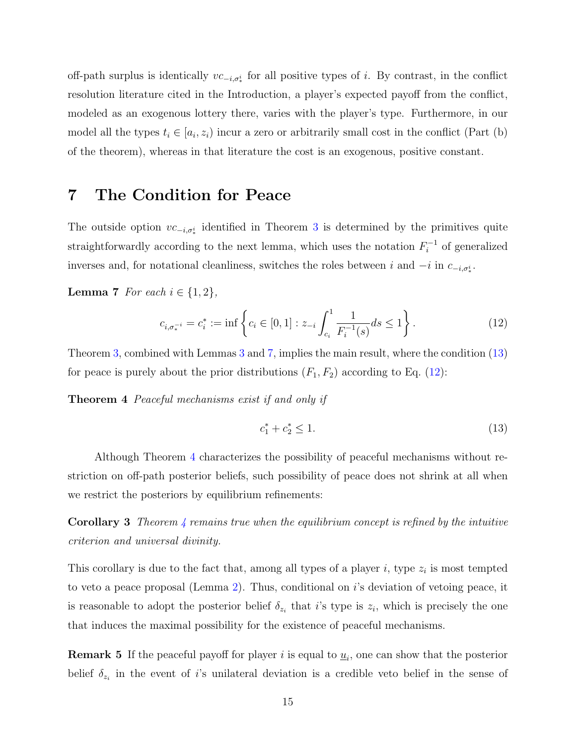off-path surplus is identically $vc_{-i,\sigma_*^i}$ for all positive types of $i$. By contrast, in the conflict resolution literature cited in the Introduction, a player's expected payoff from the conflict, modeled as an exogenous lottery there, varies with the player's type. Furthermore, in our model all the types $t_i \in [a_i, z_i)$ incur a zero or arbitrarily small cost in the conflict (Part (b) of the theorem), whereas in that literature the cost is an exogenous, positive constant.

# 7 The Condition for Peace

The outside option $vc_{-i,\sigma_*^i}$ identified in Theorem 3 is determined by the primitives quite straightforwardly according to the next lemma, which uses the notation $F_i^{-1}$ of generalized inverses and, for notational cleanliness, switches the roles between $i$ and $-i$ in $c_{-i,\sigma_*^i}$.

**Lemma 7** *For each $i \in \{1,2\}$,*

$$c_{i,\sigma_*^{-i}} = c_i^* := \inf\left\{ c_i \in [0,1] : z_{-i}\int_{c_i}^{1} \frac{1}{F_i^{-1}(s)} ds \le 1 \right\}. \tag{12}$$

Theorem 3, combined with Lemmas 3 and 7, implies the main result, where the condition (13) for peace is purely about the prior distributions $(F_1, F_2)$ according to Eq. (12):

**Theorem 4** *Peaceful mechanisms exist if and only if*

$$c_1^* + c_2^* \le 1. \tag{13}$$

Although Theorem 4 characterizes the possibility of peaceful mechanisms without restriction on off-path posterior beliefs, such possibility of peace does not shrink at all when we restrict the posteriors by equilibrium refinements:

**Corollary 3** *Theorem 4 remains true when the equilibrium concept is refined by the intuitive criterion and universal divinity.*

This corollary is due to the fact that, among all types of a player $i$, type $z_i$ is most tempted to veto a peace proposal (Lemma 2). Thus, conditional on $i$'s deviation of vetoing peace, it is reasonable to adopt the posterior belief $\delta_{z_i}$ that $i$'s type is $z_i$, which is precisely the one that induces the maximal possibility for the existence of peaceful mechanisms.

**Remark 5** If the peaceful payoff for player $i$ is equal to $\underline{u}_i$, one can show that the posterior belief $\delta_{z_i}$ in the event of $i$'s unilateral deviation is a credible veto belief in the sense of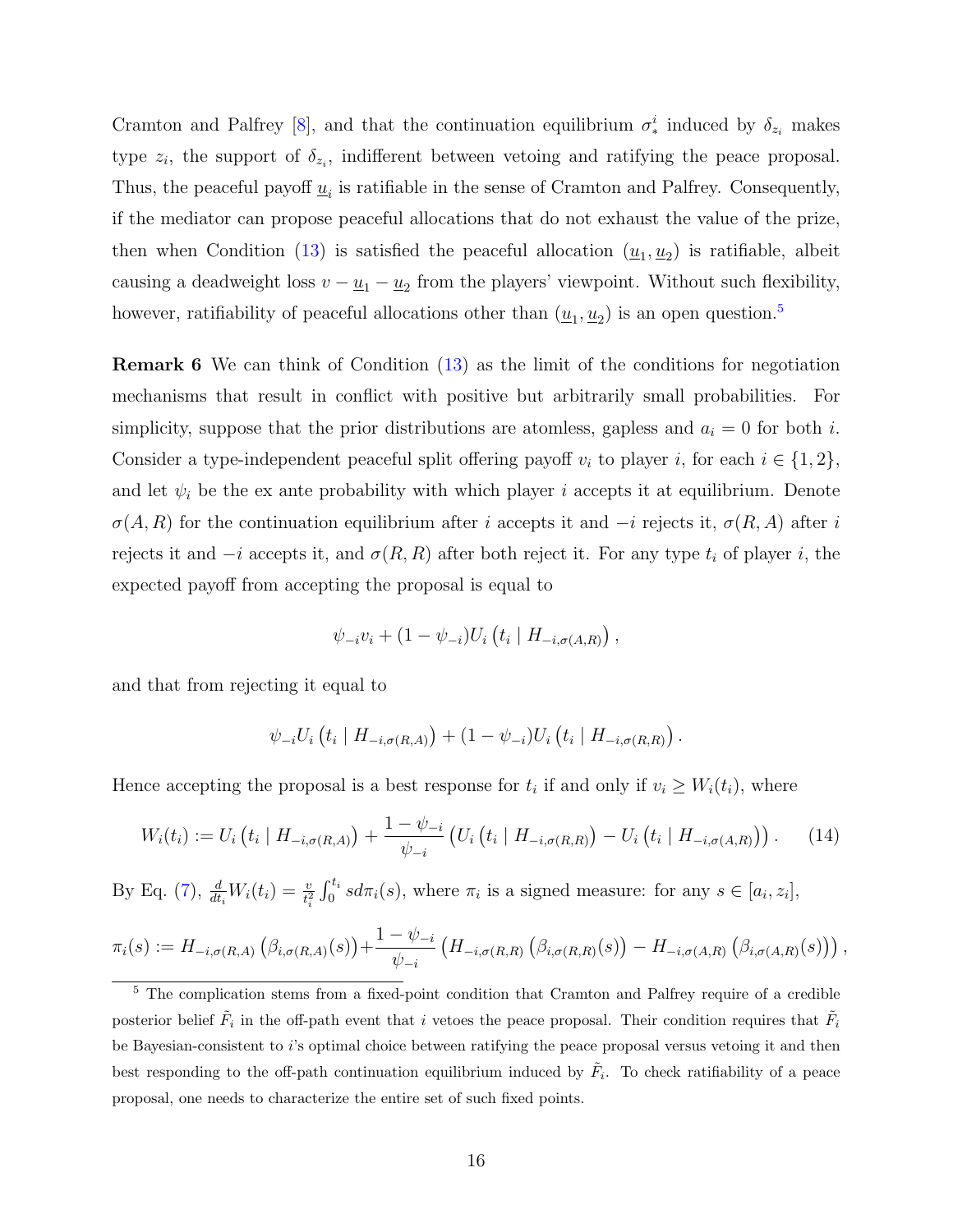Cramton and Palfrey [8], and that the continuation equilibrium $\sigma_*^i$ induced by $\delta_{z_i}$ makes type $z_i$, the support of $\delta_{z_i}$, indifferent between vetoing and ratifying the peace proposal. Thus, the peaceful payoff $\underline{u}_i$ is ratifiable in the sense of Cramton and Palfrey. Consequently, if the mediator can propose peaceful allocations that do not exhaust the value of the prize, then when Condition (13) is satisfied the peaceful allocation $(\underline{u}_1, \underline{u}_2)$ is ratifiable, albeit causing a deadweight loss $v - \underline{u}_1 - \underline{u}_2$ from the players' viewpoint. Without such flexibility, however, ratifiability of peaceful allocations other than $(\underline{u}_1, \underline{u}_2)$ is an open question.[5]

**Remark 6** We can think of Condition (13) as the limit of the conditions for negotiation mechanisms that result in conflict with positive but arbitrarily small probabilities. For simplicity, suppose that the prior distributions are atomless, gapless and $a_i = 0$ for both $i$. Consider a type-independent peaceful split offering payoff $v_i$ to player $i$, for each $i \in \{1, 2\}$, and let $\psi_i$ be the ex ante probability with which player $i$ accepts it at equilibrium. Denote $\sigma(A, R)$ for the continuation equilibrium after $i$ accepts it and $-i$ rejects it, $\sigma(R, A)$ after $i$ rejects it and $-i$ accepts it, and $\sigma(R, R)$ after both reject it. For any type $t_i$ of player $i$, the expected payoff from accepting the proposal is equal to

$$\psi_{-i} v_i + (1 - \psi_{-i}) U_i \left( t_i \mid H_{-i,\sigma(A,R)} \right),$$

and that from rejecting it equal to

$$\psi_{-i} U_i \left( t_i \mid H_{-i,\sigma(R,A)} \right) + (1 - \psi_{-i}) U_i \left( t_i \mid H_{-i,\sigma(R,R)} \right).$$

Hence accepting the proposal is a best response for $t_i$ if and only if $v_i \geq W_i(t_i)$, where

$$W_i(t_i) := U_i \left( t_i \mid H_{-i,\sigma(R,A)} \right) + \frac{1 - \psi_{-i}}{\psi_{-i}} \left( U_i \left( t_i \mid H_{-i,\sigma(R,R)} \right) - U_i \left( t_i \mid H_{-i,\sigma(A,R)} \right) \right). \tag{14}$$

By Eq. (7), $\frac{d}{dt_i} W_i(t_i) = \frac{v}{t_i^2} \int_0^{t_i} s \, d\pi_i(s)$, where $\pi_i$ is a signed measure: for any $s \in [a_i, z_i]$,

$$\pi_i(s) := H_{-i,\sigma(R,A)} \left( \beta_{i,\sigma(R,A)}(s) \right) + \frac{1 - \psi_{-i}}{\psi_{-i}} \left( H_{-i,\sigma(R,R)} \left( \beta_{i,\sigma(R,R)}(s) \right) - H_{-i,\sigma(A,R)} \left( \beta_{i,\sigma(A,R)}(s) \right) \right),$$

[5] The complication stems from a fixed-point condition that Cramton and Palfrey require of a credible posterior belief $\tilde{F}_i$ in the off-path event that $i$ vetoes the peace proposal. Their condition requires that $\tilde{F}_i$ be Bayesian-consistent to $i$'s optimal choice between ratifying the peace proposal versus vetoing it and then best responding to the off-path continuation equilibrium induced by $\tilde{F}_i$. To check ratifiability of a peace proposal, one needs to characterize the entire set of such fixed points.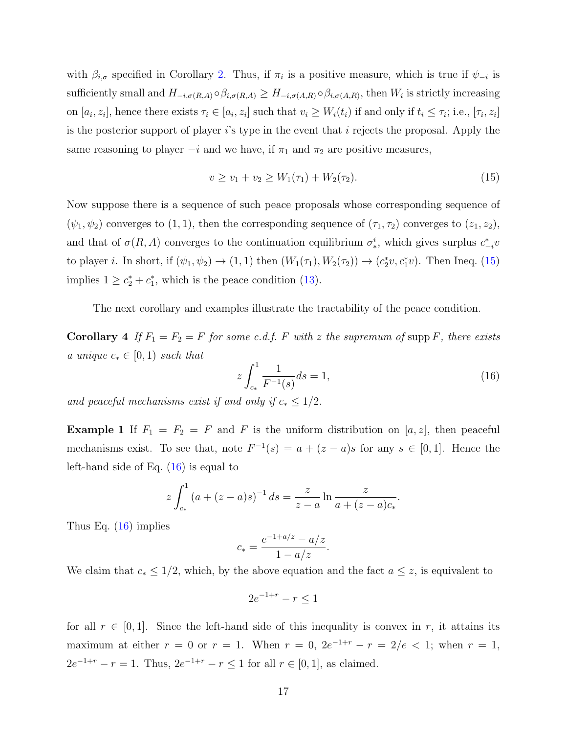with $\beta_{i,\sigma}$ specified in Corollary 2. Thus, if $\pi_i$ is a positive measure, which is true if $\psi_{-i}$ is sufficiently small and $H_{-i,\sigma(R,A)} \circ \beta_{i,\sigma(R,A)} \geq H_{-i,\sigma(A,R)} \circ \beta_{i,\sigma(A,R)}$, then $W_i$ is strictly increasing on $[a_i, z_i]$, hence there exists $\tau_i \in [a_i, z_i]$ such that $v_i \geq W_i(t_i)$ if and only if $t_i \leq \tau_i$; i.e., $[\tau_i, z_i]$ is the posterior support of player $i$'s type in the event that $i$ rejects the proposal. Apply the same reasoning to player $-i$ and we have, if $\pi_1$ and $\pi_2$ are positive measures,

$$v \geq v_1 + v_2 \geq W_1(\tau_1) + W_2(\tau_2). \tag{15}$$

Now suppose there is a sequence of such peace proposals whose corresponding sequence of $(\psi_1, \psi_2)$ converges to $(1, 1)$, then the corresponding sequence of $(\tau_1, \tau_2)$ converges to $(z_1, z_2)$, and that of $\sigma(R, A)$ converges to the continuation equilibrium $\sigma_*^i$, which gives surplus $c_{-i}^* v$ to player $i$. In short, if $(\psi_1, \psi_2) \to (1, 1)$ then $(W_1(\tau_1), W_2(\tau_2)) \to (c_2^* v, c_1^* v)$. Then Ineq. (15) implies $1 \geq c_2^* + c_1^*$, which is the peace condition (13).

The next corollary and examples illustrate the tractability of the peace condition.

**Corollary 4** *If $F_1 = F_2 = F$ for some c.d.f. $F$ with $z$ the supremum of $\operatorname{supp} F$, there exists a unique $c_* \in [0, 1)$ such that*

$$z \int_{c_*}^{1} \frac{1}{F^{-1}(s)} ds = 1, \tag{16}$$

*and peaceful mechanisms exist if and only if $c_* \leq 1/2$.*

**Example 1** If $F_1 = F_2 = F$ and $F$ is the uniform distribution on $[a, z]$, then peaceful mechanisms exist. To see that, note $F^{-1}(s) = a + (z - a)s$ for any $s \in [0, 1]$. Hence the left-hand side of Eq. (16) is equal to

$$z \int_{c_*}^{1} (a + (z - a)s)^{-1} ds = \frac{z}{z - a} \ln \frac{z}{a + (z - a)c_*}.$$

Thus Eq. (16) implies

$$c_* = \frac{e^{-1+a/z} - a/z}{1 - a/z}.$$

We claim that $c_* \leq 1/2$, which, by the above equation and the fact $a \leq z$, is equivalent to

$$2e^{-1+r} - r \leq 1$$

for all $r \in [0, 1]$. Since the left-hand side of this inequality is convex in $r$, it attains its maximum at either $r = 0$ or $r = 1$. When $r = 0$, $2e^{-1+r} - r = 2/e < 1$; when $r = 1$, $2e^{-1+r} - r = 1$. Thus, $2e^{-1+r} - r \leq 1$ for all $r \in [0, 1]$, as claimed.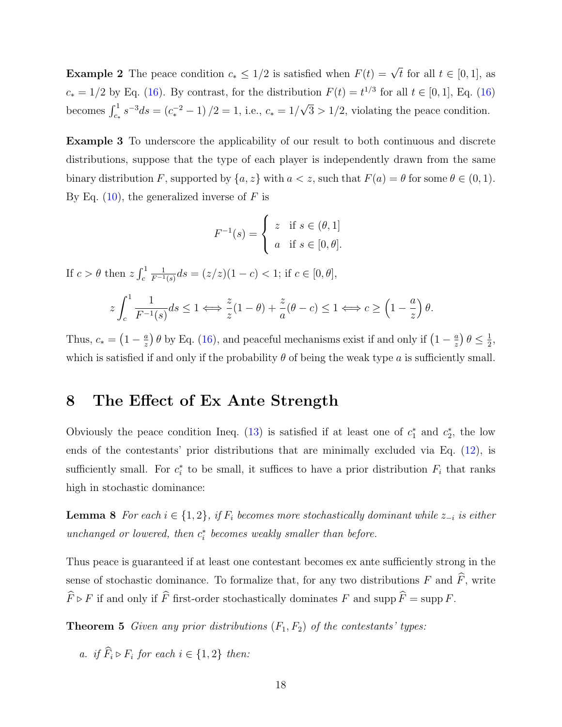**Example 2** The peace condition $c_* \leq 1/2$ is satisfied when $F(t) = \sqrt{t}$ for all $t \in [0, 1]$, as $c_* = 1/2$ by Eq. (16). By contrast, for the distribution $F(t) = t^{1/3}$ for all $t \in [0, 1]$, Eq. (16) becomes $\int_{c_*}^{1} s^{-3} ds = \left(c_*^{-2} - 1\right)/2 = 1$, i.e., $c_* = 1/\sqrt{3} > 1/2$, violating the peace condition.

**Example 3** To underscore the applicability of our result to both continuous and discrete distributions, suppose that the type of each player is independently drawn from the same binary distribution $F$, supported by $\{a, z\}$ with $a < z$, such that $F(a) = \theta$ for some $\theta \in (0, 1)$. By Eq. (10), the generalized inverse of $F$ is

$$F^{-1}(s) = \begin{cases} z & \text{if } s \in (\theta, 1] \\ a & \text{if } s \in [0, \theta]. \end{cases}$$

If $c > \theta$ then $z \int_c^1 \frac{1}{F^{-1}(s)} ds = (z/z)(1 - c) < 1$; if $c \in [0, \theta]$,

$$z \int_c^1 \frac{1}{F^{-1}(s)} ds \leq 1 \iff \frac{z}{z}(1 - \theta) + \frac{z}{a}(\theta - c) \leq 1 \iff c \geq \left(1 - \frac{a}{z}\right)\theta.$$

Thus, $c_* = \left(1 - \frac{a}{z}\right)\theta$ by Eq. (16), and peaceful mechanisms exist if and only if $\left(1 - \frac{a}{z}\right)\theta \leq \frac{1}{2}$, which is satisfied if and only if the probability $\theta$ of being the weak type $a$ is sufficiently small.

## 8 The Effect of Ex Ante Strength

Obviously the peace condition Ineq. (13) is satisfied if at least one of $c_1^*$ and $c_2^*$, the low ends of the contestants' prior distributions that are minimally excluded via Eq. (12), is sufficiently small. For $c_i^*$ to be small, it suffices to have a prior distribution $F_i$ that ranks high in stochastic dominance:

**Lemma 8** *For each $i \in \{1, 2\}$, if $F_i$ becomes more stochastically dominant while $z_{-i}$ is either unchanged or lowered, then $c_i^*$ becomes weakly smaller than before.*

Thus peace is guaranteed if at least one contestant becomes ex ante sufficiently strong in the sense of stochastic dominance. To formalize that, for any two distributions $F$ and $\widehat{F}$, write $\widehat{F} \triangleright F$ if and only if $\widehat{F}$ first-order stochastically dominates $F$ and $\operatorname{supp} \widehat{F} = \operatorname{supp} F$.

**Theorem 5** *Given any prior distributions $(F_1, F_2)$ of the contestants' types:*

*a. if $\widehat{F}_i \triangleright F_i$ for each $i \in \{1, 2\}$ then:*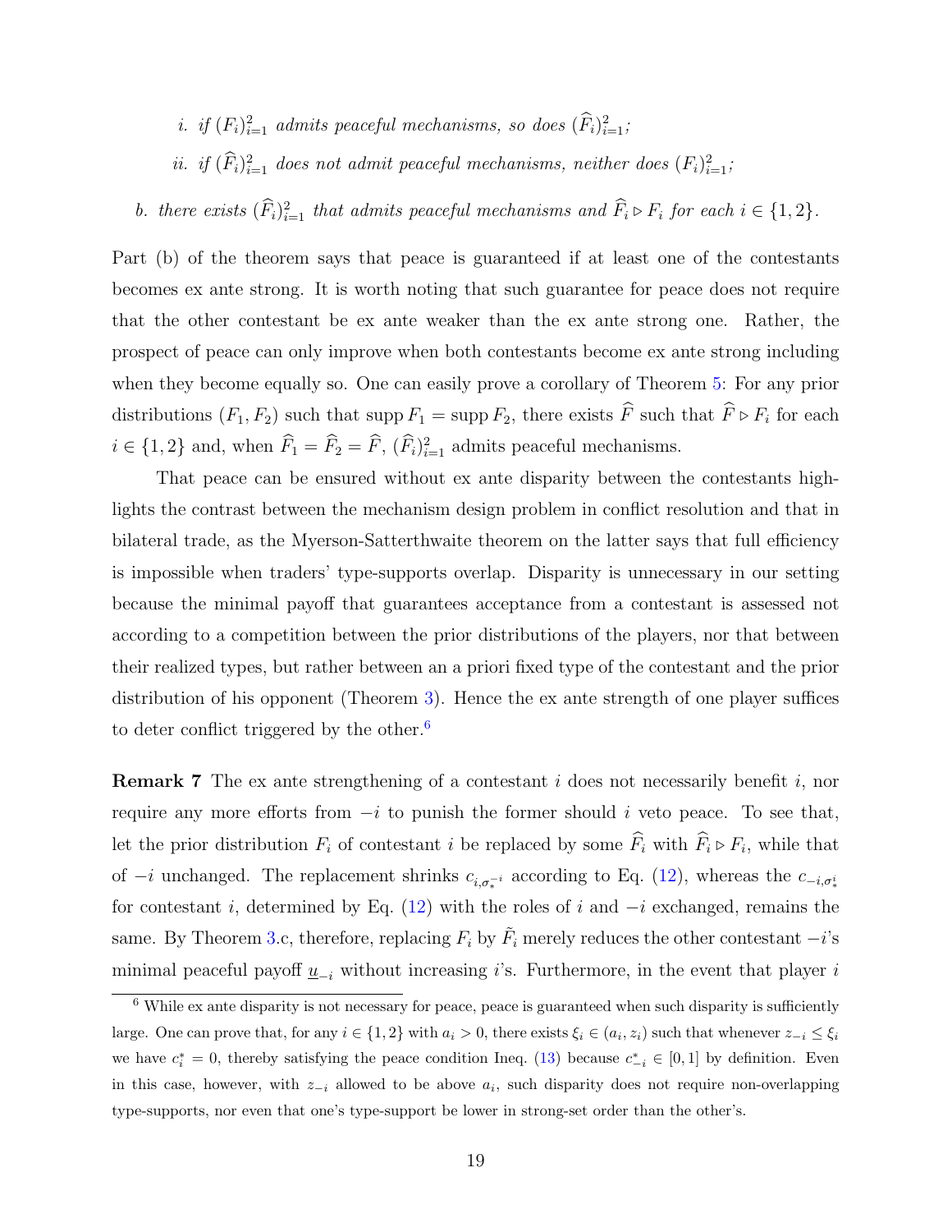i. *if* $(F_i)_{i=1}^2$ *admits peaceful mechanisms, so does* $(\widehat{F}_i)_{i=1}^2$*;*

   ii. *if* $(\widehat{F}_i)_{i=1}^2$ *does not admit peaceful mechanisms, neither does* $(F_i)_{i=1}^2$*;*

b. *there exists* $(\widehat{F}_i)_{i=1}^2$ *that admits peaceful mechanisms and* $\widehat{F}_i \triangleright F_i$ *for each* $i \in \{1, 2\}$*.*

Part (b) of the theorem says that peace is guaranteed if at least one of the contestants becomes ex ante strong. It is worth noting that such guarantee for peace does not require that the other contestant be ex ante weaker than the ex ante strong one. Rather, the prospect of peace can only improve when both contestants become ex ante strong including when they become equally so. One can easily prove a corollary of Theorem 5: For any prior distributions $(F_1, F_2)$ such that $\operatorname{supp} F_1 = \operatorname{supp} F_2$, there exists $\widehat{F}$ such that $\widehat{F} \triangleright F_i$ for each $i \in \{1, 2\}$ and, when $\widehat{F}_1 = \widehat{F}_2 = \widehat{F}$, $(\widehat{F}_i)_{i=1}^2$ admits peaceful mechanisms.

That peace can be ensured without ex ante disparity between the contestants highlights the contrast between the mechanism design problem in conflict resolution and that in bilateral trade, as the Myerson-Satterthwaite theorem on the latter says that full efficiency is impossible when traders' type-supports overlap. Disparity is unnecessary in our setting because the minimal payoff that guarantees acceptance from a contestant is assessed not according to a competition between the prior distributions of the players, nor that between their realized types, but rather between an a priori fixed type of the contestant and the prior distribution of his opponent (Theorem 3). Hence the ex ante strength of one player suffices to deter conflict triggered by the other.[6]

**Remark 7** The ex ante strengthening of a contestant $i$ does not necessarily benefit $i$, nor require any more efforts from $-i$ to punish the former should $i$ veto peace. To see that, let the prior distribution $F_i$ of contestant $i$ be replaced by some $\widehat{F}_i$ with $\widehat{F}_i \triangleright F_i$, while that of $-i$ unchanged. The replacement shrinks $c_{i,\sigma_*^{-i}}$ according to Eq. (12), whereas the $c_{-i,\sigma_*^i}$ for contestant $i$, determined by Eq. (12) with the roles of $i$ and $-i$ exchanged, remains the same. By Theorem 3.c, therefore, replacing $F_i$ by $\tilde{F}_i$ merely reduces the other contestant $-i$'s minimal peaceful payoff $\underline{u}_{-i}$ without increasing $i$'s. Furthermore, in the event that player $i$

[6] While ex ante disparity is not necessary for peace, peace is guaranteed when such disparity is sufficiently large. One can prove that, for any $i \in \{1, 2\}$ with $a_i > 0$, there exists $\xi_i \in (a_i, z_i)$ such that whenever $z_{-i} \le \xi_i$ we have $c_i^* = 0$, thereby satisfying the peace condition Ineq. (13) because $c_{-i}^* \in [0, 1]$ by definition. Even in this case, however, with $z_{-i}$ allowed to be above $a_i$, such disparity does not require non-overlapping type-supports, nor even that one's type-support be lower in strong-set order than the other's.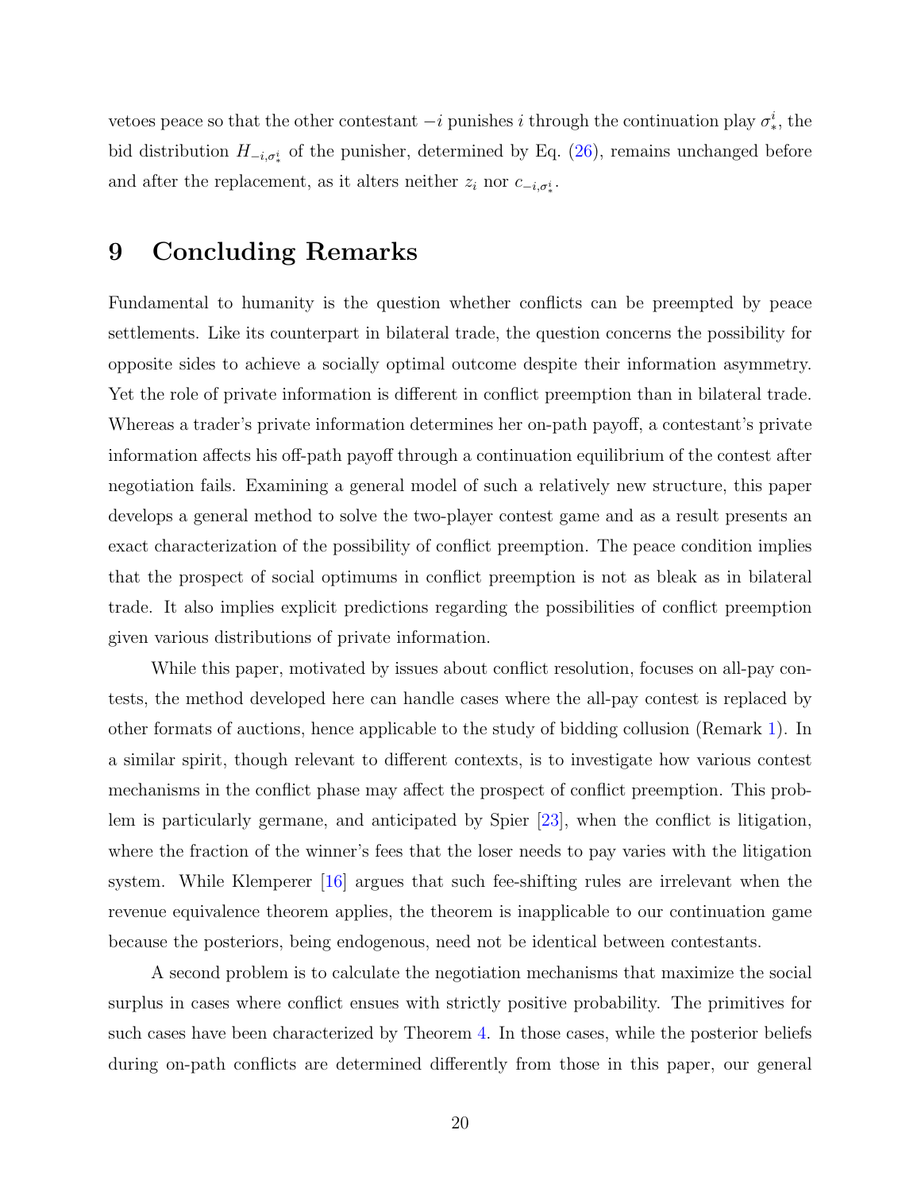vetoes peace so that the other contestant $-i$ punishes $i$ through the continuation play $\sigma^i_*$, the bid distribution $H_{-i,\sigma^i_*}$ of the punisher, determined by Eq. (26), remains unchanged before and after the replacement, as it alters neither $z_i$ nor $c_{-i,\sigma^i_*}$.

## 9 Concluding Remarks

Fundamental to humanity is the question whether conflicts can be preempted by peace settlements. Like its counterpart in bilateral trade, the question concerns the possibility for opposite sides to achieve a socially optimal outcome despite their information asymmetry. Yet the role of private information is different in conflict preemption than in bilateral trade. Whereas a trader's private information determines her on-path payoff, a contestant's private information affects his off-path payoff through a continuation equilibrium of the contest after negotiation fails. Examining a general model of such a relatively new structure, this paper develops a general method to solve the two-player contest game and as a result presents an exact characterization of the possibility of conflict preemption. The peace condition implies that the prospect of social optimums in conflict preemption is not as bleak as in bilateral trade. It also implies explicit predictions regarding the possibilities of conflict preemption given various distributions of private information.

While this paper, motivated by issues about conflict resolution, focuses on all-pay contests, the method developed here can handle cases where the all-pay contest is replaced by other formats of auctions, hence applicable to the study of bidding collusion (Remark 1). In a similar spirit, though relevant to different contexts, is to investigate how various contest mechanisms in the conflict phase may affect the prospect of conflict preemption. This problem is particularly germane, and anticipated by Spier [23], when the conflict is litigation, where the fraction of the winner's fees that the loser needs to pay varies with the litigation system. While Klemperer [16] argues that such fee-shifting rules are irrelevant when the revenue equivalence theorem applies, the theorem is inapplicable to our continuation game because the posteriors, being endogenous, need not be identical between contestants.

A second problem is to calculate the negotiation mechanisms that maximize the social surplus in cases where conflict ensues with strictly positive probability. The primitives for such cases have been characterized by Theorem 4. In those cases, while the posterior beliefs during on-path conflicts are determined differently from those in this paper, our general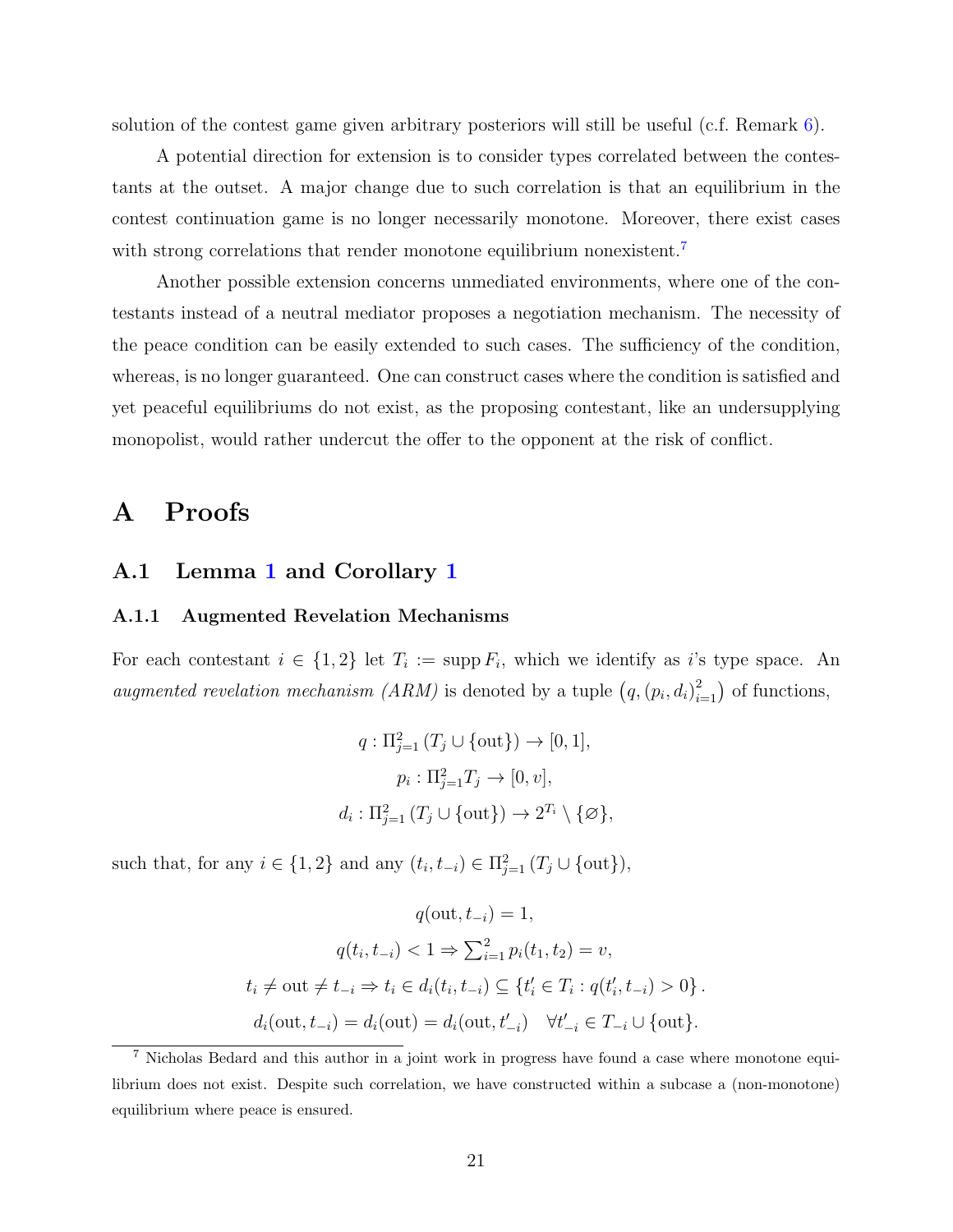solution of the contest game given arbitrary posteriors will still be useful (c.f. Remark 6).

A potential direction for extension is to consider types correlated between the contestants at the outset. A major change due to such correlation is that an equilibrium in the contest continuation game is no longer necessarily monotone. Moreover, there exist cases with strong correlations that render monotone equilibrium nonexistent.[7]

Another possible extension concerns unmediated environments, where one of the contestants instead of a neutral mediator proposes a negotiation mechanism. The necessity of the peace condition can be easily extended to such cases. The sufficiency of the condition, whereas, is no longer guaranteed. One can construct cases where the condition is satisfied and yet peaceful equilibriums do not exist, as the proposing contestant, like an undersupplying monopolist, would rather undercut the offer to the opponent at the risk of conflict.

# A Proofs

## A.1 Lemma 1 and Corollary 1

### A.1.1 Augmented Revelation Mechanisms

For each contestant $i \in \{1, 2\}$ let $T_i := \operatorname{supp} F_i$, which we identify as $i$'s type space. An *augmented revelation mechanism (ARM)* is denoted by a tuple $\left(q, (p_i, d_i)_{i=1}^2\right)$ of functions,

$$q : \Pi_{j=1}^2 (T_j \cup \{\text{out}\}) \to [0, 1],$$

$$p_i : \Pi_{j=1}^2 T_j \to [0, v],$$

$$d_i : \Pi_{j=1}^2 (T_j \cup \{\text{out}\}) \to 2^{T_i} \setminus \{\varnothing\},$$

such that, for any $i \in \{1, 2\}$ and any $(t_i, t_{-i}) \in \Pi_{j=1}^2 (T_j \cup \{\text{out}\})$,

$$q(\text{out}, t_{-i}) = 1,$$

$$q(t_i, t_{-i}) < 1 \Rightarrow \textstyle\sum_{i=1}^2 p_i(t_1, t_2) = v,$$

$$t_i \neq \text{out} \neq t_{-i} \Rightarrow t_i \in d_i(t_i, t_{-i}) \subseteq \{t'_i \in T_i : q(t'_i, t_{-i}) > 0\}.$$

$$d_i(\text{out}, t_{-i}) = d_i(\text{out}) = d_i(\text{out}, t'_{-i}) \quad \forall t'_{-i} \in T_{-i} \cup \{\text{out}\}.$$

[7] Nicholas Bedard and this author in a joint work in progress have found a case where monotone equilibrium does not exist. Despite such correlation, we have constructed within a subcase a (non-monotone) equilibrium where peace is ensured.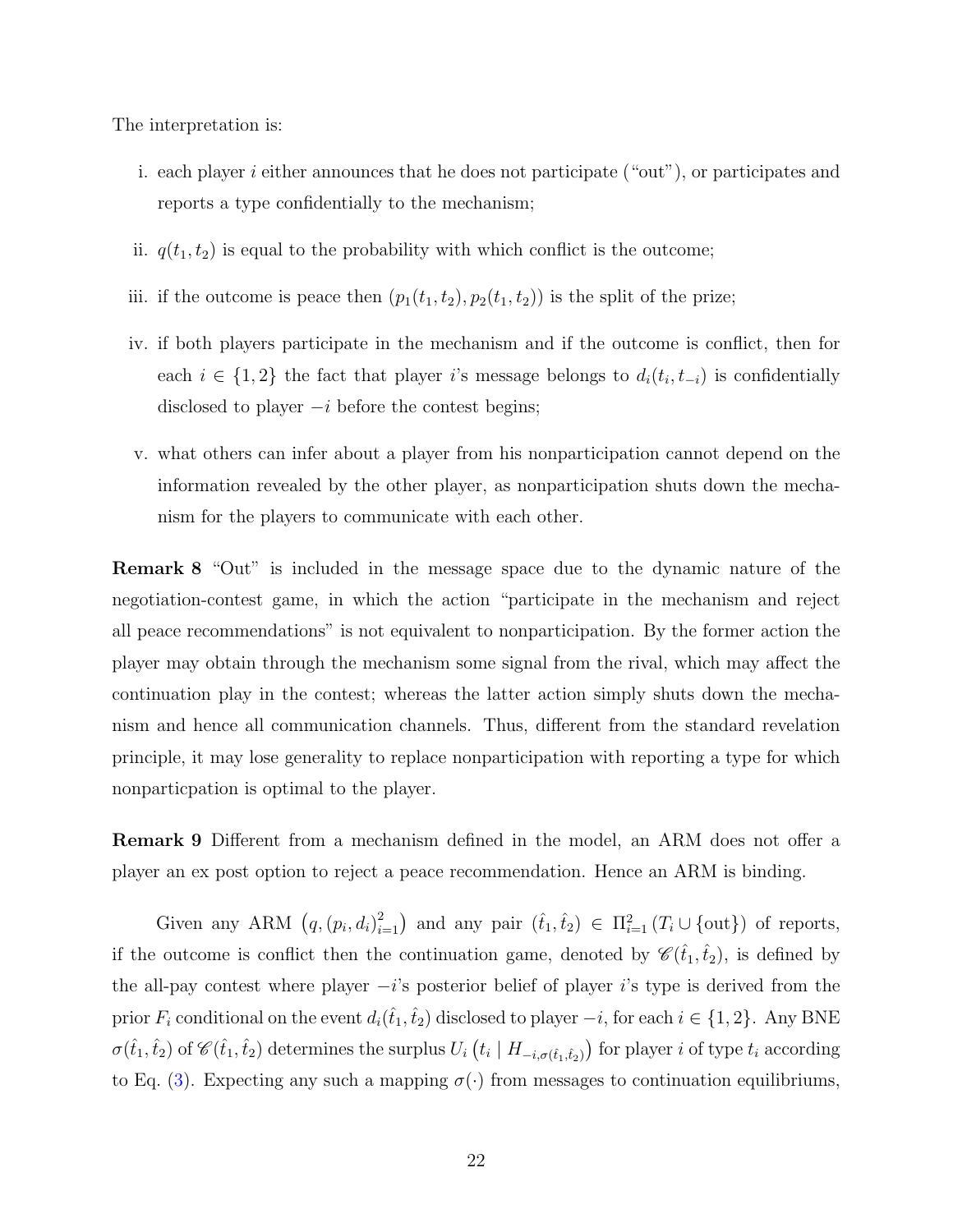The interpretation is:

i. each player $i$ either announces that he does not participate ("out"), or participates and reports a type confidentially to the mechanism;

ii. $q(t_1, t_2)$ is equal to the probability with which conflict is the outcome;

iii. if the outcome is peace then $(p_1(t_1, t_2), p_2(t_1, t_2))$ is the split of the prize;

iv. if both players participate in the mechanism and if the outcome is conflict, then for each $i \in \{1, 2\}$ the fact that player $i$'s message belongs to $d_i(t_i, t_{-i})$ is confidentially disclosed to player $-i$ before the contest begins;

v. what others can infer about a player from his nonparticipation cannot depend on the information revealed by the other player, as nonparticipation shuts down the mechanism for the players to communicate with each other.

**Remark 8** "Out" is included in the message space due to the dynamic nature of the negotiation-contest game, in which the action "participate in the mechanism and reject all peace recommendations" is not equivalent to nonparticipation. By the former action the player may obtain through the mechanism some signal from the rival, which may affect the continuation play in the contest; whereas the latter action simply shuts down the mechanism and hence all communication channels. Thus, different from the standard revelation principle, it may lose generality to replace nonparticipation with reporting a type for which nonparticpation is optimal to the player.

**Remark 9** Different from a mechanism defined in the model, an ARM does not offer a player an ex post option to reject a peace recommendation. Hence an ARM is binding.

Given any ARM $\left(q, (p_i, d_i)_{i=1}^2\right)$ and any pair $(\hat{t}_1, \hat{t}_2) \in \Pi_{i=1}^2 (T_i \cup \{\text{out}\})$ of reports, if the outcome is conflict then the continuation game, denoted by $\mathscr{C}(\hat{t}_1, \hat{t}_2)$, is defined by the all-pay contest where player $-i$'s posterior belief of player $i$'s type is derived from the prior $F_i$ conditional on the event $d_i(\hat{t}_1, \hat{t}_2)$ disclosed to player $-i$, for each $i \in \{1, 2\}$. Any BNE $\sigma(\hat{t}_1, \hat{t}_2)$ of $\mathscr{C}(\hat{t}_1, \hat{t}_2)$ determines the surplus $U_i\left(t_i \mid H_{-i,\sigma(\hat{t}_1, \hat{t}_2)}\right)$ for player $i$ of type $t_i$ according to Eq. (3). Expecting any such a mapping $\sigma(\cdot)$ from messages to continuation equilibriums,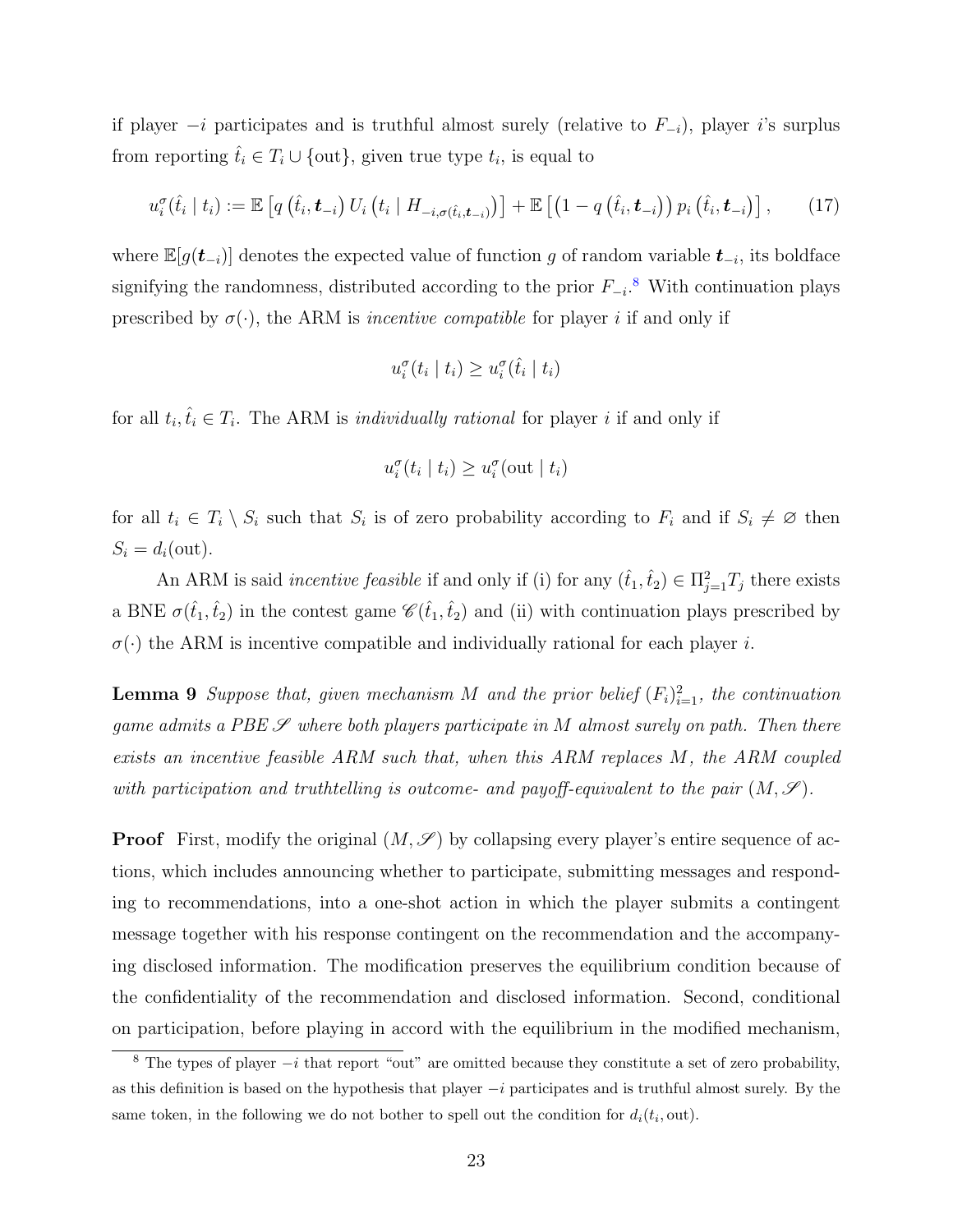if player $-i$ participates and is truthful almost surely (relative to $F_{-i}$), player $i$'s surplus from reporting $\hat{t}_i \in T_i \cup \{\text{out}\}$, given true type $t_i$, is equal to

$$u_i^\sigma(\hat{t}_i \mid t_i) := \mathbb{E}\left[q\left(\hat{t}_i, \boldsymbol{t}_{-i}\right) U_i\left(t_i \mid H_{-i,\sigma(\hat{t}_i,\boldsymbol{t}_{-i})}\right)\right] + \mathbb{E}\left[\left(1 - q\left(\hat{t}_i, \boldsymbol{t}_{-i}\right)\right) p_i\left(\hat{t}_i, \boldsymbol{t}_{-i}\right)\right], \tag{17}$$

where $\mathbb{E}[g(\boldsymbol{t}_{-i})]$ denotes the expected value of function $g$ of random variable $\boldsymbol{t}_{-i}$, its boldface signifying the randomness, distributed according to the prior $F_{-i}$.[8] With continuation plays prescribed by $\sigma(\cdot)$, the ARM is *incentive compatible* for player $i$ if and only if

$$u_i^\sigma(t_i \mid t_i) \geq u_i^\sigma(\hat{t}_i \mid t_i)$$

for all $t_i, \hat{t}_i \in T_i$. The ARM is *individually rational* for player $i$ if and only if

$$u_i^\sigma(t_i \mid t_i) \geq u_i^\sigma(\text{out} \mid t_i)$$

for all $t_i \in T_i \setminus S_i$ such that $S_i$ is of zero probability according to $F_i$ and if $S_i \neq \varnothing$ then $S_i = d_i(\text{out})$.

An ARM is said *incentive feasible* if and only if (i) for any $(\hat{t}_1, \hat{t}_2) \in \Pi_{j=1}^2 T_j$ there exists a BNE $\sigma(\hat{t}_1, \hat{t}_2)$ in the contest game $\mathscr{C}(\hat{t}_1, \hat{t}_2)$ and (ii) with continuation plays prescribed by $\sigma(\cdot)$ the ARM is incentive compatible and individually rational for each player $i$.

**Lemma 9** *Suppose that, given mechanism $M$ and the prior belief $(F_i)_{i=1}^2$, the continuation game admits a PBE $\mathscr{S}$ where both players participate in $M$ almost surely on path. Then there exists an incentive feasible ARM such that, when this ARM replaces $M$, the ARM coupled with participation and truthtelling is outcome- and payoff-equivalent to the pair $(M, \mathscr{S})$.*

**Proof** First, modify the original $(M, \mathscr{S})$ by collapsing every player's entire sequence of actions, which includes announcing whether to participate, submitting messages and responding to recommendations, into a one-shot action in which the player submits a contingent message together with his response contingent on the recommendation and the accompanying disclosed information. The modification preserves the equilibrium condition because of the confidentiality of the recommendation and disclosed information. Second, conditional on participation, before playing in accord with the equilibrium in the modified mechanism,

[8] The types of player $-i$ that report "out" are omitted because they constitute a set of zero probability, as this definition is based on the hypothesis that player $-i$ participates and is truthful almost surely. By the same token, in the following we do not bother to spell out the condition for $d_i(t_i, \text{out})$.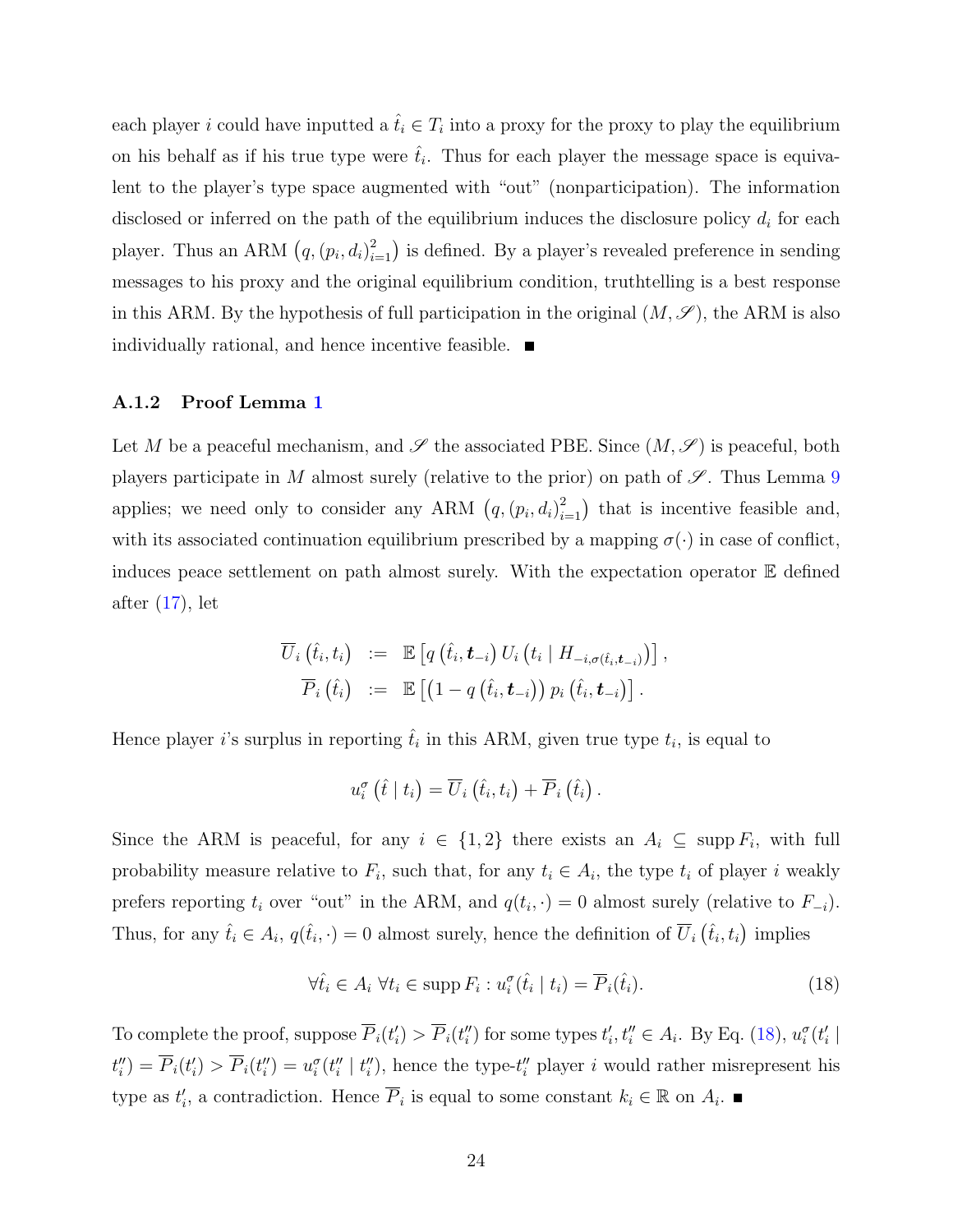each player $i$ could have inputted a $\hat{t}_i \in T_i$ into a proxy for the proxy to play the equilibrium on his behalf as if his true type were $\hat{t}_i$. Thus for each player the message space is equivalent to the player's type space augmented with "out" (nonparticipation). The information disclosed or inferred on the path of the equilibrium induces the disclosure policy $d_i$ for each player. Thus an ARM $\left(q, (p_i, d_i)_{i=1}^2\right)$ is defined. By a player's revealed preference in sending messages to his proxy and the original equilibrium condition, truthtelling is a best response in this ARM. By the hypothesis of full participation in the original $(M, \mathscr{S})$, the ARM is also individually rational, and hence incentive feasible. ■

### A.1.2 Proof Lemma 1

Let $M$ be a peaceful mechanism, and $\mathscr{S}$ the associated PBE. Since $(M, \mathscr{S})$ is peaceful, both players participate in $M$ almost surely (relative to the prior) on path of $\mathscr{S}$. Thus Lemma 9 applies; we need only to consider any ARM $\left(q, (p_i, d_i)_{i=1}^2\right)$ that is incentive feasible and, with its associated continuation equilibrium prescribed by a mapping $\sigma(\cdot)$ in case of conflict, induces peace settlement on path almost surely. With the expectation operator $\mathbb{E}$ defined after (17), let

$$
\begin{aligned}
\overline{U}_i\left(\hat{t}_i, t_i\right) &:= \mathbb{E}\left[q\left(\hat{t}_i, \boldsymbol{t}_{-i}\right) U_i\left(t_i \mid H_{-i,\sigma(\hat{t}_i,\boldsymbol{t}_{-i})}\right)\right], \\
\overline{P}_i\left(\hat{t}_i\right) &:= \mathbb{E}\left[\left(1 - q\left(\hat{t}_i, \boldsymbol{t}_{-i}\right)\right) p_i\left(\hat{t}_i, \boldsymbol{t}_{-i}\right)\right].
\end{aligned}
$$

Hence player $i$'s surplus in reporting $\hat{t}_i$ in this ARM, given true type $t_i$, is equal to

$$
u_i^{\sigma}\left(\hat{t} \mid t_i\right) = \overline{U}_i\left(\hat{t}_i, t_i\right) + \overline{P}_i\left(\hat{t}_i\right).
$$

Since the ARM is peaceful, for any $i \in \{1, 2\}$ there exists an $A_i \subseteq \operatorname{supp} F_i$, with full probability measure relative to $F_i$, such that, for any $t_i \in A_i$, the type $t_i$ of player $i$ weakly prefers reporting $t_i$ over "out" in the ARM, and $q(t_i, \cdot) = 0$ almost surely (relative to $F_{-i}$). Thus, for any $\hat{t}_i \in A_i$, $q(\hat{t}_i, \cdot) = 0$ almost surely, hence the definition of $\overline{U}_i\left(\hat{t}_i, t_i\right)$ implies

$$
\forall \hat{t}_i \in A_i \; \forall t_i \in \operatorname{supp} F_i : u_i^{\sigma}(\hat{t}_i \mid t_i) = \overline{P}_i(\hat{t}_i). \tag{18}
$$

To complete the proof, suppose $\overline{P}_i(t_i') > \overline{P}_i(t_i'')$ for some types $t_i', t_i'' \in A_i$. By Eq. (18), $u_i^{\sigma}(t_i' \mid t_i'') = \overline{P}_i(t_i') > \overline{P}_i(t_i'') = u_i^{\sigma}(t_i'' \mid t_i'')$, hence the type-$t_i''$ player $i$ would rather misrepresent his type as $t_i'$, a contradiction. Hence $\overline{P}_i$ is equal to some constant $k_i \in \mathbb{R}$ on $A_i$. ■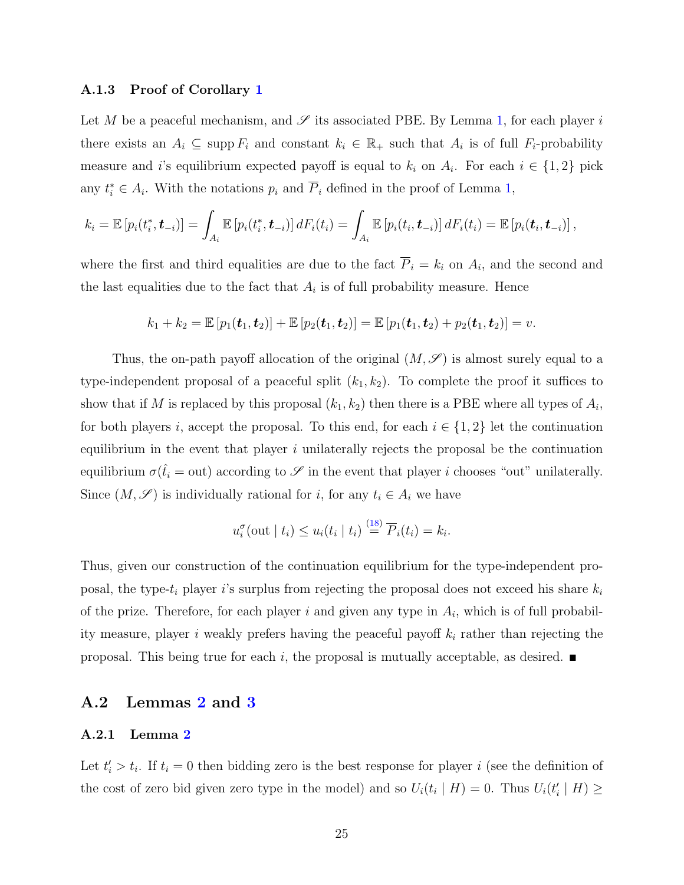### A.1.3 Proof of Corollary 1

Let $M$ be a peaceful mechanism, and $\mathscr{S}$ its associated PBE. By Lemma 1, for each player $i$ there exists an $A_i \subseteq \operatorname{supp} F_i$ and constant $k_i \in \mathbb{R}_+$ such that $A_i$ is of full $F_i$-probability measure and $i$'s equilibrium expected payoff is equal to $k_i$ on $A_i$. For each $i \in \{1, 2\}$ pick any $t_i^* \in A_i$. With the notations $p_i$ and $\overline{P}_i$ defined in the proof of Lemma 1,

$$k_i = \mathbb{E}\left[p_i(t_i^*, \boldsymbol{t}_{-i})\right] = \int_{A_i} \mathbb{E}\left[p_i(t_i^*, \boldsymbol{t}_{-i})\right] dF_i(t_i) = \int_{A_i} \mathbb{E}\left[p_i(t_i, \boldsymbol{t}_{-i})\right] dF_i(t_i) = \mathbb{E}\left[p_i(\boldsymbol{t}_i, \boldsymbol{t}_{-i})\right],$$

where the first and third equalities are due to the fact $\overline{P}_i = k_i$ on $A_i$, and the second and the last equalities due to the fact that $A_i$ is of full probability measure. Hence

$$k_1 + k_2 = \mathbb{E}\left[p_1(\boldsymbol{t}_1, \boldsymbol{t}_2)\right] + \mathbb{E}\left[p_2(\boldsymbol{t}_1, \boldsymbol{t}_2)\right] = \mathbb{E}\left[p_1(\boldsymbol{t}_1, \boldsymbol{t}_2) + p_2(\boldsymbol{t}_1, \boldsymbol{t}_2)\right] = v.$$

Thus, the on-path payoff allocation of the original $(M, \mathscr{S})$ is almost surely equal to a type-independent proposal of a peaceful split $(k_1, k_2)$. To complete the proof it suffices to show that if $M$ is replaced by this proposal $(k_1, k_2)$ then there is a PBE where all types of $A_i$, for both players $i$, accept the proposal. To this end, for each $i \in \{1, 2\}$ let the continuation equilibrium in the event that player $i$ unilaterally rejects the proposal be the continuation equilibrium $\sigma(\hat{t}_i = \text{out})$ according to $\mathscr{S}$ in the event that player $i$ chooses "out" unilaterally. Since $(M, \mathscr{S})$ is individually rational for $i$, for any $t_i \in A_i$ we have

$$u_i^{\sigma}(\text{out} \mid t_i) \leq u_i(t_i \mid t_i) \overset{(18)}{=} \overline{P}_i(t_i) = k_i.$$

Thus, given our construction of the continuation equilibrium for the type-independent proposal, the type-$t_i$ player $i$'s surplus from rejecting the proposal does not exceed his share $k_i$ of the prize. Therefore, for each player $i$ and given any type in $A_i$, which is of full probability measure, player $i$ weakly prefers having the peaceful payoff $k_i$ rather than rejecting the proposal. This being true for each $i$, the proposal is mutually acceptable, as desired. ∎

## A.2 Lemmas 2 and 3

### A.2.1 Lemma 2

Let $t_i' > t_i$. If $t_i = 0$ then bidding zero is the best response for player $i$ (see the definition of the cost of zero bid given zero type in the model) and so $U_i(t_i \mid H) = 0$. Thus $U_i(t_i' \mid H) \geq$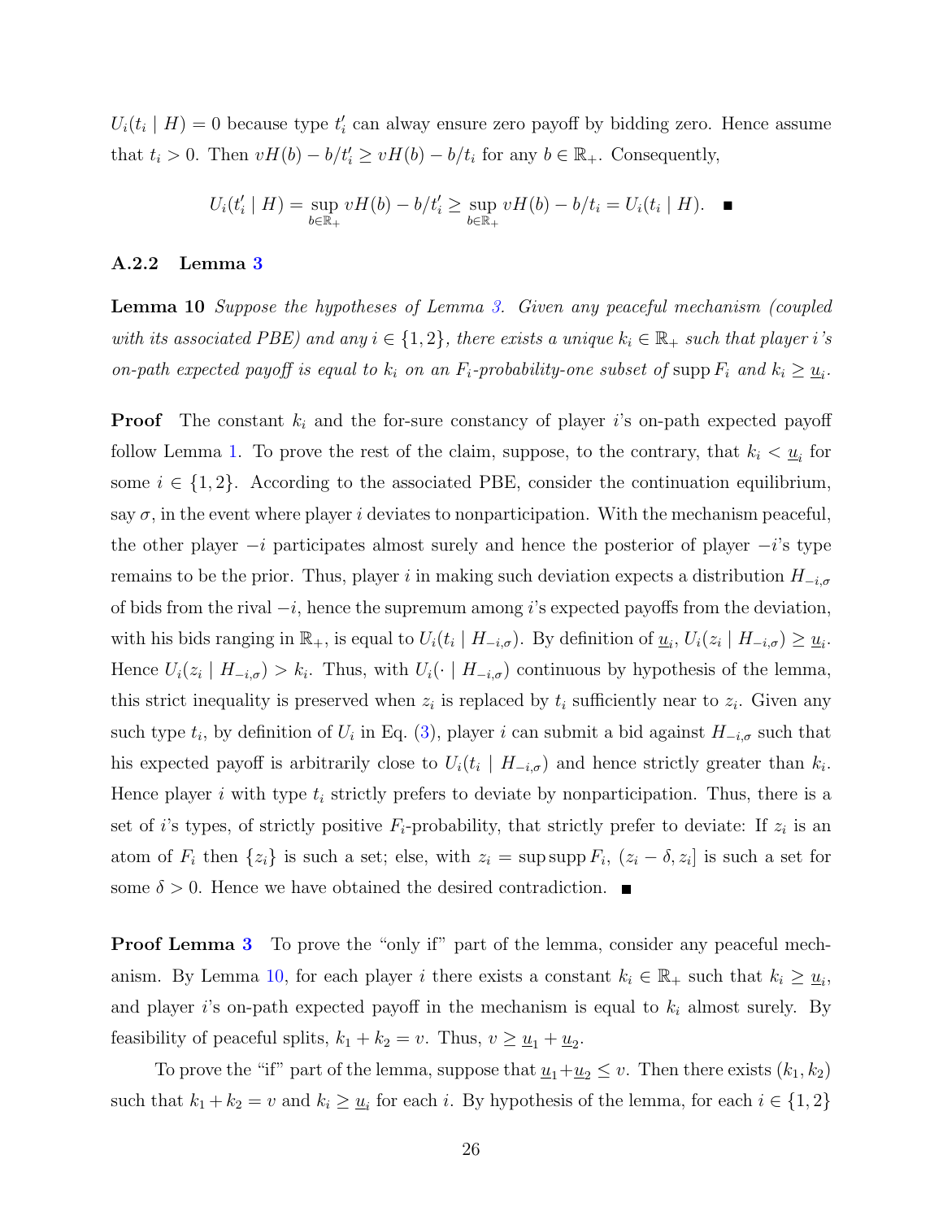$U_i(t_i \mid H) = 0$ because type $t'_i$ can alway ensure zero payoff by bidding zero. Hence assume that $t_i > 0$. Then $vH(b) - b/t'_i \geq vH(b) - b/t_i$ for any $b \in \mathbb{R}_+$. Consequently,

$$U_i(t'_i \mid H) = \sup_{b \in \mathbb{R}_+} vH(b) - b/t'_i \geq \sup_{b \in \mathbb{R}_+} vH(b) - b/t_i = U_i(t_i \mid H). \quad \blacksquare$$

### A.2.2 Lemma 3

**Lemma 10** *Suppose the hypotheses of Lemma 3. Given any peaceful mechanism (coupled with its associated PBE) and any $i \in \{1, 2\}$, there exists a unique $k_i \in \mathbb{R}_+$ such that player $i$'s on-path expected payoff is equal to $k_i$ on an $F_i$-probability-one subset of $\operatorname{supp} F_i$ and $k_i \geq \underline{u}_i$.*

**Proof** The constant $k_i$ and the for-sure constancy of player $i$'s on-path expected payoff follow Lemma 1. To prove the rest of the claim, suppose, to the contrary, that $k_i < \underline{u}_i$ for some $i \in \{1, 2\}$. According to the associated PBE, consider the continuation equilibrium, say $\sigma$, in the event where player $i$ deviates to nonparticipation. With the mechanism peaceful, the other player $-i$ participates almost surely and hence the posterior of player $-i$'s type remains to be the prior. Thus, player $i$ in making such deviation expects a distribution $H_{-i,\sigma}$ of bids from the rival $-i$, hence the supremum among $i$'s expected payoffs from the deviation, with his bids ranging in $\mathbb{R}_+$, is equal to $U_i(t_i \mid H_{-i,\sigma})$. By definition of $\underline{u}_i$, $U_i(z_i \mid H_{-i,\sigma}) \geq \underline{u}_i$. Hence $U_i(z_i \mid H_{-i,\sigma}) > k_i$. Thus, with $U_i(\cdot \mid H_{-i,\sigma})$ continuous by hypothesis of the lemma, this strict inequality is preserved when $z_i$ is replaced by $t_i$ sufficiently near to $z_i$. Given any such type $t_i$, by definition of $U_i$ in Eq. (3), player $i$ can submit a bid against $H_{-i,\sigma}$ such that his expected payoff is arbitrarily close to $U_i(t_i \mid H_{-i,\sigma})$ and hence strictly greater than $k_i$. Hence player $i$ with type $t_i$ strictly prefers to deviate by nonparticipation. Thus, there is a set of $i$'s types, of strictly positive $F_i$-probability, that strictly prefer to deviate: If $z_i$ is an atom of $F_i$ then $\{z_i\}$ is such a set; else, with $z_i = \sup \operatorname{supp} F_i$, $(z_i - \delta, z_i]$ is such a set for some $\delta > 0$. Hence we have obtained the desired contradiction. $\blacksquare$

**Proof Lemma 3** To prove the "only if" part of the lemma, consider any peaceful mechanism. By Lemma 10, for each player $i$ there exists a constant $k_i \in \mathbb{R}_+$ such that $k_i \geq \underline{u}_i$, and player $i$'s on-path expected payoff in the mechanism is equal to $k_i$ almost surely. By feasibility of peaceful splits, $k_1 + k_2 = v$. Thus, $v \geq \underline{u}_1 + \underline{u}_2$.

To prove the "if" part of the lemma, suppose that $\underline{u}_1 + \underline{u}_2 \leq v$. Then there exists $(k_1, k_2)$ such that $k_1 + k_2 = v$ and $k_i \geq \underline{u}_i$ for each $i$. By hypothesis of the lemma, for each $i \in \{1, 2\}$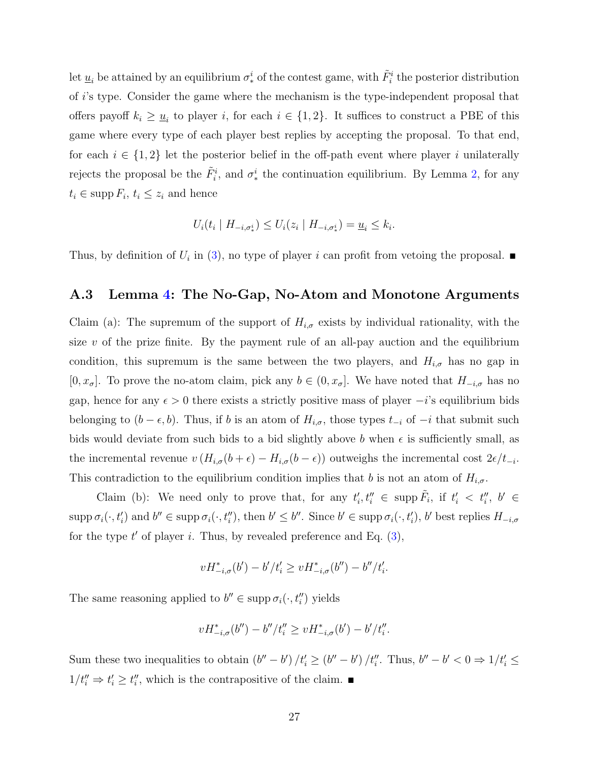let $\underline{u}_i$ be attained by an equilibrium $\sigma_*^i$ of the contest game, with $\tilde{F}_i^i$ the posterior distribution of $i$'s type. Consider the game where the mechanism is the type-independent proposal that offers payoff $k_i \geq \underline{u}_i$ to player $i$, for each $i \in \{1, 2\}$. It suffices to construct a PBE of this game where every type of each player best replies by accepting the proposal. To that end, for each $i \in \{1, 2\}$ let the posterior belief in the off-path event where player $i$ unilaterally rejects the proposal be the $\tilde{F}_i^i$, and $\sigma_*^i$ the continuation equilibrium. By Lemma 2, for any $t_i \in \operatorname{supp} F_i$, $t_i \leq z_i$ and hence

$$U_i(t_i \mid H_{-i,\sigma_*^i}) \leq U_i(z_i \mid H_{-i,\sigma_*^i}) = \underline{u}_i \leq k_i.$$

Thus, by definition of $U_i$ in (3), no type of player $i$ can profit from vetoing the proposal. ■

## A.3 Lemma 4: The No-Gap, No-Atom and Monotone Arguments

Claim (a): The supremum of the support of $H_{i,\sigma}$ exists by individual rationality, with the size $v$ of the prize finite. By the payment rule of an all-pay auction and the equilibrium condition, this supremum is the same between the two players, and $H_{i,\sigma}$ has no gap in $[0, x_\sigma]$. To prove the no-atom claim, pick any $b \in (0, x_\sigma]$. We have noted that $H_{-i,\sigma}$ has no gap, hence for any $\epsilon > 0$ there exists a strictly positive mass of player $-i$'s equilibrium bids belonging to $(b - \epsilon, b)$. Thus, if $b$ is an atom of $H_{i,\sigma}$, those types $t_{-i}$ of $-i$ that submit such bids would deviate from such bids to a bid slightly above $b$ when $\epsilon$ is sufficiently small, as the incremental revenue $v\,(H_{i,\sigma}(b + \epsilon) - H_{i,\sigma}(b - \epsilon))$ outweighs the incremental cost $2\epsilon/t_{-i}$. This contradiction to the equilibrium condition implies that $b$ is not an atom of $H_{i,\sigma}$.

Claim (b): We need only to prove that, for any $t_i', t_i'' \in \operatorname{supp} \tilde{F}_i$, if $t_i' < t_i''$, $b' \in \operatorname{supp} \sigma_i(\cdot, t_i')$ and $b'' \in \operatorname{supp} \sigma_i(\cdot, t_i'')$, then $b' \leq b''$. Since $b' \in \operatorname{supp} \sigma_i(\cdot, t_i')$, $b'$ best replies $H_{-i,\sigma}$ for the type $t'$ of player $i$. Thus, by revealed preference and Eq. (3),

$$vH_{-i,\sigma}^*(b') - b'/t_i' \geq vH_{-i,\sigma}^*(b'') - b''/t_i'.$$

The same reasoning applied to $b'' \in \operatorname{supp} \sigma_i(\cdot, t_i'')$ yields

$$vH_{-i,\sigma}^*(b'') - b''/t_i'' \geq vH_{-i,\sigma}^*(b') - b'/t_i''.$$

Sum these two inequalities to obtain $(b'' - b')/t_i' \geq (b'' - b')/t_i''$. Thus, $b'' - b' < 0 \Rightarrow 1/t_i' \leq 1/t_i'' \Rightarrow t_i' \geq t_i''$, which is the contrapositive of the claim. ■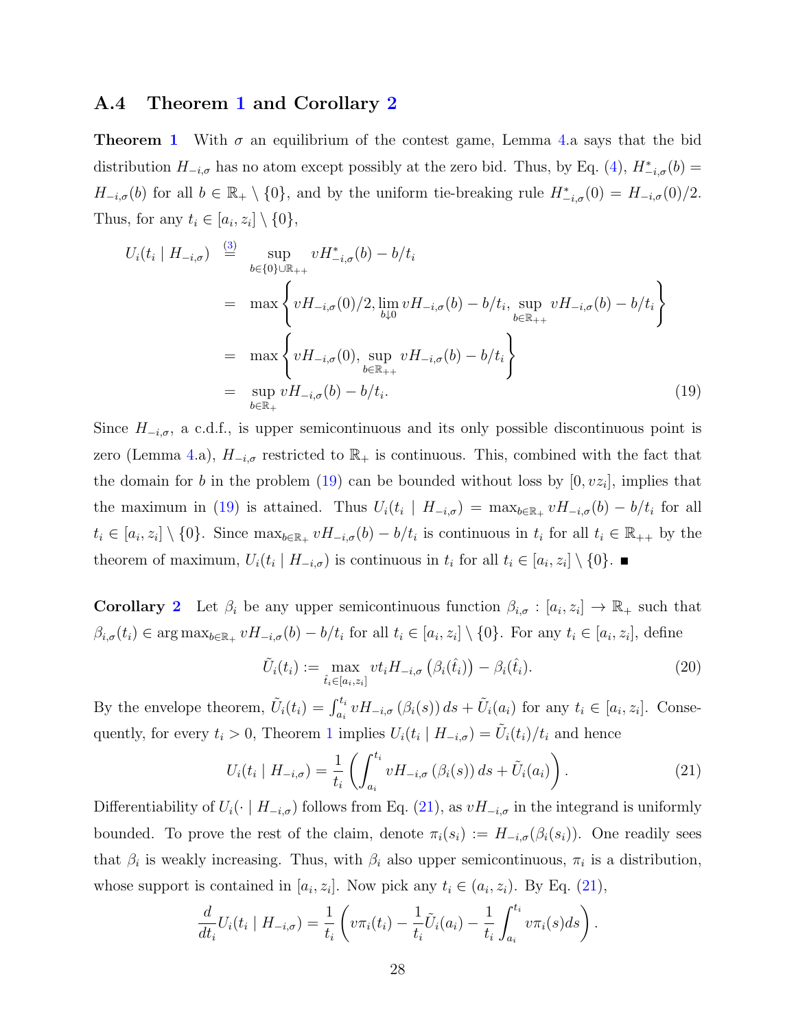### A.4 Theorem 1 and Corollary 2

**Theorem 1** With $\sigma$ an equilibrium of the contest game, Lemma 4.a says that the bid distribution $H_{-i,\sigma}$ has no atom except possibly at the zero bid. Thus, by Eq. (4), $H^*_{-i,\sigma}(b) = H_{-i,\sigma}(b)$ for all $b \in \mathbb{R}_+ \setminus \{0\}$, and by the uniform tie-breaking rule $H^*_{-i,\sigma}(0) = H_{-i,\sigma}(0)/2$. Thus, for any $t_i \in [a_i, z_i] \setminus \{0\}$,

$$
\begin{aligned}
U_i(t_i \mid H_{-i,\sigma}) &\overset{(3)}{=} \sup_{b \in \{0\} \cup \mathbb{R}_{++}} vH^*_{-i,\sigma}(b) - b/t_i \\
&= \max\left\{ vH_{-i,\sigma}(0)/2, \lim_{b \downarrow 0} vH_{-i,\sigma}(b) - b/t_i, \sup_{b \in \mathbb{R}_{++}} vH_{-i,\sigma}(b) - b/t_i \right\} \\
&= \max\left\{ vH_{-i,\sigma}(0), \sup_{b \in \mathbb{R}_{++}} vH_{-i,\sigma}(b) - b/t_i \right\} \\
&= \sup_{b \in \mathbb{R}_+} vH_{-i,\sigma}(b) - b/t_i. \qquad (19)
\end{aligned}
$$

Since $H_{-i,\sigma}$, a c.d.f., is upper semicontinuous and its only possible discontinuous point is zero (Lemma 4.a), $H_{-i,\sigma}$ restricted to $\mathbb{R}_+$ is continuous. This, combined with the fact that the domain for $b$ in the problem (19) can be bounded without loss by $[0, vz_i]$, implies that the maximum in (19) is attained. Thus $U_i(t_i \mid H_{-i,\sigma}) = \max_{b \in \mathbb{R}_+} vH_{-i,\sigma}(b) - b/t_i$ for all $t_i \in [a_i, z_i] \setminus \{0\}$. Since $\max_{b \in \mathbb{R}_+} vH_{-i,\sigma}(b) - b/t_i$ is continuous in $t_i$ for all $t_i \in \mathbb{R}_{++}$ by the theorem of maximum, $U_i(t_i \mid H_{-i,\sigma})$ is continuous in $t_i$ for all $t_i \in [a_i, z_i] \setminus \{0\}$. ∎

**Corollary 2** Let $\beta_i$ be any upper semicontinuous function $\beta_{i,\sigma} : [a_i, z_i] \to \mathbb{R}_+$ such that $\beta_{i,\sigma}(t_i) \in \arg\max_{b \in \mathbb{R}_+} vH_{-i,\sigma}(b) - b/t_i$ for all $t_i \in [a_i, z_i] \setminus \{0\}$. For any $t_i \in [a_i, z_i]$, define

$$
\tilde{U}_i(t_i) := \max_{\hat{t}_i \in [a_i, z_i]} vt_i H_{-i,\sigma}\left(\beta_i(\hat{t}_i)\right) - \beta_i(\hat{t}_i). \qquad (20)
$$

By the envelope theorem, $\tilde{U}_i(t_i) = \int_{a_i}^{t_i} vH_{-i,\sigma}(\beta_i(s))\, ds + \tilde{U}_i(a_i)$ for any $t_i \in [a_i, z_i]$. Consequently, for every $t_i > 0$, Theorem 1 implies $U_i(t_i \mid H_{-i,\sigma}) = \tilde{U}_i(t_i)/t_i$ and hence

$$
U_i(t_i \mid H_{-i,\sigma}) = \frac{1}{t_i}\left( \int_{a_i}^{t_i} vH_{-i,\sigma}(\beta_i(s))\, ds + \tilde{U}_i(a_i) \right). \qquad (21)
$$

Differentiability of $U_i(\cdot \mid H_{-i,\sigma})$ follows from Eq. (21), as $vH_{-i,\sigma}$ in the integrand is uniformly bounded. To prove the rest of the claim, denote $\pi_i(s_i) := H_{-i,\sigma}(\beta_i(s_i))$. One readily sees that $\beta_i$ is weakly increasing. Thus, with $\beta_i$ also upper semicontinuous, $\pi_i$ is a distribution, whose support is contained in $[a_i, z_i]$. Now pick any $t_i \in (a_i, z_i)$. By Eq. (21),

$$
\frac{d}{dt_i} U_i(t_i \mid H_{-i,\sigma}) = \frac{1}{t_i}\left( v\pi_i(t_i) - \frac{1}{t_i}\tilde{U}_i(a_i) - \frac{1}{t_i}\int_{a_i}^{t_i} v\pi_i(s) ds \right).
$$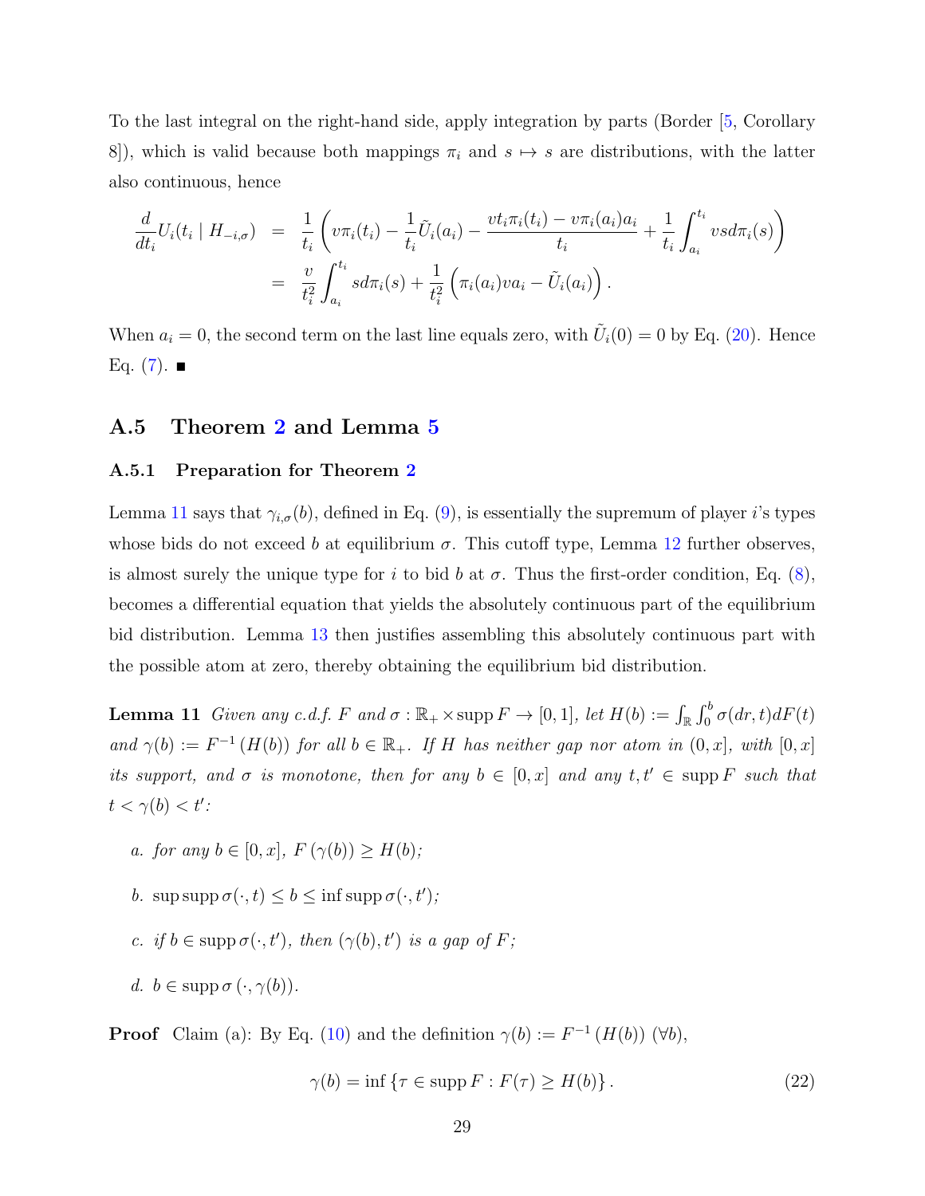To the last integral on the right-hand side, apply integration by parts (Border [5, Corollary 8]), which is valid because both mappings $\pi_i$ and $s \mapsto s$ are distributions, with the latter also continuous, hence

$$
\begin{aligned}
\frac{d}{dt_i}U_i(t_i \mid H_{-i,\sigma}) &= \frac{1}{t_i}\left(v\pi_i(t_i) - \frac{1}{t_i}\tilde{U}_i(a_i) - \frac{vt_i\pi_i(t_i) - v\pi_i(a_i)a_i}{t_i} + \frac{1}{t_i}\int_{a_i}^{t_i} vs d\pi_i(s)\right) \\
&= \frac{v}{t_i^2}\int_{a_i}^{t_i} s d\pi_i(s) + \frac{1}{t_i^2}\left(\pi_i(a_i)va_i - \tilde{U}_i(a_i)\right).
\end{aligned}
$$

When $a_i = 0$, the second term on the last line equals zero, with $\tilde{U}_i(0) = 0$ by Eq. (20). Hence Eq. (7). ∎

## A.5 Theorem 2 and Lemma 5

### A.5.1 Preparation for Theorem 2

Lemma 11 says that $\gamma_{i,\sigma}(b)$, defined in Eq. (9), is essentially the supremum of player $i$'s types whose bids do not exceed $b$ at equilibrium $\sigma$. This cutoff type, Lemma 12 further observes, is almost surely the unique type for $i$ to bid $b$ at $\sigma$. Thus the first-order condition, Eq. (8), becomes a differential equation that yields the absolutely continuous part of the equilibrium bid distribution. Lemma 13 then justifies assembling this absolutely continuous part with the possible atom at zero, thereby obtaining the equilibrium bid distribution.

**Lemma 11** *Given any c.d.f. $F$ and $\sigma : \mathbb{R}_+ \times \operatorname{supp} F \to [0,1]$, let $H(b) := \int_{\mathbb{R}}\int_0^b \sigma(dr,t)dF(t)$ and $\gamma(b) := F^{-1}(H(b))$ for all $b \in \mathbb{R}_+$. If $H$ has neither gap nor atom in $(0,x]$, with $[0,x]$ its support, and $\sigma$ is monotone, then for any $b \in [0,x]$ and any $t, t' \in \operatorname{supp} F$ such that $t < \gamma(b) < t'$:*

*a. for any $b \in [0,x]$, $F(\gamma(b)) \geq H(b)$;*

*b. $\sup \operatorname{supp} \sigma(\cdot,t) \leq b \leq \inf \operatorname{supp} \sigma(\cdot,t')$;*

*c. if $b \in \operatorname{supp} \sigma(\cdot,t')$, then $(\gamma(b),t')$ is a gap of $F$;*

*d. $b \in \operatorname{supp} \sigma(\cdot,\gamma(b))$.*

**Proof** Claim (a): By Eq. (10) and the definition $\gamma(b) := F^{-1}(H(b))$ ($\forall b$),

$$
\gamma(b) = \inf\{\tau \in \operatorname{supp} F : F(\tau) \geq H(b)\}. \tag{22}
$$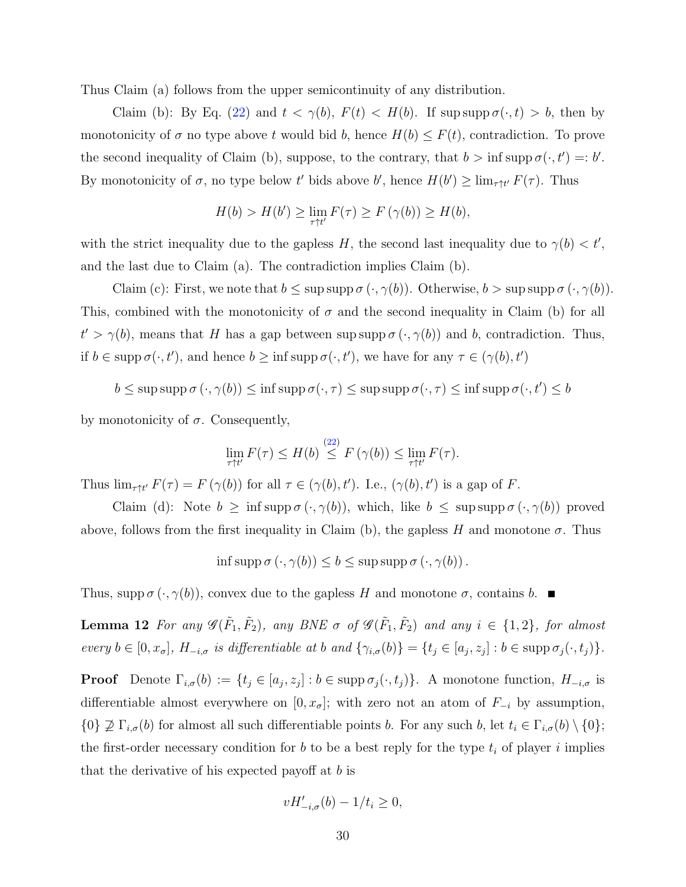Thus Claim (a) follows from the upper semicontinuity of any distribution.

Claim (b): By Eq. (22) and $t < \gamma(b)$, $F(t) < H(b)$. If $\sup\operatorname{supp}\sigma(\cdot,t) > b$, then by monotonicity of $\sigma$ no type above $t$ would bid $b$, hence $H(b) \leq F(t)$, contradiction. To prove the second inequality of Claim (b), suppose, to the contrary, that $b > \inf\operatorname{supp}\sigma(\cdot,t') =: b'$. By monotonicity of $\sigma$, no type below $t'$ bids above $b'$, hence $H(b') \geq \lim_{\tau\uparrow t'} F(\tau)$. Thus

$$H(b) > H(b') \geq \lim_{\tau\uparrow t'} F(\tau) \geq F(\gamma(b)) \geq H(b),$$

with the strict inequality due to the gapless $H$, the second last inequality due to $\gamma(b) < t'$, and the last due to Claim (a). The contradiction implies Claim (b).

Claim (c): First, we note that $b \leq \sup\operatorname{supp}\sigma(\cdot,\gamma(b))$. Otherwise, $b > \sup\operatorname{supp}\sigma(\cdot,\gamma(b))$. This, combined with the monotonicity of $\sigma$ and the second inequality in Claim (b) for all $t' > \gamma(b)$, means that $H$ has a gap between $\sup\operatorname{supp}\sigma(\cdot,\gamma(b))$ and $b$, contradiction. Thus, if $b \in \operatorname{supp}\sigma(\cdot,t')$, and hence $b \geq \inf\operatorname{supp}\sigma(\cdot,t')$, we have for any $\tau \in (\gamma(b),t')$

$$b \leq \sup\operatorname{supp}\sigma(\cdot,\gamma(b)) \leq \inf\operatorname{supp}\sigma(\cdot,\tau) \leq \sup\operatorname{supp}\sigma(\cdot,\tau) \leq \inf\operatorname{supp}\sigma(\cdot,t') \leq b$$

by monotonicity of $\sigma$. Consequently,

$$\lim_{\tau\uparrow t'} F(\tau) \leq H(b) \overset{(22)}{\leq} F(\gamma(b)) \leq \lim_{\tau\uparrow t'} F(\tau).$$

Thus $\lim_{\tau\uparrow t'} F(\tau) = F(\gamma(b))$ for all $\tau \in (\gamma(b),t')$. I.e., $(\gamma(b),t')$ is a gap of $F$.

Claim (d): Note $b \geq \inf\operatorname{supp}\sigma(\cdot,\gamma(b))$, which, like $b \leq \sup\operatorname{supp}\sigma(\cdot,\gamma(b))$ proved above, follows from the first inequality in Claim (b), the gapless $H$ and monotone $\sigma$. Thus

$$\inf\operatorname{supp}\sigma(\cdot,\gamma(b)) \leq b \leq \sup\operatorname{supp}\sigma(\cdot,\gamma(b)).$$

Thus, $\operatorname{supp}\sigma(\cdot,\gamma(b))$, convex due to the gapless $H$ and monotone $\sigma$, contains $b$. ■

**Lemma 12** *For any $\mathscr{G}(\tilde{F}_1,\tilde{F}_2)$, any BNE $\sigma$ of $\mathscr{G}(\tilde{F}_1,\tilde{F}_2)$ and any $i \in \{1,2\}$, for almost every $b \in [0,x_\sigma]$, $H_{-i,\sigma}$ is differentiable at $b$ and $\{\gamma_{i,\sigma}(b)\} = \{t_j \in [a_j,z_j] : b \in \operatorname{supp}\sigma_j(\cdot,t_j)\}$.*

**Proof** Denote $\Gamma_{i,\sigma}(b) := \{t_j \in [a_j,z_j] : b \in \operatorname{supp}\sigma_j(\cdot,t_j)\}$. A monotone function, $H_{-i,\sigma}$ is differentiable almost everywhere on $[0,x_\sigma]$; with zero not an atom of $F_{-i}$ by assumption, $\{0\} \not\supseteq \Gamma_{i,\sigma}(b)$ for almost all such differentiable points $b$. For any such $b$, let $t_i \in \Gamma_{i,\sigma}(b) \setminus \{0\}$; the first-order necessary condition for $b$ to be a best reply for the type $t_i$ of player $i$ implies that the derivative of his expected payoff at $b$ is

$$vH'_{-i,\sigma}(b) - 1/t_i \geq 0,$$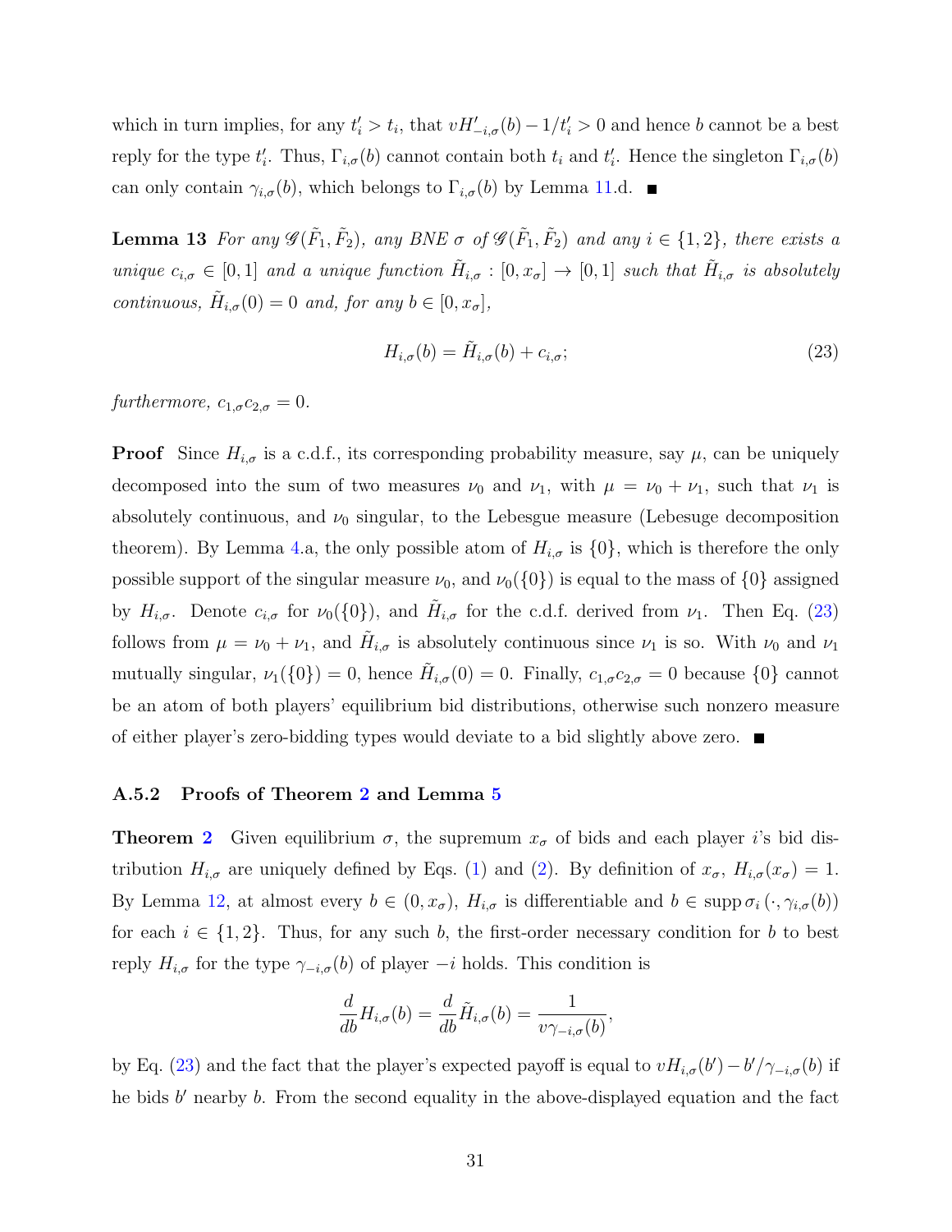which in turn implies, for any $t_i' > t_i$, that $vH'_{-i,\sigma}(b) - 1/t_i' > 0$ and hence $b$ cannot be a best reply for the type $t_i'$. Thus, $\Gamma_{i,\sigma}(b)$ cannot contain both $t_i$ and $t_i'$. Hence the singleton $\Gamma_{i,\sigma}(b)$ can only contain $\gamma_{i,\sigma}(b)$, which belongs to $\Gamma_{i,\sigma}(b)$ by Lemma 11.d. ■

**Lemma 13** *For any $\mathscr{G}(\tilde{F}_1, \tilde{F}_2)$, any BNE $\sigma$ of $\mathscr{G}(\tilde{F}_1, \tilde{F}_2)$ and any $i \in \{1, 2\}$, there exists a unique $c_{i,\sigma} \in [0, 1]$ and a unique function $\tilde{H}_{i,\sigma} : [0, x_\sigma] \to [0, 1]$ such that $\tilde{H}_{i,\sigma}$ is absolutely continuous, $\tilde{H}_{i,\sigma}(0) = 0$ and, for any $b \in [0, x_\sigma]$,*

$$H_{i,\sigma}(b) = \tilde{H}_{i,\sigma}(b) + c_{i,\sigma}; \tag{23}$$

*furthermore, $c_{1,\sigma}c_{2,\sigma} = 0$.*

**Proof** Since $H_{i,\sigma}$ is a c.d.f., its corresponding probability measure, say $\mu$, can be uniquely decomposed into the sum of two measures $\nu_0$ and $\nu_1$, with $\mu = \nu_0 + \nu_1$, such that $\nu_1$ is absolutely continuous, and $\nu_0$ singular, to the Lebesgue measure (Lebesuge decomposition theorem). By Lemma 4.a, the only possible atom of $H_{i,\sigma}$ is $\{0\}$, which is therefore the only possible support of the singular measure $\nu_0$, and $\nu_0(\{0\})$ is equal to the mass of $\{0\}$ assigned by $H_{i,\sigma}$. Denote $c_{i,\sigma}$ for $\nu_0(\{0\})$, and $\tilde{H}_{i,\sigma}$ for the c.d.f. derived from $\nu_1$. Then Eq. (23) follows from $\mu = \nu_0 + \nu_1$, and $\tilde{H}_{i,\sigma}$ is absolutely continuous since $\nu_1$ is so. With $\nu_0$ and $\nu_1$ mutually singular, $\nu_1(\{0\}) = 0$, hence $\tilde{H}_{i,\sigma}(0) = 0$. Finally, $c_{1,\sigma}c_{2,\sigma} = 0$ because $\{0\}$ cannot be an atom of both players' equilibrium bid distributions, otherwise such nonzero measure of either player's zero-bidding types would deviate to a bid slightly above zero. ■

### A.5.2 Proofs of Theorem 2 and Lemma 5

**Theorem 2** Given equilibrium $\sigma$, the supremum $x_\sigma$ of bids and each player $i$'s bid distribution $H_{i,\sigma}$ are uniquely defined by Eqs. (1) and (2). By definition of $x_\sigma$, $H_{i,\sigma}(x_\sigma) = 1$. By Lemma 12, at almost every $b \in (0, x_\sigma)$, $H_{i,\sigma}$ is differentiable and $b \in \operatorname{supp} \sigma_i(\cdot, \gamma_{i,\sigma}(b))$ for each $i \in \{1, 2\}$. Thus, for any such $b$, the first-order necessary condition for $b$ to best reply $H_{i,\sigma}$ for the type $\gamma_{-i,\sigma}(b)$ of player $-i$ holds. This condition is

$$\frac{d}{db}H_{i,\sigma}(b) = \frac{d}{db}\tilde{H}_{i,\sigma}(b) = \frac{1}{v\gamma_{-i,\sigma}(b)},$$

by Eq. (23) and the fact that the player's expected payoff is equal to $vH_{i,\sigma}(b') - b'/\gamma_{-i,\sigma}(b)$ if he bids $b'$ nearby $b$. From the second equality in the above-displayed equation and the fact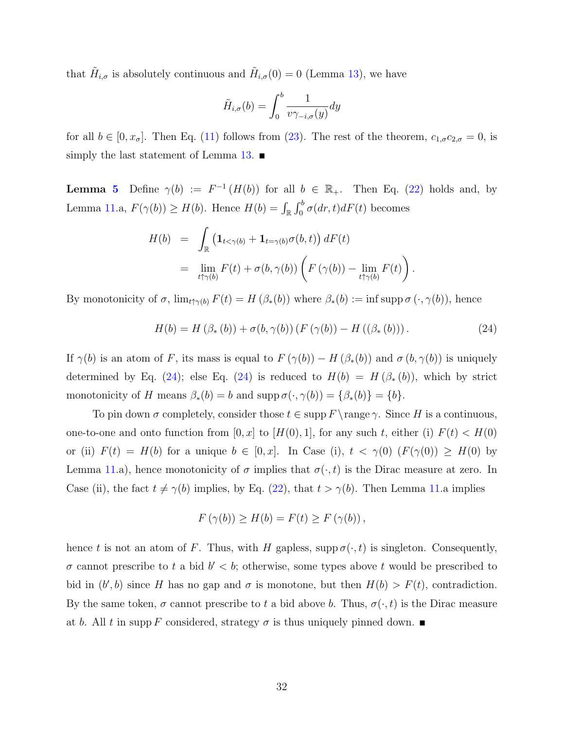that $\tilde{H}_{i,\sigma}$ is absolutely continuous and $\tilde{H}_{i,\sigma}(0) = 0$ (Lemma 13), we have

$$\tilde{H}_{i,\sigma}(b) = \int_0^b \frac{1}{v\gamma_{-i,\sigma}(y)} dy$$

for all $b \in [0, x_\sigma]$. Then Eq. (11) follows from (23). The rest of the theorem, $c_{1,\sigma} c_{2,\sigma} = 0$, is simply the last statement of Lemma 13. ■

**Lemma 5** Define $\gamma(b) := F^{-1}(H(b))$ for all $b \in \mathbb{R}_+$. Then Eq. (22) holds and, by Lemma 11.a, $F(\gamma(b)) \geq H(b)$. Hence $H(b) = \int_{\mathbb{R}} \int_0^b \sigma(dr, t) dF(t)$ becomes

$$\begin{aligned} H(b) &= \int_{\mathbb{R}} \left( \mathbf{1}_{t<\gamma(b)} + \mathbf{1}_{t=\gamma(b)} \sigma(b,t) \right) dF(t) \\ &= \lim_{t \uparrow \gamma(b)} F(t) + \sigma(b, \gamma(b)) \left( F(\gamma(b)) - \lim_{t \uparrow \gamma(b)} F(t) \right). \end{aligned}$$

By monotonicity of $\sigma$, $\lim_{t \uparrow \gamma(b)} F(t) = H(\beta_*(b))$ where $\beta_*(b) := \inf \operatorname{supp} \sigma(\cdot, \gamma(b))$, hence

$$H(b) = H(\beta_*(b)) + \sigma(b, \gamma(b)) \left( F(\gamma(b)) - H((\beta_*(b))) \right). \tag{24}$$

If $\gamma(b)$ is an atom of $F$, its mass is equal to $F(\gamma(b)) - H(\beta_*(b))$ and $\sigma(b, \gamma(b))$ is uniquely determined by Eq. (24); else Eq. (24) is reduced to $H(b) = H(\beta_*(b))$, which by strict monotonicity of $H$ means $\beta_*(b) = b$ and $\operatorname{supp} \sigma(\cdot, \gamma(b)) = \{\beta_*(b)\} = \{b\}$.

To pin down $\sigma$ completely, consider those $t \in \operatorname{supp} F \setminus \operatorname{range} \gamma$. Since $H$ is a continuous, one-to-one and onto function from $[0, x]$ to $[H(0), 1]$, for any such $t$, either (i) $F(t) < H(0)$ or (ii) $F(t) = H(b)$ for a unique $b \in [0, x]$. In Case (i), $t < \gamma(0)$ ($F(\gamma(0)) \geq H(0)$ by Lemma 11.a), hence monotonicity of $\sigma$ implies that $\sigma(\cdot, t)$ is the Dirac measure at zero. In Case (ii), the fact $t \neq \gamma(b)$ implies, by Eq. (22), that $t > \gamma(b)$. Then Lemma 11.a implies

$$F(\gamma(b)) \geq H(b) = F(t) \geq F(\gamma(b)),$$

hence $t$ is not an atom of $F$. Thus, with $H$ gapless, $\operatorname{supp} \sigma(\cdot, t)$ is singleton. Consequently, $\sigma$ cannot prescribe to $t$ a bid $b' < b$; otherwise, some types above $t$ would be prescribed to bid in $(b', b)$ since $H$ has no gap and $\sigma$ is monotone, but then $H(b) > F(t)$, contradiction. By the same token, $\sigma$ cannot prescribe to $t$ a bid above $b$. Thus, $\sigma(\cdot, t)$ is the Dirac measure at $b$. All $t$ in $\operatorname{supp} F$ considered, strategy $\sigma$ is thus uniquely pinned down. ■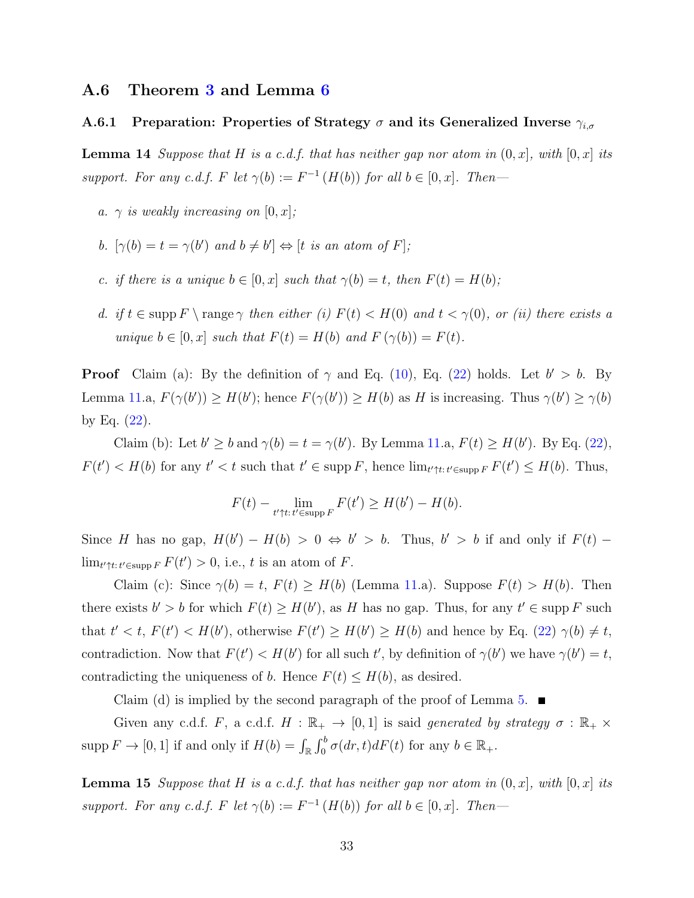## A.6 Theorem 3 and Lemma 6

### A.6.1 Preparation: Properties of Strategy $\sigma$ and its Generalized Inverse $\gamma_{i,\sigma}$

**Lemma 14** *Suppose that $H$ is a c.d.f. that has neither gap nor atom in $(0, x]$, with $[0, x]$ its support. For any c.d.f. $F$ let $\gamma(b) := F^{-1}(H(b))$ for all $b \in [0, x]$. Then—*

*a. $\gamma$ is weakly increasing on $[0, x]$;*

*b. $[\gamma(b) = t = \gamma(b')$ and $b \neq b'] \Leftrightarrow [t$ is an atom of $F]$;*

*c. if there is a unique $b \in [0, x]$ such that $\gamma(b) = t$, then $F(t) = H(b)$;*

*d. if $t \in \operatorname{supp} F \setminus \operatorname{range} \gamma$ then either (i) $F(t) < H(0)$ and $t < \gamma(0)$, or (ii) there exists a unique $b \in [0, x]$ such that $F(t) = H(b)$ and $F(\gamma(b)) = F(t)$.*

**Proof** Claim (a): By the definition of $\gamma$ and Eq. (10), Eq. (22) holds. Let $b' > b$. By Lemma 11.a, $F(\gamma(b')) \geq H(b')$; hence $F(\gamma(b')) \geq H(b)$ as $H$ is increasing. Thus $\gamma(b') \geq \gamma(b)$ by Eq. (22).

Claim (b): Let $b' \geq b$ and $\gamma(b) = t = \gamma(b')$. By Lemma 11.a, $F(t) \geq H(b')$. By Eq. (22), $F(t') < H(b)$ for any $t' < t$ such that $t' \in \operatorname{supp} F$, hence $\lim_{t' \uparrow t: t' \in \operatorname{supp} F} F(t') \leq H(b)$. Thus,

$$F(t) - \lim_{t' \uparrow t: t' \in \operatorname{supp} F} F(t') \geq H(b') - H(b).$$

Since $H$ has no gap, $H(b') - H(b) > 0 \Leftrightarrow b' > b$. Thus, $b' > b$ if and only if $F(t) - \lim_{t' \uparrow t: t' \in \operatorname{supp} F} F(t') > 0$, i.e., $t$ is an atom of $F$.

Claim (c): Since $\gamma(b) = t$, $F(t) \geq H(b)$ (Lemma 11.a). Suppose $F(t) > H(b)$. Then there exists $b' > b$ for which $F(t) \geq H(b')$, as $H$ has no gap. Thus, for any $t' \in \operatorname{supp} F$ such that $t' < t$, $F(t') < H(b')$, otherwise $F(t') \geq H(b') \geq H(b)$ and hence by Eq. (22) $\gamma(b) \neq t$, contradiction. Now that $F(t') < H(b')$ for all such $t'$, by definition of $\gamma(b')$ we have $\gamma(b') = t$, contradicting the uniqueness of $b$. Hence $F(t) \leq H(b)$, as desired.

Claim (d) is implied by the second paragraph of the proof of Lemma 5. ∎

Given any c.d.f. $F$, a c.d.f. $H : \mathbb{R}_+ \to [0, 1]$ is said *generated by strategy* $\sigma : \mathbb{R}_+ \times \operatorname{supp} F \to [0, 1]$ if and only if $H(b) = \int_{\mathbb{R}} \int_0^b \sigma(dr, t) dF(t)$ for any $b \in \mathbb{R}_+$.

**Lemma 15** *Suppose that $H$ is a c.d.f. that has neither gap nor atom in $(0, x]$, with $[0, x]$ its support. For any c.d.f. $F$ let $\gamma(b) := F^{-1}(H(b))$ for all $b \in [0, x]$. Then—*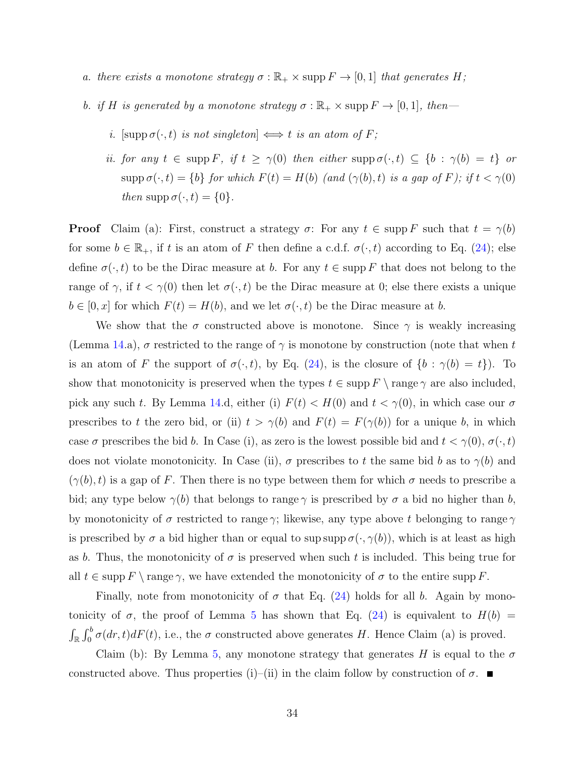a. *there exists a monotone strategy* $\sigma : \mathbb{R}_+ \times \operatorname{supp} F \to [0,1]$ *that generates* $H$*;*

b. *if* $H$ *is generated by a monotone strategy* $\sigma : \mathbb{R}_+ \times \operatorname{supp} F \to [0,1]$*, then—*

   i. $[\operatorname{supp} \sigma(\cdot, t)$ *is not singleton*$] \iff t$ *is an atom of* $F$*;*

   ii. *for any* $t \in \operatorname{supp} F$*, if* $t \geq \gamma(0)$ *then either* $\operatorname{supp} \sigma(\cdot, t) \subseteq \{b : \gamma(b) = t\}$ *or* $\operatorname{supp} \sigma(\cdot, t) = \{b\}$ *for which* $F(t) = H(b)$ *(and* $(\gamma(b), t)$ *is a gap of* $F$*); if* $t < \gamma(0)$ *then* $\operatorname{supp} \sigma(\cdot, t) = \{0\}$*.*

**Proof** Claim (a): First, construct a strategy $\sigma$: For any $t \in \operatorname{supp} F$ such that $t = \gamma(b)$ for some $b \in \mathbb{R}_+$, if $t$ is an atom of $F$ then define a c.d.f. $\sigma(\cdot, t)$ according to Eq. (24); else define $\sigma(\cdot, t)$ to be the Dirac measure at $b$. For any $t \in \operatorname{supp} F$ that does not belong to the range of $\gamma$, if $t < \gamma(0)$ then let $\sigma(\cdot, t)$ be the Dirac measure at 0; else there exists a unique $b \in [0, x]$ for which $F(t) = H(b)$, and we let $\sigma(\cdot, t)$ be the Dirac measure at $b$.

We show that the $\sigma$ constructed above is monotone. Since $\gamma$ is weakly increasing (Lemma 14.a), $\sigma$ restricted to the range of $\gamma$ is monotone by construction (note that when $t$ is an atom of $F$ the support of $\sigma(\cdot, t)$, by Eq. (24), is the closure of $\{b : \gamma(b) = t\}$). To show that monotonicity is preserved when the types $t \in \operatorname{supp} F \setminus \operatorname{range} \gamma$ are also included, pick any such $t$. By Lemma 14.d, either (i) $F(t) < H(0)$ and $t < \gamma(0)$, in which case our $\sigma$ prescribes to $t$ the zero bid, or (ii) $t > \gamma(b)$ and $F(t) = F(\gamma(b))$ for a unique $b$, in which case $\sigma$ prescribes the bid $b$. In Case (i), as zero is the lowest possible bid and $t < \gamma(0)$, $\sigma(\cdot, t)$ does not violate monotonicity. In Case (ii), $\sigma$ prescribes to $t$ the same bid $b$ as to $\gamma(b)$ and $(\gamma(b), t)$ is a gap of $F$. Then there is no type between them for which $\sigma$ needs to prescribe a bid; any type below $\gamma(b)$ that belongs to $\operatorname{range} \gamma$ is prescribed by $\sigma$ a bid no higher than $b$, by monotonicity of $\sigma$ restricted to $\operatorname{range} \gamma$; likewise, any type above $t$ belonging to $\operatorname{range} \gamma$ is prescribed by $\sigma$ a bid higher than or equal to $\sup \operatorname{supp} \sigma(\cdot, \gamma(b))$, which is at least as high as $b$. Thus, the monotonicity of $\sigma$ is preserved when such $t$ is included. This being true for all $t \in \operatorname{supp} F \setminus \operatorname{range} \gamma$, we have extended the monotonicity of $\sigma$ to the entire $\operatorname{supp} F$.

Finally, note from monotonicity of $\sigma$ that Eq. (24) holds for all $b$. Again by monotonicity of $\sigma$, the proof of Lemma 5 has shown that Eq. (24) is equivalent to $H(b) = \int_{\mathbb{R}} \int_0^b \sigma(dr, t) dF(t)$, i.e., the $\sigma$ constructed above generates $H$. Hence Claim (a) is proved.

Claim (b): By Lemma 5, any monotone strategy that generates $H$ is equal to the $\sigma$ constructed above. Thus properties (i)–(ii) in the claim follow by construction of $\sigma$. ∎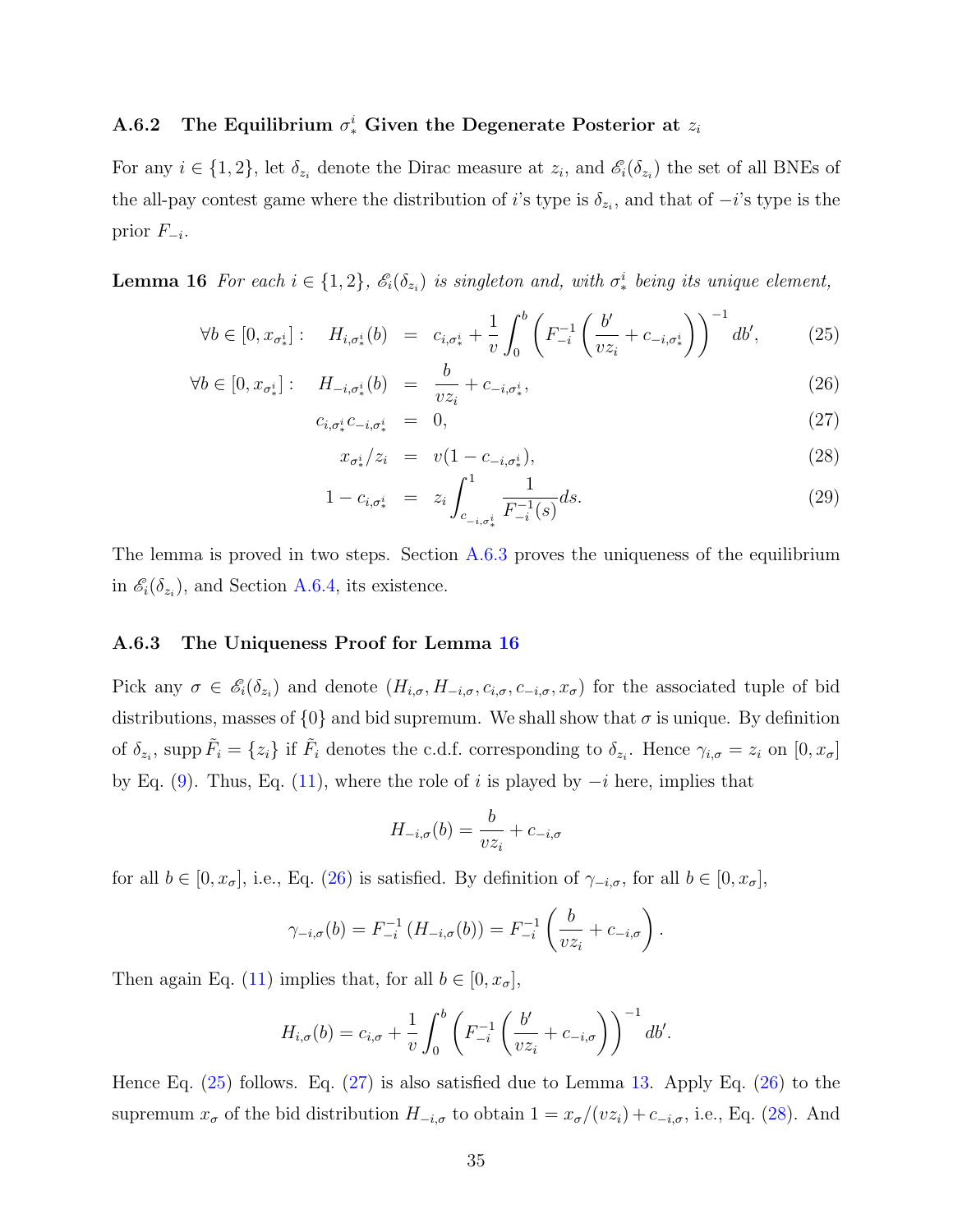### A.6.2 The Equilibrium $\sigma_*^i$ Given the Degenerate Posterior at $z_i$

For any $i \in \{1,2\}$, let $\delta_{z_i}$ denote the Dirac measure at $z_i$, and $\mathscr{E}_i(\delta_{z_i})$ the set of all BNEs of the all-pay contest game where the distribution of $i$'s type is $\delta_{z_i}$, and that of $-i$'s type is the prior $F_{-i}$.

**Lemma 16** *For each $i \in \{1,2\}$, $\mathscr{E}_i(\delta_{z_i})$ is singleton and, with $\sigma_*^i$ being its unique element,*

$$
\begin{aligned}
\forall b \in [0, x_{\sigma_*^i}]: \quad H_{i,\sigma_*^i}(b) &= c_{i,\sigma_*^i} + \frac{1}{v}\int_0^b \left( F_{-i}^{-1}\left( \frac{b'}{vz_i} + c_{-i,\sigma_*^i} \right) \right)^{-1} db', && (25)\\
\forall b \in [0, x_{\sigma_*^i}]: \quad H_{-i,\sigma_*^i}(b) &= \frac{b}{vz_i} + c_{-i,\sigma_*^i}, && (26)\\
c_{i,\sigma_*^i} c_{-i,\sigma_*^i} &= 0, && (27)\\
x_{\sigma_*^i}/z_i &= v(1 - c_{-i,\sigma_*^i}), && (28)\\
1 - c_{i,\sigma_*^i} &= z_i \int_{c_{-i,\sigma_*^i}}^1 \frac{1}{F_{-i}^{-1}(s)} ds. && (29)
\end{aligned}
$$

The lemma is proved in two steps. Section A.6.3 proves the uniqueness of the equilibrium in $\mathscr{E}_i(\delta_{z_i})$, and Section A.6.4, its existence.

### A.6.3 The Uniqueness Proof for Lemma 16

Pick any $\sigma \in \mathscr{E}_i(\delta_{z_i})$ and denote $(H_{i,\sigma}, H_{-i,\sigma}, c_{i,\sigma}, c_{-i,\sigma}, x_\sigma)$ for the associated tuple of bid distributions, masses of $\{0\}$ and bid supremum. We shall show that $\sigma$ is unique. By definition of $\delta_{z_i}$, supp $\tilde{F}_i = \{z_i\}$ if $\tilde{F}_i$ denotes the c.d.f. corresponding to $\delta_{z_i}$. Hence $\gamma_{i,\sigma} = z_i$ on $[0, x_\sigma]$ by Eq. (9). Thus, Eq. (11), where the role of $i$ is played by $-i$ here, implies that

$$
H_{-i,\sigma}(b) = \frac{b}{vz_i} + c_{-i,\sigma}
$$

for all $b \in [0, x_\sigma]$, i.e., Eq. (26) is satisfied. By definition of $\gamma_{-i,\sigma}$, for all $b \in [0, x_\sigma]$,

$$
\gamma_{-i,\sigma}(b) = F_{-i}^{-1}\left(H_{-i,\sigma}(b)\right) = F_{-i}^{-1}\left( \frac{b}{vz_i} + c_{-i,\sigma} \right).
$$

Then again Eq. (11) implies that, for all $b \in [0, x_\sigma]$,

$$
H_{i,\sigma}(b) = c_{i,\sigma} + \frac{1}{v}\int_0^b \left( F_{-i}^{-1}\left( \frac{b'}{vz_i} + c_{-i,\sigma} \right) \right)^{-1} db'.
$$

Hence Eq. (25) follows. Eq. (27) is also satisfied due to Lemma 13. Apply Eq. (26) to the supremum $x_\sigma$ of the bid distribution $H_{-i,\sigma}$ to obtain $1 = x_\sigma/(vz_i) + c_{-i,\sigma}$, i.e., Eq. (28). And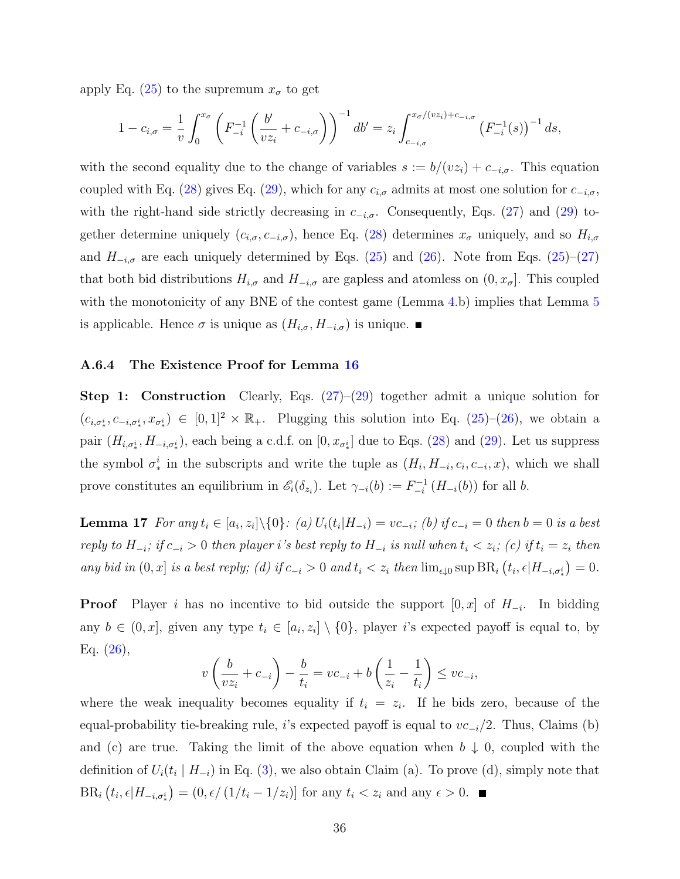apply Eq. (25) to the supremum $x_\sigma$ to get

$$1 - c_{i,\sigma} = \frac{1}{v}\int_0^{x_\sigma}\left(F_{-i}^{-1}\left(\frac{b'}{vz_i} + c_{-i,\sigma}\right)\right)^{-1} db' = z_i \int_{c_{-i,\sigma}}^{x_\sigma/(vz_i)+c_{-i,\sigma}} \left(F_{-i}^{-1}(s)\right)^{-1} ds,$$

with the second equality due to the change of variables $s := b/(vz_i) + c_{-i,\sigma}$. This equation coupled with Eq. (28) gives Eq. (29), which for any $c_{i,\sigma}$ admits at most one solution for $c_{-i,\sigma}$, with the right-hand side strictly decreasing in $c_{-i,\sigma}$. Consequently, Eqs. (27) and (29) together determine uniquely $(c_{i,\sigma}, c_{-i,\sigma})$, hence Eq. (28) determines $x_\sigma$ uniquely, and so $H_{i,\sigma}$ and $H_{-i,\sigma}$ are each uniquely determined by Eqs. (25) and (26). Note from Eqs. (25)–(27) that both bid distributions $H_{i,\sigma}$ and $H_{-i,\sigma}$ are gapless and atomless on $(0, x_\sigma]$. This coupled with the monotonicity of any BNE of the contest game (Lemma 4.b) implies that Lemma 5 is applicable. Hence $\sigma$ is unique as $(H_{i,\sigma}, H_{-i,\sigma})$ is unique. ∎

### A.6.4 The Existence Proof for Lemma 16

**Step 1: Construction** Clearly, Eqs. (27)–(29) together admit a unique solution for $(c_{i,\sigma_*^i}, c_{-i,\sigma_*^i}, x_{\sigma_*^i}) \in [0,1]^2 \times \mathbb{R}_+$. Plugging this solution into Eq. (25)–(26), we obtain a pair $(H_{i,\sigma_*^i}, H_{-i,\sigma_*^i})$, each being a c.d.f. on $[0, x_{\sigma_*^i}]$ due to Eqs. (28) and (29). Let us suppress the symbol $\sigma_*^i$ in the subscripts and write the tuple as $(H_i, H_{-i}, c_i, c_{-i}, x)$, which we shall prove constitutes an equilibrium in $\mathscr{E}_i(\delta_{z_i})$. Let $\gamma_{-i}(b) := F_{-i}^{-1}(H_{-i}(b))$ for all $b$.

**Lemma 17** *For any $t_i \in [a_i, z_i]\backslash\{0\}$: (a) $U_i(t_i|H_{-i}) = vc_{-i}$; (b) if $c_{-i} = 0$ then $b = 0$ is a best reply to $H_{-i}$; if $c_{-i} > 0$ then player i's best reply to $H_{-i}$ is null when $t_i < z_i$; (c) if $t_i = z_i$ then any bid in $(0, x]$ is a best reply; (d) if $c_{-i} > 0$ and $t_i < z_i$ then $\lim_{\epsilon\downarrow 0}\sup \mathrm{BR}_i\left(t_i, \epsilon|H_{-i,\sigma_*^i}\right) = 0$.*

**Proof** Player $i$ has no incentive to bid outside the support $[0, x]$ of $H_{-i}$. In bidding any $b \in (0, x]$, given any type $t_i \in [a_i, z_i] \setminus \{0\}$, player $i$'s expected payoff is equal to, by Eq. (26),

$$v\left(\frac{b}{vz_i} + c_{-i}\right) - \frac{b}{t_i} = vc_{-i} + b\left(\frac{1}{z_i} - \frac{1}{t_i}\right) \le vc_{-i},$$

where the weak inequality becomes equality if $t_i = z_i$. If he bids zero, because of the equal-probability tie-breaking rule, $i$'s expected payoff is equal to $vc_{-i}/2$. Thus, Claims (b) and (c) are true. Taking the limit of the above equation when $b \downarrow 0$, coupled with the definition of $U_i(t_i \mid H_{-i})$ in Eq. (3), we also obtain Claim (a). To prove (d), simply note that $\mathrm{BR}_i\left(t_i, \epsilon|H_{-i,\sigma_*^i}\right) = (0, \epsilon/(1/t_i - 1/z_i)]$ for any $t_i < z_i$ and any $\epsilon > 0$. ∎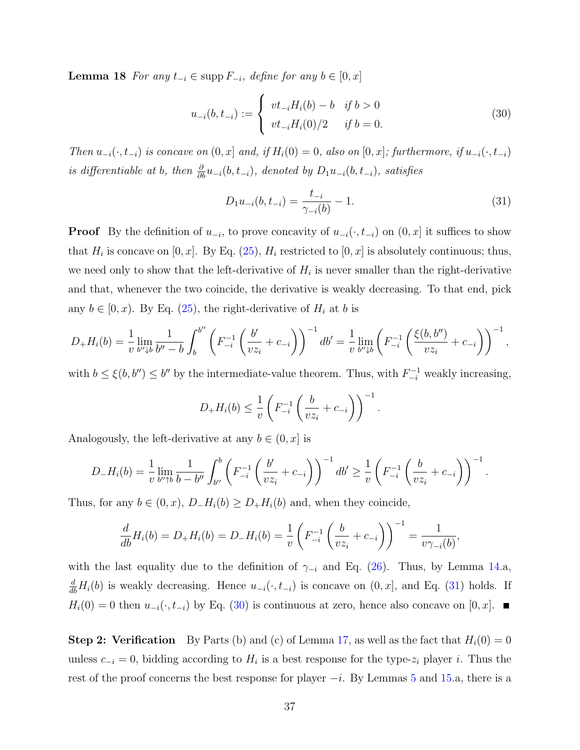**Lemma 18** *For any $t_{-i} \in \operatorname{supp} F_{-i}$, define for any $b \in [0, x]$*

$$u_{-i}(b, t_{-i}) := \begin{cases} vt_{-i}H_i(b) - b & \text{if } b > 0 \\ vt_{-i}H_i(0)/2 & \text{if } b = 0. \end{cases} \tag{30}$$

*Then $u_{-i}(\cdot, t_{-i})$ is concave on $(0, x]$ and, if $H_i(0) = 0$, also on $[0, x]$; furthermore, if $u_{-i}(\cdot, t_{-i})$ is differentiable at $b$, then $\frac{\partial}{\partial b} u_{-i}(b, t_{-i})$, denoted by $D_1 u_{-i}(b, t_{-i})$, satisfies*

$$D_1 u_{-i}(b, t_{-i}) = \frac{t_{-i}}{\gamma_{-i}(b)} - 1. \tag{31}$$

**Proof** By the definition of $u_{-i}$, to prove concavity of $u_{-i}(\cdot, t_{-i})$ on $(0, x]$ it suffices to show that $H_i$ is concave on $[0, x]$. By Eq. (25), $H_i$ restricted to $[0, x]$ is absolutely continuous; thus, we need only to show that the left-derivative of $H_i$ is never smaller than the right-derivative and that, whenever the two coincide, the derivative is weakly decreasing. To that end, pick any $b \in [0, x)$. By Eq. (25), the right-derivative of $H_i$ at $b$ is

$$D_+H_i(b) = \frac{1}{v} \lim_{b'' \downarrow b} \frac{1}{b'' - b} \int_b^{b''} \left( F_{-i}^{-1} \left( \frac{b'}{vz_i} + c_{-i} \right) \right)^{-1} db' = \frac{1}{v} \lim_{b'' \downarrow b} \left( F_{-i}^{-1} \left( \frac{\xi(b, b'')}{vz_i} + c_{-i} \right) \right)^{-1},$$

with $b \leq \xi(b, b'') \leq b''$ by the intermediate-value theorem. Thus, with $F_{-i}^{-1}$ weakly increasing,

$$D_+H_i(b) \leq \frac{1}{v} \left( F_{-i}^{-1} \left( \frac{b}{vz_i} + c_{-i} \right) \right)^{-1}.$$

Analogously, the left-derivative at any $b \in (0, x]$ is

$$D_-H_i(b) = \frac{1}{v} \lim_{b'' \uparrow b} \frac{1}{b - b''} \int_{b''}^{b} \left( F_{-i}^{-1} \left( \frac{b'}{vz_i} + c_{-i} \right) \right)^{-1} db' \geq \frac{1}{v} \left( F_{-i}^{-1} \left( \frac{b}{vz_i} + c_{-i} \right) \right)^{-1}.$$

Thus, for any $b \in (0, x)$, $D_-H_i(b) \geq D_+H_i(b)$ and, when they coincide,

$$\frac{d}{db} H_i(b) = D_+H_i(b) = D_-H_i(b) = \frac{1}{v} \left( F_{-i}^{-1} \left( \frac{b}{vz_i} + c_{-i} \right) \right)^{-1} = \frac{1}{v\gamma_{-i}(b)},$$

with the last equality due to the definition of $\gamma_{-i}$ and Eq. (26). Thus, by Lemma 14.a, $\frac{d}{db} H_i(b)$ is weakly decreasing. Hence $u_{-i}(\cdot, t_{-i})$ is concave on $(0, x]$, and Eq. (31) holds. If $H_i(0) = 0$ then $u_{-i}(\cdot, t_{-i})$ by Eq. (30) is continuous at zero, hence also concave on $[0, x]$. ■

**Step 2: Verification** By Parts (b) and (c) of Lemma 17, as well as the fact that $H_i(0) = 0$ unless $c_{-i} = 0$, bidding according to $H_i$ is a best response for the type-$z_i$ player $i$. Thus the rest of the proof concerns the best response for player $-i$. By Lemmas 5 and 15.a, there is a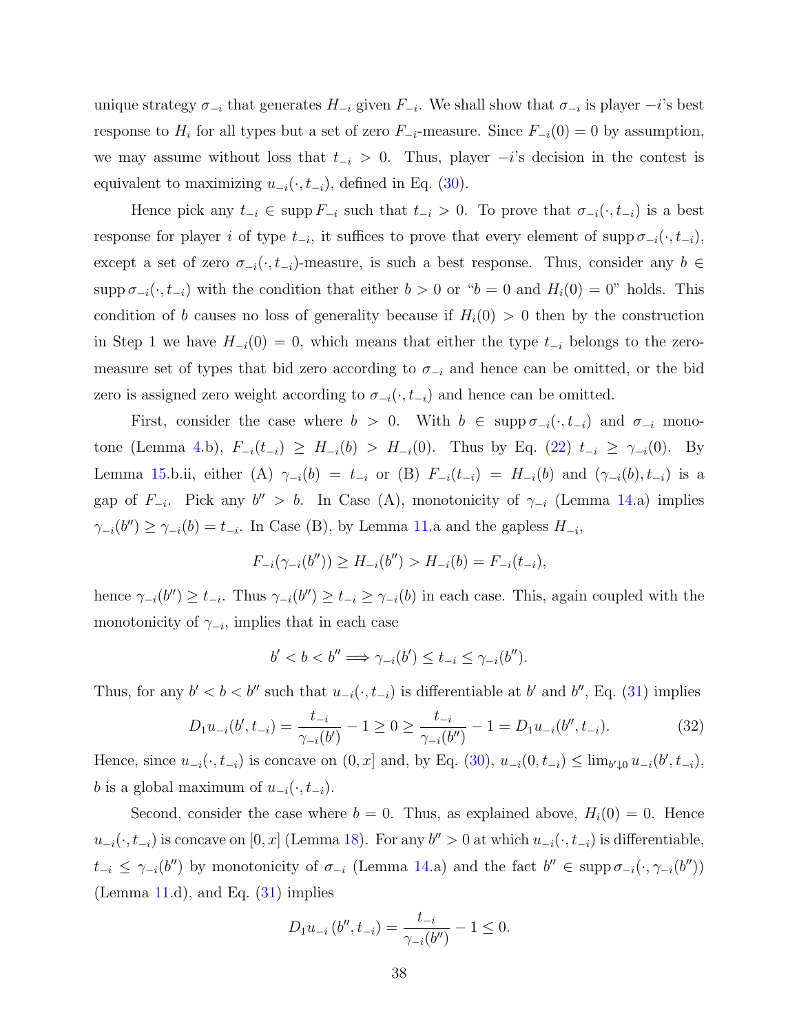unique strategy $\sigma_{-i}$ that generates $H_{-i}$ given $F_{-i}$. We shall show that $\sigma_{-i}$ is player $-i$'s best response to $H_i$ for all types but a set of zero $F_{-i}$-measure. Since $F_{-i}(0) = 0$ by assumption, we may assume without loss that $t_{-i} > 0$. Thus, player $-i$'s decision in the contest is equivalent to maximizing $u_{-i}(\cdot, t_{-i})$, defined in Eq. (30).

Hence pick any $t_{-i} \in \operatorname{supp} F_{-i}$ such that $t_{-i} > 0$. To prove that $\sigma_{-i}(\cdot, t_{-i})$ is a best response for player $i$ of type $t_{-i}$, it suffices to prove that every element of $\operatorname{supp} \sigma_{-i}(\cdot, t_{-i})$, except a set of zero $\sigma_{-i}(\cdot, t_{-i})$-measure, is such a best response. Thus, consider any $b \in \operatorname{supp} \sigma_{-i}(\cdot, t_{-i})$ with the condition that either $b > 0$ or "$b = 0$ and $H_i(0) = 0$" holds. This condition of $b$ causes no loss of generality because if $H_i(0) > 0$ then by the construction in Step 1 we have $H_{-i}(0) = 0$, which means that either the type $t_{-i}$ belongs to the zero-measure set of types that bid zero according to $\sigma_{-i}$ and hence can be omitted, or the bid zero is assigned zero weight according to $\sigma_{-i}(\cdot, t_{-i})$ and hence can be omitted.

First, consider the case where $b > 0$. With $b \in \operatorname{supp} \sigma_{-i}(\cdot, t_{-i})$ and $\sigma_{-i}$ monotone (Lemma 4.b), $F_{-i}(t_{-i}) \geq H_{-i}(b) > H_{-i}(0)$. Thus by Eq. (22) $t_{-i} \geq \gamma_{-i}(0)$. By Lemma 15.b.ii, either (A) $\gamma_{-i}(b) = t_{-i}$ or (B) $F_{-i}(t_{-i}) = H_{-i}(b)$ and $(\gamma_{-i}(b), t_{-i})$ is a gap of $F_{-i}$. Pick any $b'' > b$. In Case (A), monotonicity of $\gamma_{-i}$ (Lemma 14.a) implies $\gamma_{-i}(b'') \geq \gamma_{-i}(b) = t_{-i}$. In Case (B), by Lemma 11.a and the gapless $H_{-i}$,

$$F_{-i}(\gamma_{-i}(b'')) \geq H_{-i}(b'') > H_{-i}(b) = F_{-i}(t_{-i}),$$

hence $\gamma_{-i}(b'') \geq t_{-i}$. Thus $\gamma_{-i}(b'') \geq t_{-i} \geq \gamma_{-i}(b)$ in each case. This, again coupled with the monotonicity of $\gamma_{-i}$, implies that in each case

$$b' < b < b'' \Longrightarrow \gamma_{-i}(b') \leq t_{-i} \leq \gamma_{-i}(b'').$$

Thus, for any $b' < b < b''$ such that $u_{-i}(\cdot, t_{-i})$ is differentiable at $b'$ and $b''$, Eq. (31) implies

$$D_1 u_{-i}(b', t_{-i}) = \frac{t_{-i}}{\gamma_{-i}(b')} - 1 \geq 0 \geq \frac{t_{-i}}{\gamma_{-i}(b'')} - 1 = D_1 u_{-i}(b'', t_{-i}). \tag{32}$$

Hence, since $u_{-i}(\cdot, t_{-i})$ is concave on $(0, x]$ and, by Eq. (30), $u_{-i}(0, t_{-i}) \leq \lim_{b' \downarrow 0} u_{-i}(b', t_{-i})$, $b$ is a global maximum of $u_{-i}(\cdot, t_{-i})$.

Second, consider the case where $b = 0$. Thus, as explained above, $H_i(0) = 0$. Hence $u_{-i}(\cdot, t_{-i})$ is concave on $[0, x]$ (Lemma 18). For any $b'' > 0$ at which $u_{-i}(\cdot, t_{-i})$ is differentiable, $t_{-i} \leq \gamma_{-i}(b'')$ by monotonicity of $\sigma_{-i}$ (Lemma 14.a) and the fact $b'' \in \operatorname{supp} \sigma_{-i}(\cdot, \gamma_{-i}(b''))$ (Lemma 11.d), and Eq. (31) implies

$$D_1 u_{-i}(b'', t_{-i}) = \frac{t_{-i}}{\gamma_{-i}(b'')} - 1 \leq 0.$$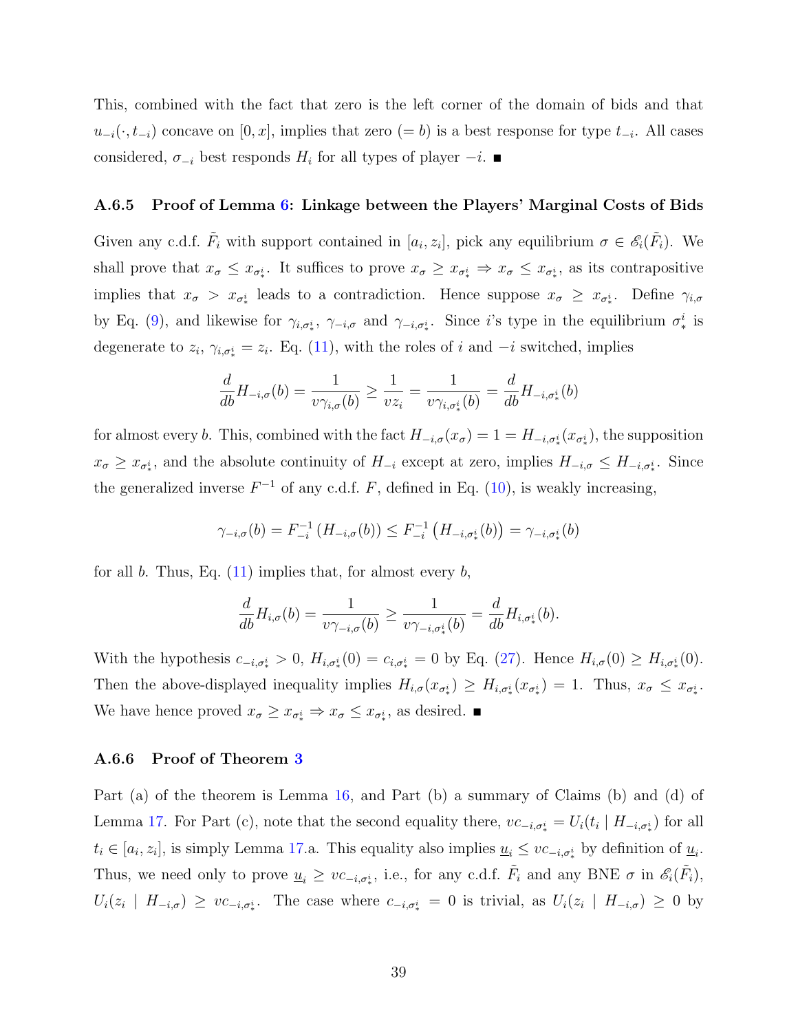This, combined with the fact that zero is the left corner of the domain of bids and that $u_{-i}(\cdot, t_{-i})$ concave on $[0, x]$, implies that zero $(= b)$ is a best response for type $t_{-i}$. All cases considered, $\sigma_{-i}$ best responds $H_i$ for all types of player $-i$. ■

### A.6.5 Proof of Lemma 6: Linkage between the Players' Marginal Costs of Bids

Given any c.d.f. $\tilde{F}_i$ with support contained in $[a_i, z_i]$, pick any equilibrium $\sigma \in \mathscr{E}_i(\tilde{F}_i)$. We shall prove that $x_\sigma \leq x_{\sigma_*^i}$. It suffices to prove $x_\sigma \geq x_{\sigma_*^i} \Rightarrow x_\sigma \leq x_{\sigma_*^i}$, as its contrapositive implies that $x_\sigma > x_{\sigma_*^i}$ leads to a contradiction. Hence suppose $x_\sigma \geq x_{\sigma_*^i}$. Define $\gamma_{i,\sigma}$ by Eq. (9), and likewise for $\gamma_{i,\sigma_*^i}$, $\gamma_{-i,\sigma}$ and $\gamma_{-i,\sigma_*^i}$. Since $i$'s type in the equilibrium $\sigma_*^i$ is degenerate to $z_i$, $\gamma_{i,\sigma_*^i} = z_i$. Eq. (11), with the roles of $i$ and $-i$ switched, implies

$$\frac{d}{db}H_{-i,\sigma}(b) = \frac{1}{v\gamma_{i,\sigma}(b)} \geq \frac{1}{vz_i} = \frac{1}{v\gamma_{i,\sigma_*^i}(b)} = \frac{d}{db}H_{-i,\sigma_*^i}(b)$$

for almost every $b$. This, combined with the fact $H_{-i,\sigma}(x_\sigma) = 1 = H_{-i,\sigma_*^i}(x_{\sigma_*^i})$, the supposition $x_\sigma \geq x_{\sigma_*^i}$, and the absolute continuity of $H_{-i}$ except at zero, implies $H_{-i,\sigma} \leq H_{-i,\sigma_*^i}$. Since the generalized inverse $F^{-1}$ of any c.d.f. $F$, defined in Eq. (10), is weakly increasing,

$$\gamma_{-i,\sigma}(b) = F_{-i}^{-1}\left(H_{-i,\sigma}(b)\right) \leq F_{-i}^{-1}\left(H_{-i,\sigma_*^i}(b)\right) = \gamma_{-i,\sigma_*^i}(b)$$

for all $b$. Thus, Eq. (11) implies that, for almost every $b$,

$$\frac{d}{db}H_{i,\sigma}(b) = \frac{1}{v\gamma_{-i,\sigma}(b)} \geq \frac{1}{v\gamma_{-i,\sigma_*^i}(b)} = \frac{d}{db}H_{i,\sigma_*^i}(b).$$

With the hypothesis $c_{-i,\sigma_*^i} > 0$, $H_{i,\sigma_*^i}(0) = c_{i,\sigma_*^i} = 0$ by Eq. (27). Hence $H_{i,\sigma}(0) \geq H_{i,\sigma_*^i}(0)$. Then the above-displayed inequality implies $H_{i,\sigma}(x_{\sigma_*^i}) \geq H_{i,\sigma_*^i}(x_{\sigma_*^i}) = 1$. Thus, $x_\sigma \leq x_{\sigma_*^i}$. We have hence proved $x_\sigma \geq x_{\sigma_*^i} \Rightarrow x_\sigma \leq x_{\sigma_*^i}$, as desired. ■

### A.6.6 Proof of Theorem 3

Part (a) of the theorem is Lemma 16, and Part (b) a summary of Claims (b) and (d) of Lemma 17. For Part (c), note that the second equality there, $vc_{-i,\sigma_*^i} = U_i(t_i \mid H_{-i,\sigma_*^i})$ for all $t_i \in [a_i, z_i]$, is simply Lemma 17.a. This equality also implies $\underline{u}_i \leq vc_{-i,\sigma_*^i}$ by definition of $\underline{u}_i$. Thus, we need only to prove $\underline{u}_i \geq vc_{-i,\sigma_*^i}$, i.e., for any c.d.f. $\tilde{F}_i$ and any BNE $\sigma$ in $\mathscr{E}_i(\tilde{F}_i)$, $U_i(z_i \mid H_{-i,\sigma}) \geq vc_{-i,\sigma_*^i}$. The case where $c_{-i,\sigma_*^i} = 0$ is trivial, as $U_i(z_i \mid H_{-i,\sigma}) \geq 0$ by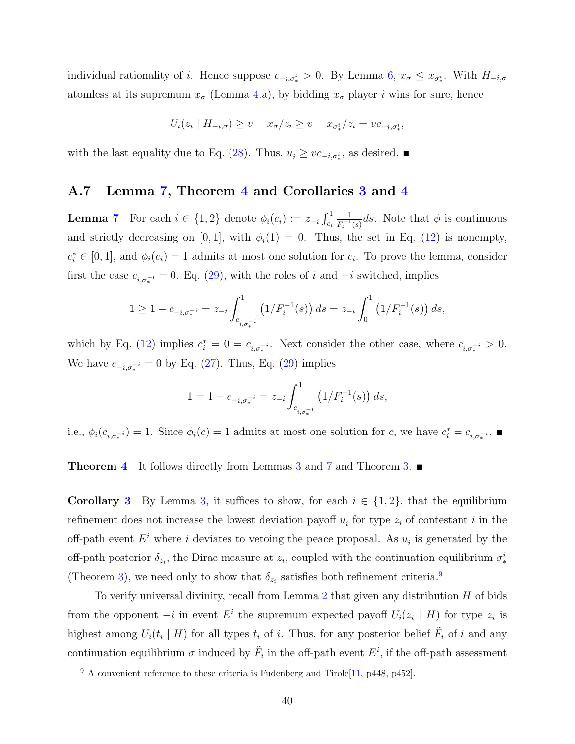individual rationality of $i$. Hence suppose $c_{-i,\sigma_*^i} > 0$. By Lemma 6, $x_\sigma \le x_{\sigma_*^i}$. With $H_{-i,\sigma}$ atomless at its supremum $x_\sigma$ (Lemma 4.a), by bidding $x_\sigma$ player $i$ wins for sure, hence

$$U_i(z_i \mid H_{-i,\sigma}) \ge v - x_\sigma/z_i \ge v - x_{\sigma_*^i}/z_i = vc_{-i,\sigma_*^i},$$

with the last equality due to Eq. (28). Thus, $\underline{u}_i \ge vc_{-i,\sigma_*^i}$, as desired. ■

## A.7 Lemma 7, Theorem 4 and Corollaries 3 and 4

**Lemma 7** For each $i \in \{1,2\}$ denote $\phi_i(c_i) := z_{-i}\int_{c_i}^1 \frac{1}{F_i^{-1}(s)}ds$. Note that $\phi$ is continuous and strictly decreasing on $[0,1]$, with $\phi_i(1) = 0$. Thus, the set in Eq. (12) is nonempty, $c_i^* \in [0,1]$, and $\phi_i(c_i) = 1$ admits at most one solution for $c_i$. To prove the lemma, consider first the case $c_{i,\sigma_*^{-i}} = 0$. Eq. (29), with the roles of $i$ and $-i$ switched, implies

$$1 \ge 1 - c_{-i,\sigma_*^{-i}} = z_{-i}\int_{c_{i,\sigma_*^{-i}}}^1 \left(1/F_i^{-1}(s)\right)ds = z_{-i}\int_0^1 \left(1/F_i^{-1}(s)\right)ds,$$

which by Eq. (12) implies $c_i^* = 0 = c_{i,\sigma_*^{-i}}$. Next consider the other case, where $c_{i,\sigma_*^{-i}} > 0$. We have $c_{-i,\sigma_*^{-i}} = 0$ by Eq. (27). Thus, Eq. (29) implies

$$1 = 1 - c_{-i,\sigma_*^{-i}} = z_{-i}\int_{c_{i,\sigma_*^{-i}}}^1 \left(1/F_i^{-1}(s)\right)ds,$$

i.e., $\phi_i(c_{i,\sigma_*^{-i}}) = 1$. Since $\phi_i(c) = 1$ admits at most one solution for $c$, we have $c_i^* = c_{i,\sigma_*^{-i}}$. ■

**Theorem 4** It follows directly from Lemmas 3 and 7 and Theorem 3. ■

**Corollary 3** By Lemma 3, it suffices to show, for each $i \in \{1,2\}$, that the equilibrium refinement does not increase the lowest deviation payoff $\underline{u}_i$ for type $z_i$ of contestant $i$ in the off-path event $E^i$ where $i$ deviates to vetoing the peace proposal. As $\underline{u}_i$ is generated by the off-path posterior $\delta_{z_i}$, the Dirac measure at $z_i$, coupled with the continuation equilibrium $\sigma_*^i$ (Theorem 3), we need only to show that $\delta_{z_i}$ satisfies both refinement criteria.[9]

To verify universal divinity, recall from Lemma 2 that given any distribution $H$ of bids from the opponent $-i$ in event $E^i$ the supremum expected payoff $U_i(z_i \mid H)$ for type $z_i$ is highest among $U_i(t_i \mid H)$ for all types $t_i$ of $i$. Thus, for any posterior belief $\tilde{F}_i$ of $i$ and any continuation equilibrium $\sigma$ induced by $\tilde{F}_i$ in the off-path event $E^i$, if the off-path assessment

[9] A convenient reference to these criteria is Fudenberg and Tirole[11, p448, p452].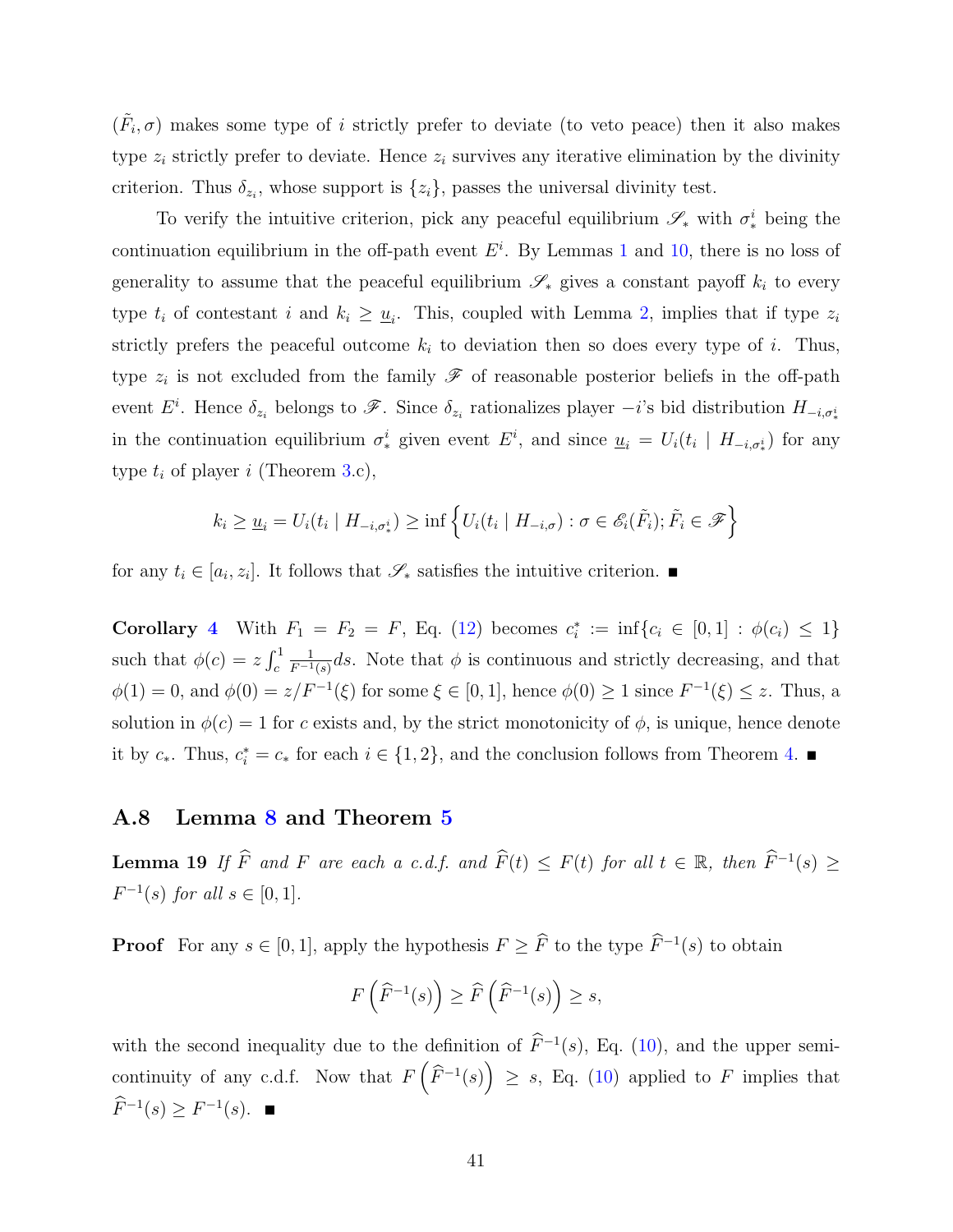$(\tilde{F}_i, \sigma)$ makes some type of $i$ strictly prefer to deviate (to veto peace) then it also makes type $z_i$ strictly prefer to deviate. Hence $z_i$ survives any iterative elimination by the divinity criterion. Thus $\delta_{z_i}$, whose support is $\{z_i\}$, passes the universal divinity test.

To verify the intuitive criterion, pick any peaceful equilibrium $\mathscr{S}_*$ with $\sigma_*^i$ being the continuation equilibrium in the off-path event $E^i$. By Lemmas 1 and 10, there is no loss of generality to assume that the peaceful equilibrium $\mathscr{S}_*$ gives a constant payoff $k_i$ to every type $t_i$ of contestant $i$ and $k_i \geq \underline{u}_i$. This, coupled with Lemma 2, implies that if type $z_i$ strictly prefers the peaceful outcome $k_i$ to deviation then so does every type of $i$. Thus, type $z_i$ is not excluded from the family $\mathscr{F}$ of reasonable posterior beliefs in the off-path event $E^i$. Hence $\delta_{z_i}$ belongs to $\mathscr{F}$. Since $\delta_{z_i}$ rationalizes player $-i$'s bid distribution $H_{-i,\sigma_*^i}$ in the continuation equilibrium $\sigma_*^i$ given event $E^i$, and since $\underline{u}_i = U_i(t_i \mid H_{-i,\sigma_*^i})$ for any type $t_i$ of player $i$ (Theorem 3.c),

$$k_i \geq \underline{u}_i = U_i(t_i \mid H_{-i,\sigma_*^i}) \geq \inf\left\{U_i(t_i \mid H_{-i,\sigma}) : \sigma \in \mathscr{E}_i(\tilde{F}_i); \tilde{F}_i \in \mathscr{F}\right\}$$

for any $t_i \in [a_i, z_i]$. It follows that $\mathscr{S}_*$ satisfies the intuitive criterion. ∎

**Corollary 4** With $F_1 = F_2 = F$, Eq. (12) becomes $c_i^* := \inf\{c_i \in [0,1] : \phi(c_i) \leq 1\}$ such that $\phi(c) = z\int_c^1 \frac{1}{F^{-1}(s)}ds$. Note that $\phi$ is continuous and strictly decreasing, and that $\phi(1) = 0$, and $\phi(0) = z/F^{-1}(\xi)$ for some $\xi \in [0,1]$, hence $\phi(0) \geq 1$ since $F^{-1}(\xi) \leq z$. Thus, a solution in $\phi(c) = 1$ for $c$ exists and, by the strict monotonicity of $\phi$, is unique, hence denote it by $c_*$. Thus, $c_i^* = c_*$ for each $i \in \{1,2\}$, and the conclusion follows from Theorem 4. ∎

## A.8 Lemma 8 and Theorem 5

**Lemma 19** *If $\widehat{F}$ and $F$ are each a c.d.f. and $\widehat{F}(t) \leq F(t)$ for all $t \in \mathbb{R}$, then $\widehat{F}^{-1}(s) \geq F^{-1}(s)$ for all $s \in [0,1]$.*

**Proof** For any $s \in [0,1]$, apply the hypothesis $F \geq \widehat{F}$ to the type $\widehat{F}^{-1}(s)$ to obtain

$$F\left(\widehat{F}^{-1}(s)\right) \geq \widehat{F}\left(\widehat{F}^{-1}(s)\right) \geq s,$$

with the second inequality due to the definition of $\widehat{F}^{-1}(s)$, Eq. (10), and the upper semi-continuity of any c.d.f. Now that $F\left(\widehat{F}^{-1}(s)\right) \geq s$, Eq. (10) applied to $F$ implies that $\widehat{F}^{-1}(s) \geq F^{-1}(s)$. ∎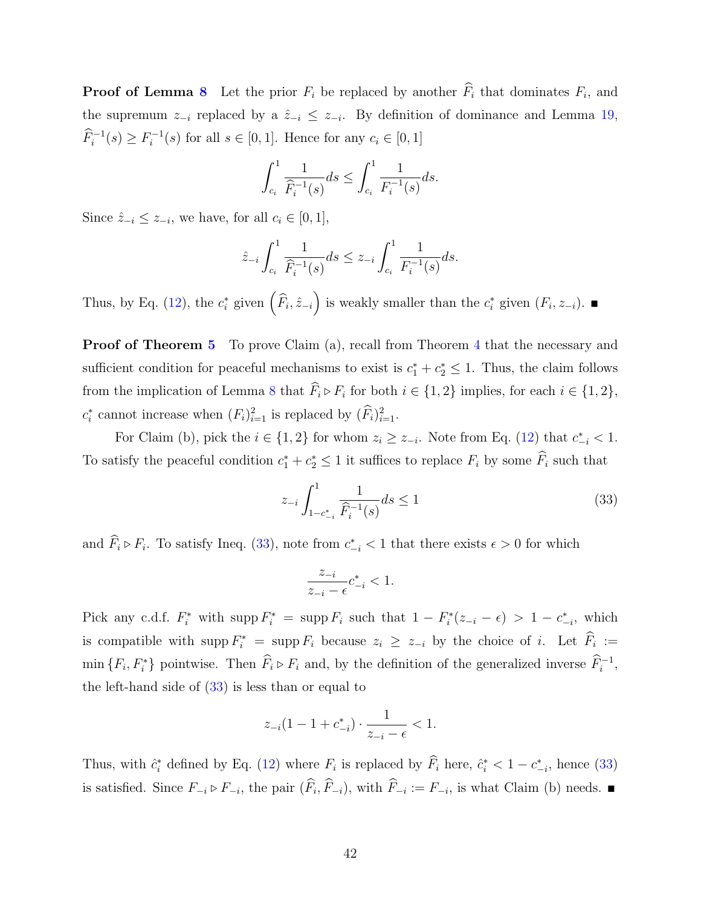**Proof of Lemma 8** Let the prior $F_i$ be replaced by another $\widehat{F}_i$ that dominates $F_i$, and the supremum $z_{-i}$ replaced by a $\hat{z}_{-i} \le z_{-i}$. By definition of dominance and Lemma 19, $\widehat{F}_i^{-1}(s) \ge F_i^{-1}(s)$ for all $s \in [0,1]$. Hence for any $c_i \in [0,1]$

$$\int_{c_i}^{1} \frac{1}{\widehat{F}_i^{-1}(s)} ds \le \int_{c_i}^{1} \frac{1}{F_i^{-1}(s)} ds.$$

Since $\hat{z}_{-i} \le z_{-i}$, we have, for all $c_i \in [0,1]$,

$$\hat{z}_{-i} \int_{c_i}^{1} \frac{1}{\widehat{F}_i^{-1}(s)} ds \le z_{-i} \int_{c_i}^{1} \frac{1}{F_i^{-1}(s)} ds.$$

Thus, by Eq. (12), the $c_i^*$ given $\left(\widehat{F}_i, \hat{z}_{-i}\right)$ is weakly smaller than the $c_i^*$ given $(F_i, z_{-i})$. ∎

**Proof of Theorem 5** To prove Claim (a), recall from Theorem 4 that the necessary and sufficient condition for peaceful mechanisms to exist is $c_1^* + c_2^* \le 1$. Thus, the claim follows from the implication of Lemma 8 that $\widehat{F}_i \triangleright F_i$ for both $i \in \{1,2\}$ implies, for each $i \in \{1,2\}$, $c_i^*$ cannot increase when $(F_i)_{i=1}^2$ is replaced by $(\widehat{F}_i)_{i=1}^2$.

For Claim (b), pick the $i \in \{1,2\}$ for whom $z_i \ge z_{-i}$. Note from Eq. (12) that $c_{-i}^* < 1$. To satisfy the peaceful condition $c_1^* + c_2^* \le 1$ it suffices to replace $F_i$ by some $\widehat{F}_i$ such that

$$z_{-i} \int_{1-c_{-i}^*}^{1} \frac{1}{\widehat{F}_i^{-1}(s)} ds \le 1 \tag{33}$$

and $\widehat{F}_i \triangleright F_i$. To satisfy Ineq. (33), note from $c_{-i}^* < 1$ that there exists $\epsilon > 0$ for which

$$\frac{z_{-i}}{z_{-i} - \epsilon} c_{-i}^* < 1.$$

Pick any c.d.f. $F_i^*$ with $\operatorname{supp} F_i^* = \operatorname{supp} F_i$ such that $1 - F_i^*(z_{-i} - \epsilon) > 1 - c_{-i}^*$, which is compatible with $\operatorname{supp} F_i^* = \operatorname{supp} F_i$ because $z_i \ge z_{-i}$ by the choice of $i$. Let $\widehat{F}_i := \min\{F_i, F_i^*\}$ pointwise. Then $\widehat{F}_i \triangleright F_i$ and, by the definition of the generalized inverse $\widehat{F}_i^{-1}$, the left-hand side of (33) is less than or equal to

$$z_{-i}(1 - 1 + c_{-i}^*) \cdot \frac{1}{z_{-i} - \epsilon} < 1.$$

Thus, with $\hat{c}_i^*$ defined by Eq. (12) where $F_i$ is replaced by $\widehat{F}_i$ here, $\hat{c}_i^* < 1 - c_{-i}^*$, hence (33) is satisfied. Since $F_{-i} \triangleright F_{-i}$, the pair $(\widehat{F}_i, \widehat{F}_{-i})$, with $\widehat{F}_{-i} := F_{-i}$, is what Claim (b) needs. ∎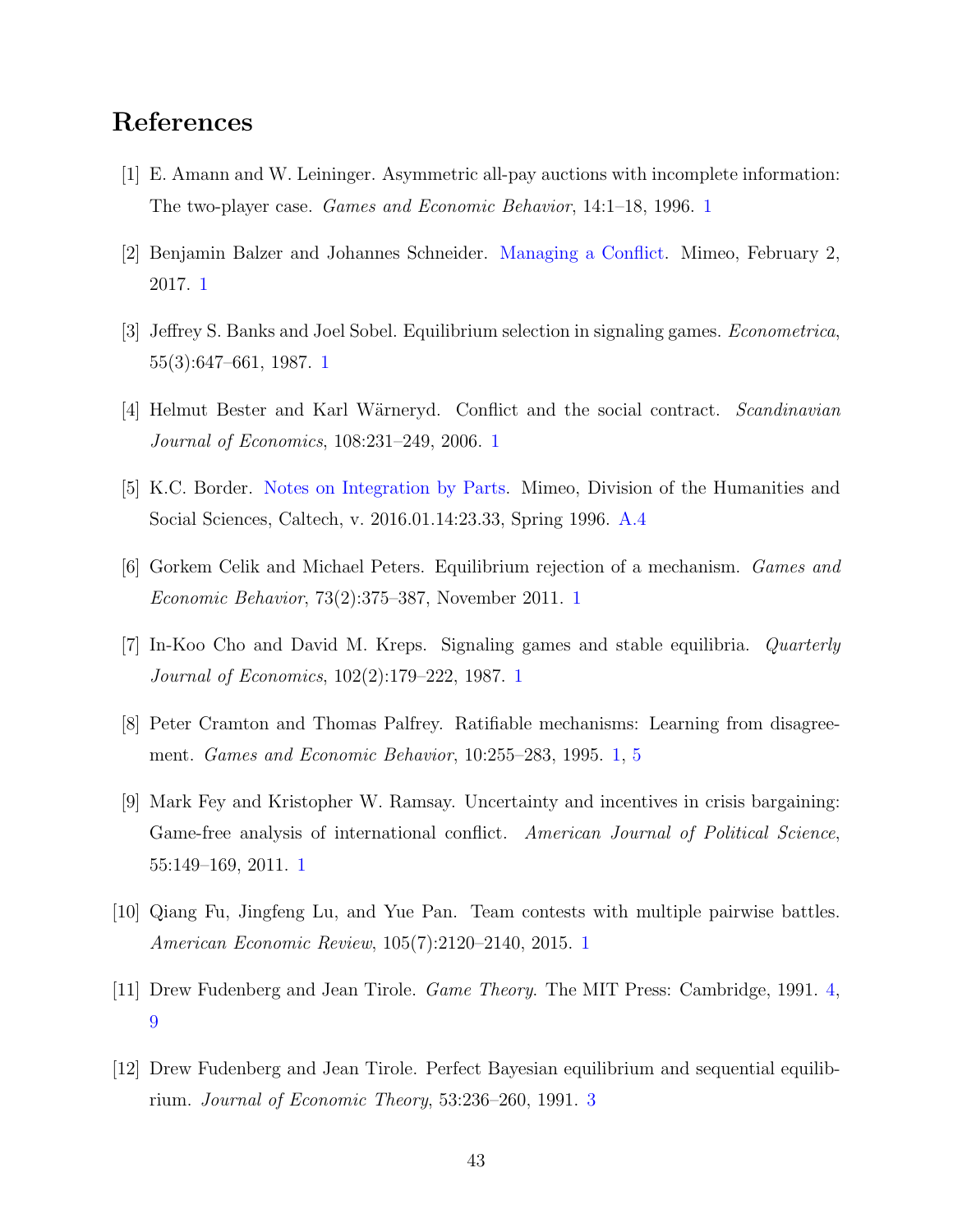# References

[1] E. Amann and W. Leininger. Asymmetric all-pay auctions with incomplete information: The two-player case. *Games and Economic Behavior*, 14:1–18, 1996. 1

[2] Benjamin Balzer and Johannes Schneider. Managing a Conflict. Mimeo, February 2, 2017. 1

[3] Jeffrey S. Banks and Joel Sobel. Equilibrium selection in signaling games. *Econometrica*, 55(3):647–661, 1987. 1

[4] Helmut Bester and Karl Wärneryd. Conflict and the social contract. *Scandinavian Journal of Economics*, 108:231–249, 2006. 1

[5] K.C. Border. Notes on Integration by Parts. Mimeo, Division of the Humanities and Social Sciences, Caltech, v. 2016.01.14:23.33, Spring 1996. A.4

[6] Gorkem Celik and Michael Peters. Equilibrium rejection of a mechanism. *Games and Economic Behavior*, 73(2):375–387, November 2011. 1

[7] In-Koo Cho and David M. Kreps. Signaling games and stable equilibria. *Quarterly Journal of Economics*, 102(2):179–222, 1987. 1

[8] Peter Cramton and Thomas Palfrey. Ratifiable mechanisms: Learning from disagreement. *Games and Economic Behavior*, 10:255–283, 1995. 1, 5

[9] Mark Fey and Kristopher W. Ramsay. Uncertainty and incentives in crisis bargaining: Game-free analysis of international conflict. *American Journal of Political Science*, 55:149–169, 2011. 1

[10] Qiang Fu, Jingfeng Lu, and Yue Pan. Team contests with multiple pairwise battles. *American Economic Review*, 105(7):2120–2140, 2015. 1

[11] Drew Fudenberg and Jean Tirole. *Game Theory*. The MIT Press: Cambridge, 1991. 4, 9

[12] Drew Fudenberg and Jean Tirole. Perfect Bayesian equilibrium and sequential equilibrium. *Journal of Economic Theory*, 53:236–260, 1991. 3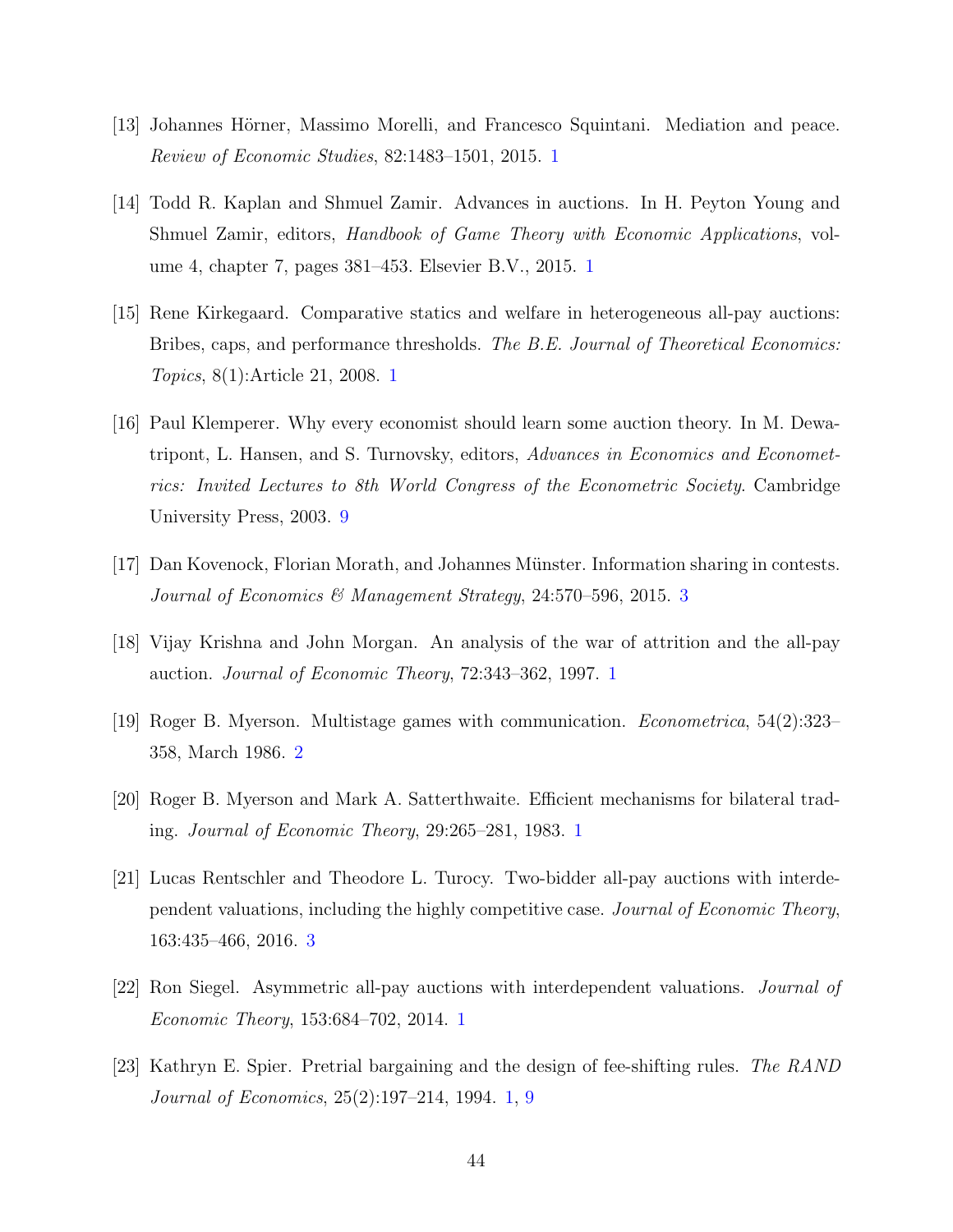[13] Johannes Hörner, Massimo Morelli, and Francesco Squintani. Mediation and peace. *Review of Economic Studies*, 82:1483–1501, 2015. 1

[14] Todd R. Kaplan and Shmuel Zamir. Advances in auctions. In H. Peyton Young and Shmuel Zamir, editors, *Handbook of Game Theory with Economic Applications*, volume 4, chapter 7, pages 381–453. Elsevier B.V., 2015. 1

[15] Rene Kirkegaard. Comparative statics and welfare in heterogeneous all-pay auctions: Bribes, caps, and performance thresholds. *The B.E. Journal of Theoretical Economics: Topics*, 8(1):Article 21, 2008. 1

[16] Paul Klemperer. Why every economist should learn some auction theory. In M. Dewatripont, L. Hansen, and S. Turnovsky, editors, *Advances in Economics and Econometrics: Invited Lectures to 8th World Congress of the Econometric Society*. Cambridge University Press, 2003. 9

[17] Dan Kovenock, Florian Morath, and Johannes Münster. Information sharing in contests. *Journal of Economics & Management Strategy*, 24:570–596, 2015. 3

[18] Vijay Krishna and John Morgan. An analysis of the war of attrition and the all-pay auction. *Journal of Economic Theory*, 72:343–362, 1997. 1

[19] Roger B. Myerson. Multistage games with communication. *Econometrica*, 54(2):323–358, March 1986. 2

[20] Roger B. Myerson and Mark A. Satterthwaite. Efficient mechanisms for bilateral trading. *Journal of Economic Theory*, 29:265–281, 1983. 1

[21] Lucas Rentschler and Theodore L. Turocy. Two-bidder all-pay auctions with interdependent valuations, including the highly competitive case. *Journal of Economic Theory*, 163:435–466, 2016. 3

[22] Ron Siegel. Asymmetric all-pay auctions with interdependent valuations. *Journal of Economic Theory*, 153:684–702, 2014. 1

[23] Kathryn E. Spier. Pretrial bargaining and the design of fee-shifting rules. *The RAND Journal of Economics*, 25(2):197–214, 1994. 1, 9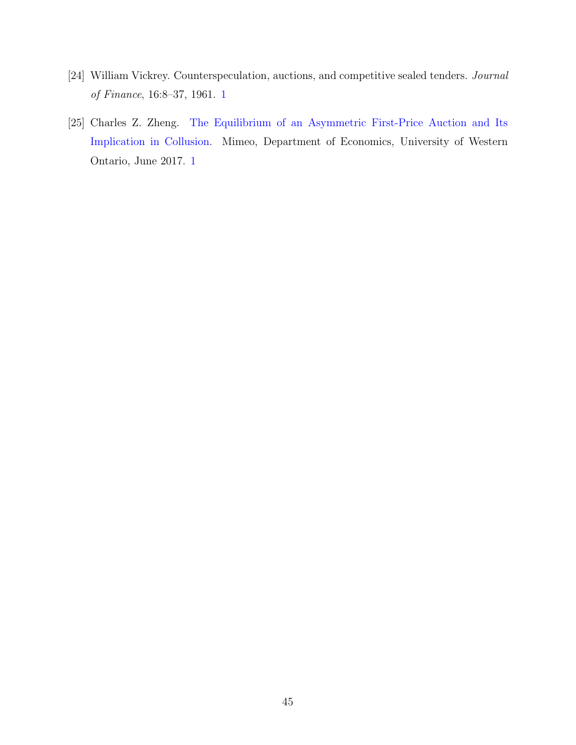[24] William Vickrey. Counterspeculation, auctions, and competitive sealed tenders. *Journal of Finance*, 16:8–37, 1961. 1

[25] Charles Z. Zheng. The Equilibrium of an Asymmetric First-Price Auction and Its Implication in Collusion. Mimeo, Department of Economics, University of Western Ontario, June 2017. 1